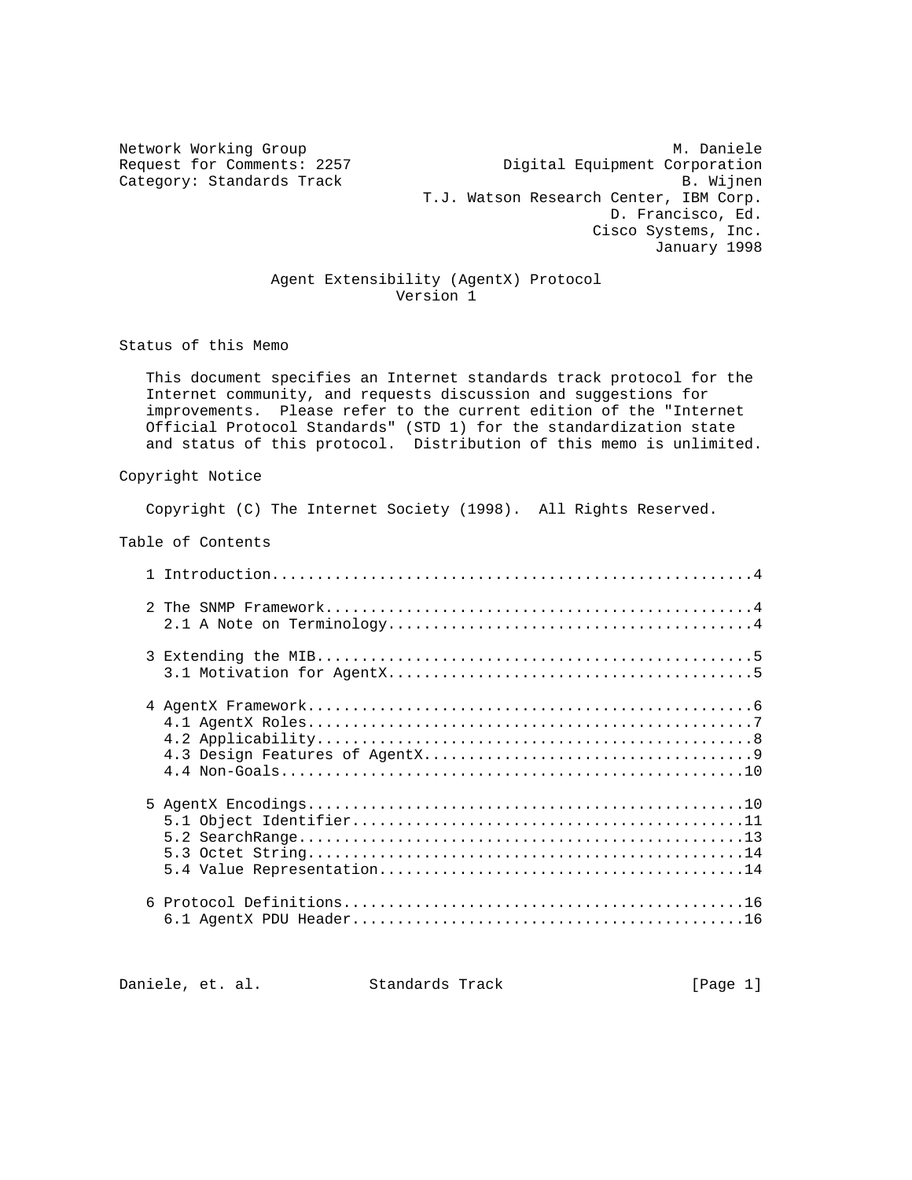Network Working Group M. Daniele
Request for Comments: 2257 Digital Equipment Corporation
Category: Standards Track B. Wijnen
T.J. Watson Research Center, IBM Corp.
D. Francisco, Ed.
Cisco Systems, Inc.
January 1998

# Agent Extensibility (AgentX) Protocol Version 1

## Status of this Memo

This document specifies an Internet standards track protocol for the Internet community, and requests discussion and suggestions for improvements. Please refer to the current edition of the "Internet Official Protocol Standards" (STD 1) for the standardization state and status of this protocol. Distribution of this memo is unlimited.

## Copyright Notice

Copyright (C) The Internet Society (1998). All Rights Reserved.

## Table of Contents

```
1 Introduction.....................................................4

2 The SNMP Framework...............................................4
  2.1 A Note on Terminology........................................4

3 Extending the MIB................................................5
  3.1 Motivation for AgentX........................................5

4 AgentX Framework.................................................6
  4.1 AgentX Roles.................................................7
  4.2 Applicability................................................8
  4.3 Design Features of AgentX....................................9
  4.4 Non-Goals...................................................10

5 AgentX Encodings................................................10
  5.1 Object Identifier...........................................11
  5.2 SearchRange.................................................13
  5.3 Octet String................................................14
  5.4 Value Representation........................................14

6 Protocol Definitions............................................16
  6.1 AgentX PDU Header...........................................16
```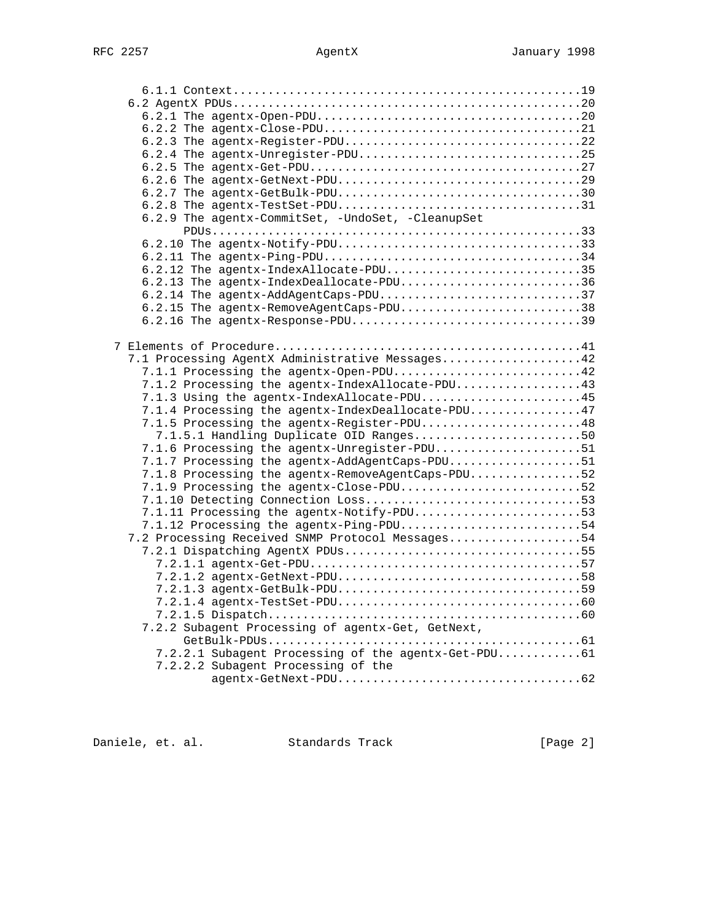```
      6.1.1 Context.................................................19
    6.2 AgentX PDUs.................................................20
      6.2.1 The agentx-Open-PDU.....................................20
      6.2.2 The agentx-Close-PDU....................................21
      6.2.3 The agentx-Register-PDU.................................22
      6.2.4 The agentx-Unregister-PDU...............................25
      6.2.5 The agentx-Get-PDU......................................27
      6.2.6 The agentx-GetNext-PDU..................................29
      6.2.7 The agentx-GetBulk-PDU..................................30
      6.2.8 The agentx-TestSet-PDU..................................31
      6.2.9 The agentx-CommitSet, -UndoSet, -CleanupSet
            PDUs....................................................33
      6.2.10 The agentx-Notify-PDU..................................33
      6.2.11 The agentx-Ping-PDU....................................34
      6.2.12 The agentx-IndexAllocate-PDU...........................35
      6.2.13 The agentx-IndexDeallocate-PDU.........................36
      6.2.14 The agentx-AddAgentCaps-PDU............................37
      6.2.15 The agentx-RemoveAgentCaps-PDU.........................38
      6.2.16 The agentx-Response-PDU................................39

  7 Elements of Procedure...........................................41
    7.1 Processing AgentX Administrative Messages...................42
      7.1.1 Processing the agentx-Open-PDU..........................42
      7.1.2 Processing the agentx-IndexAllocate-PDU.................43
      7.1.3 Using the agentx-IndexAllocate-PDU......................45
      7.1.4 Processing the agentx-IndexDeallocate-PDU...............47
      7.1.5 Processing the agentx-Register-PDU......................48
        7.1.5.1 Handling Duplicate OID Ranges.......................50
      7.1.6 Processing the agentx-Unregister-PDU....................51
      7.1.7 Processing the agentx-AddAgentCaps-PDU..................51
      7.1.8 Processing the agentx-RemoveAgentCaps-PDU...............52
      7.1.9 Processing the agentx-Close-PDU.........................52
      7.1.10 Detecting Connection Loss..............................53
      7.1.11 Processing the agentx-Notify-PDU.......................53
      7.1.12 Processing the agentx-Ping-PDU.........................54
    7.2 Processing Received SNMP Protocol Messages..................54
      7.2.1 Dispatching AgentX PDUs.................................55
        7.2.1.1 agentx-Get-PDU......................................57
        7.2.1.2 agentx-GetNext-PDU..................................58
        7.2.1.3 agentx-GetBulk-PDU..................................59
        7.2.1.4 agentx-TestSet-PDU..................................60
        7.2.1.5 Dispatch............................................60
      7.2.2 Subagent Processing of agentx-Get, GetNext,
            GetBulk-PDUs............................................61
        7.2.2.1 Subagent Processing of the agentx-Get-PDU...........61
        7.2.2.2 Subagent Processing of the
                agentx-GetNext-PDU..................................62
```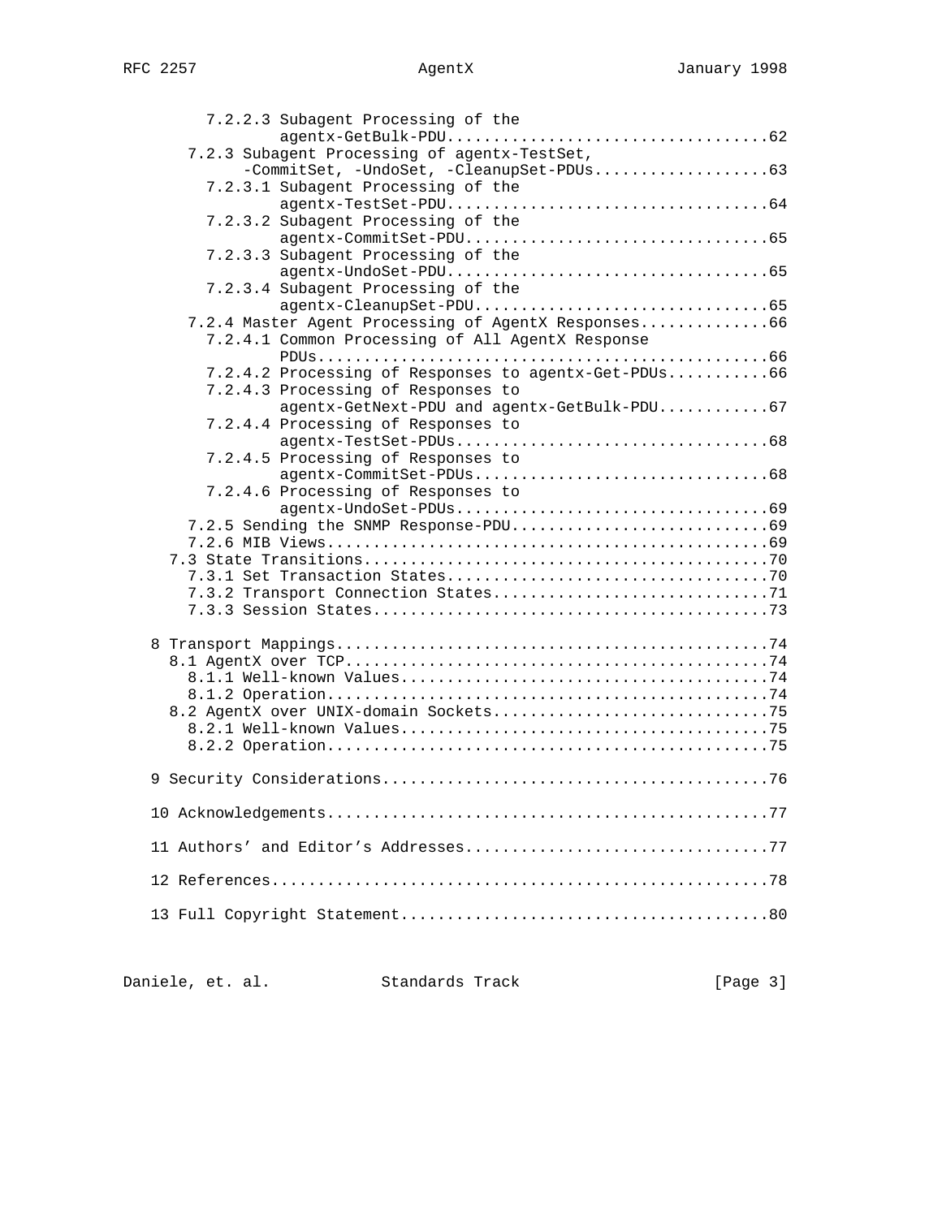```
         7.2.2.3 Subagent Processing of the
                 agentx-GetBulk-PDU..................................62
       7.2.3 Subagent Processing of agentx-TestSet,
             -CommitSet, -UndoSet, -CleanupSet-PDUs...................63
         7.2.3.1 Subagent Processing of the
                 agentx-TestSet-PDU..................................64
         7.2.3.2 Subagent Processing of the
                 agentx-CommitSet-PDU................................65
         7.2.3.3 Subagent Processing of the
                 agentx-UndoSet-PDU..................................65
         7.2.3.4 Subagent Processing of the
                 agentx-CleanupSet-PDU...............................65
       7.2.4 Master Agent Processing of AgentX Responses..............66
         7.2.4.1 Common Processing of All AgentX Response
                 PDUs................................................66
         7.2.4.2 Processing of Responses to agentx-Get-PDUs...........66
         7.2.4.3 Processing of Responses to
                 agentx-GetNext-PDU and agentx-GetBulk-PDU............67
         7.2.4.4 Processing of Responses to
                 agentx-TestSet-PDUs.................................68
         7.2.4.5 Processing of Responses to
                 agentx-CommitSet-PDUs...............................68
         7.2.4.6 Processing of Responses to
                 agentx-UndoSet-PDUs.................................69
       7.2.5 Sending the SNMP Response-PDU............................69
       7.2.6 MIB Views................................................69
     7.3 State Transitions............................................70
       7.3.1 Set Transaction States...................................70
       7.3.2 Transport Connection States..............................71
       7.3.3 Session States...........................................73

   8 Transport Mappings...............................................74
     8.1 AgentX over TCP..............................................74
       8.1.1 Well-known Values........................................74
       8.1.2 Operation................................................74
     8.2 AgentX over UNIX-domain Sockets..............................75
       8.2.1 Well-known Values........................................75
       8.2.2 Operation................................................75

   9 Security Considerations..........................................76

   10 Acknowledgements................................................77

   11 Authors' and Editor's Addresses.................................77

   12 References......................................................78

   13 Full Copyright Statement........................................80
```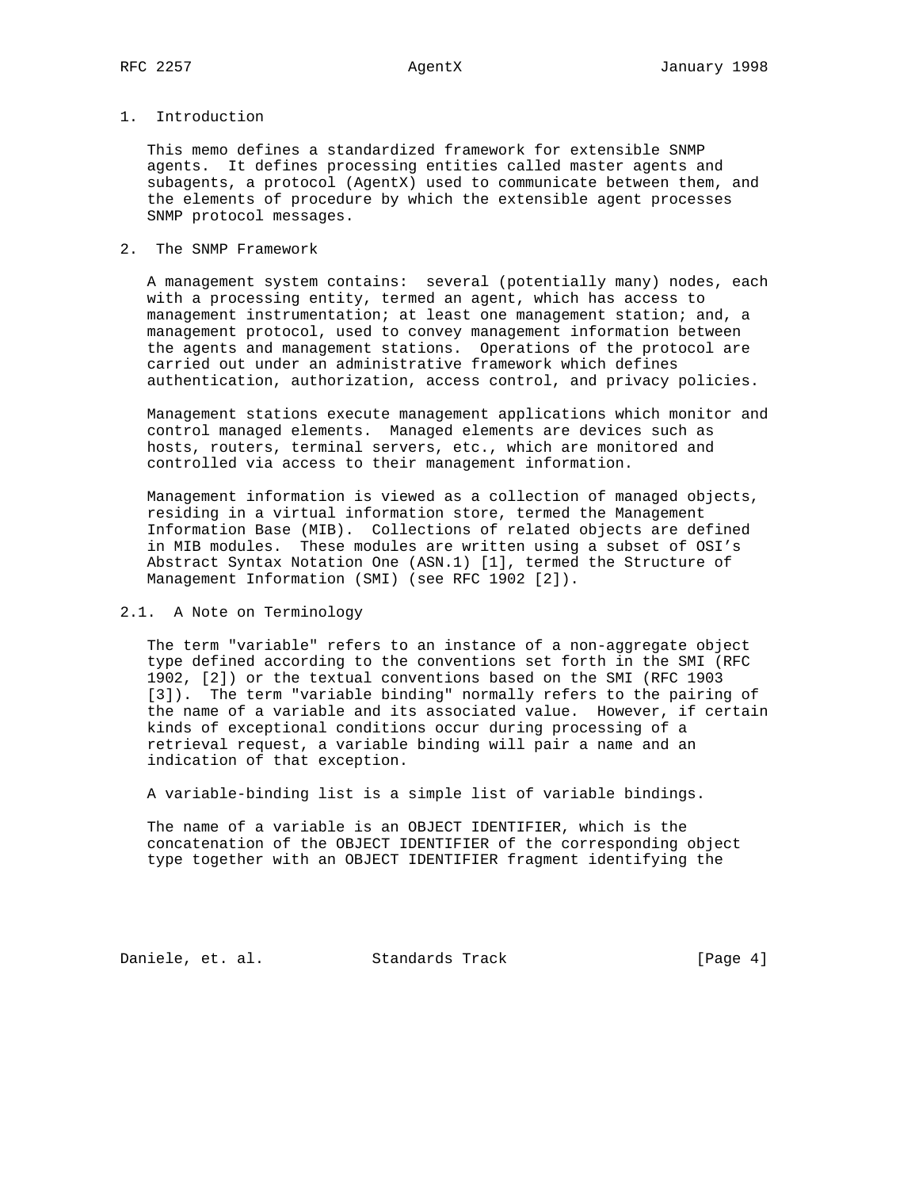# 1. Introduction

This memo defines a standardized framework for extensible SNMP agents. It defines processing entities called master agents and subagents, a protocol (AgentX) used to communicate between them, and the elements of procedure by which the extensible agent processes SNMP protocol messages.

# 2. The SNMP Framework

A management system contains: several (potentially many) nodes, each with a processing entity, termed an agent, which has access to management instrumentation; at least one management station; and, a management protocol, used to convey management information between the agents and management stations. Operations of the protocol are carried out under an administrative framework which defines authentication, authorization, access control, and privacy policies.

Management stations execute management applications which monitor and control managed elements. Managed elements are devices such as hosts, routers, terminal servers, etc., which are monitored and controlled via access to their management information.

Management information is viewed as a collection of managed objects, residing in a virtual information store, termed the Management Information Base (MIB). Collections of related objects are defined in MIB modules. These modules are written using a subset of OSI's Abstract Syntax Notation One (ASN.1) [1], termed the Structure of Management Information (SMI) (see RFC 1902 [2]).

## 2.1. A Note on Terminology

The term "variable" refers to an instance of a non-aggregate object type defined according to the conventions set forth in the SMI (RFC 1902, [2]) or the textual conventions based on the SMI (RFC 1903 [3]). The term "variable binding" normally refers to the pairing of the name of a variable and its associated value. However, if certain kinds of exceptional conditions occur during processing of a retrieval request, a variable binding will pair a name and an indication of that exception.

A variable-binding list is a simple list of variable bindings.

The name of a variable is an OBJECT IDENTIFIER, which is the concatenation of the OBJECT IDENTIFIER of the corresponding object type together with an OBJECT IDENTIFIER fragment identifying the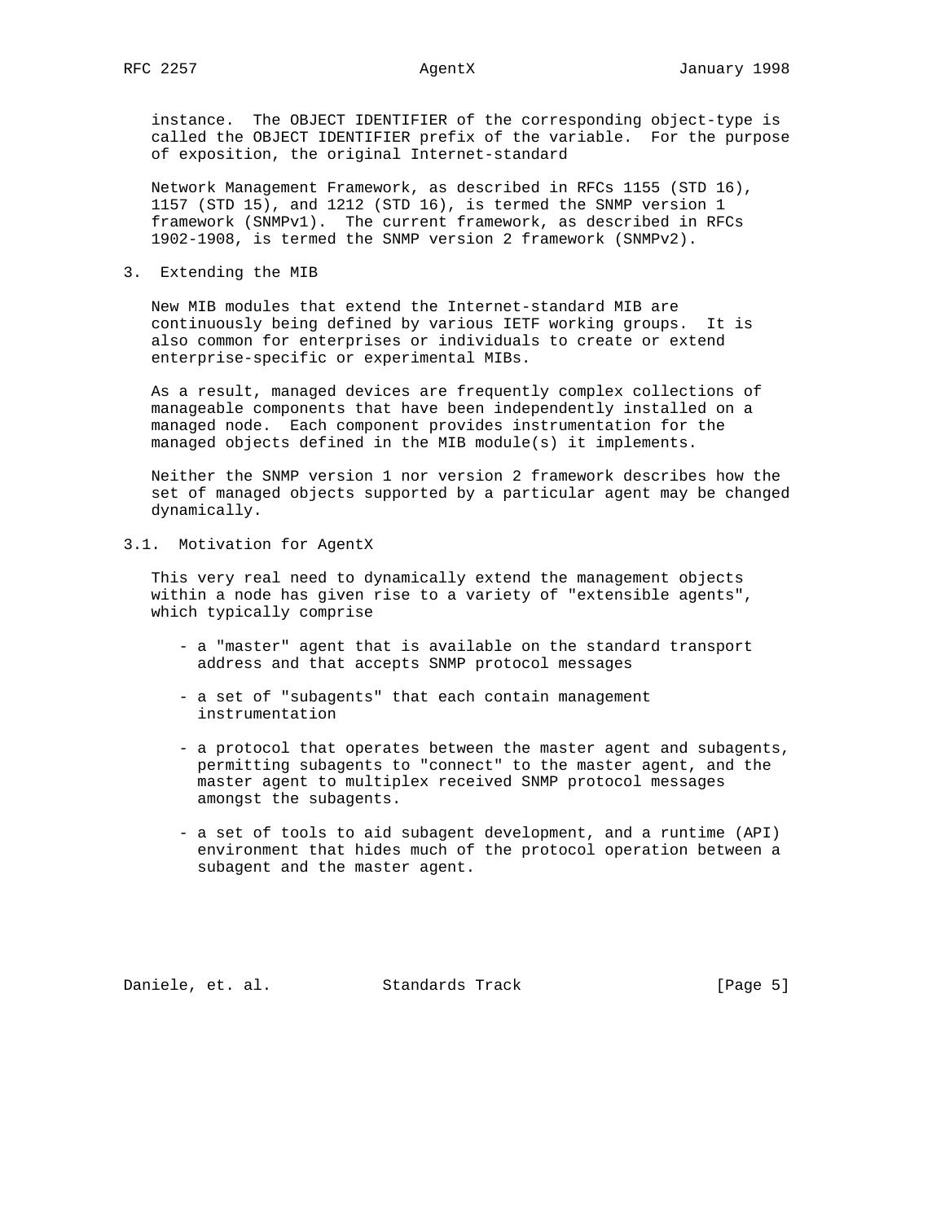instance. The OBJECT IDENTIFIER of the corresponding object-type is called the OBJECT IDENTIFIER prefix of the variable. For the purpose of exposition, the original Internet-standard

Network Management Framework, as described in RFCs 1155 (STD 16), 1157 (STD 15), and 1212 (STD 16), is termed the SNMP version 1 framework (SNMPv1). The current framework, as described in RFCs 1902-1908, is termed the SNMP version 2 framework (SNMPv2).

## 3. Extending the MIB

New MIB modules that extend the Internet-standard MIB are continuously being defined by various IETF working groups. It is also common for enterprises or individuals to create or extend enterprise-specific or experimental MIBs.

As a result, managed devices are frequently complex collections of manageable components that have been independently installed on a managed node. Each component provides instrumentation for the managed objects defined in the MIB module(s) it implements.

Neither the SNMP version 1 nor version 2 framework describes how the set of managed objects supported by a particular agent may be changed dynamically.

### 3.1. Motivation for AgentX

This very real need to dynamically extend the management objects within a node has given rise to a variety of "extensible agents", which typically comprise

- a "master" agent that is available on the standard transport address and that accepts SNMP protocol messages

- a set of "subagents" that each contain management instrumentation

- a protocol that operates between the master agent and subagents, permitting subagents to "connect" to the master agent, and the master agent to multiplex received SNMP protocol messages amongst the subagents.

- a set of tools to aid subagent development, and a runtime (API) environment that hides much of the protocol operation between a subagent and the master agent.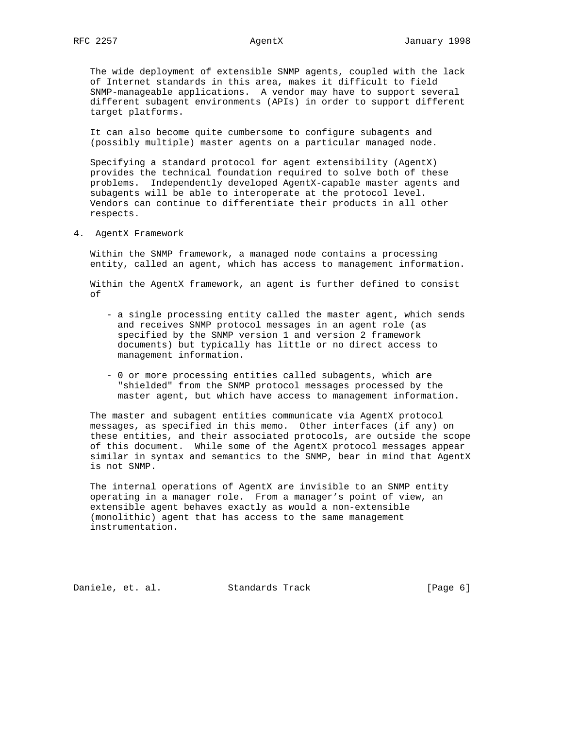The wide deployment of extensible SNMP agents, coupled with the lack of Internet standards in this area, makes it difficult to field SNMP-manageable applications. A vendor may have to support several different subagent environments (APIs) in order to support different target platforms.

It can also become quite cumbersome to configure subagents and (possibly multiple) master agents on a particular managed node.

Specifying a standard protocol for agent extensibility (AgentX) provides the technical foundation required to solve both of these problems. Independently developed AgentX-capable master agents and subagents will be able to interoperate at the protocol level. Vendors can continue to differentiate their products in all other respects.

## 4. AgentX Framework

Within the SNMP framework, a managed node contains a processing entity, called an agent, which has access to management information.

Within the AgentX framework, an agent is further defined to consist of

- a single processing entity called the master agent, which sends and receives SNMP protocol messages in an agent role (as specified by the SNMP version 1 and version 2 framework documents) but typically has little or no direct access to management information.

- 0 or more processing entities called subagents, which are "shielded" from the SNMP protocol messages processed by the master agent, but which have access to management information.

The master and subagent entities communicate via AgentX protocol messages, as specified in this memo. Other interfaces (if any) on these entities, and their associated protocols, are outside the scope of this document. While some of the AgentX protocol messages appear similar in syntax and semantics to the SNMP, bear in mind that AgentX is not SNMP.

The internal operations of AgentX are invisible to an SNMP entity operating in a manager role. From a manager's point of view, an extensible agent behaves exactly as would a non-extensible (monolithic) agent that has access to the same management instrumentation.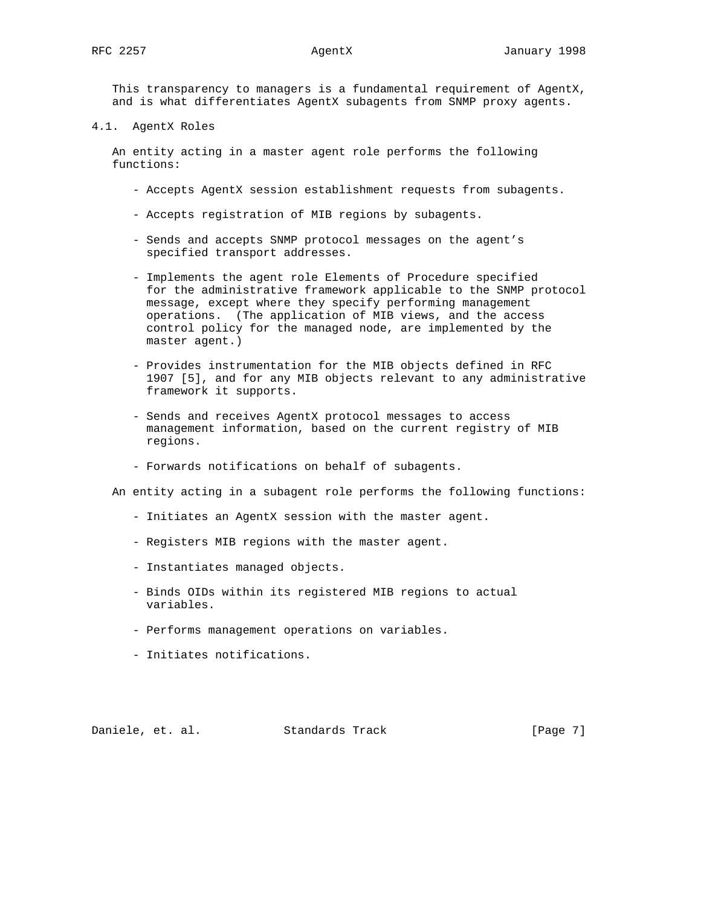This transparency to managers is a fundamental requirement of AgentX, and is what differentiates AgentX subagents from SNMP proxy agents.

### 4.1. AgentX Roles

An entity acting in a master agent role performs the following functions:

- Accepts AgentX session establishment requests from subagents.
- Accepts registration of MIB regions by subagents.
- Sends and accepts SNMP protocol messages on the agent's specified transport addresses.
- Implements the agent role Elements of Procedure specified for the administrative framework applicable to the SNMP protocol message, except where they specify performing management operations. (The application of MIB views, and the access control policy for the managed node, are implemented by the master agent.)
- Provides instrumentation for the MIB objects defined in RFC 1907 [5], and for any MIB objects relevant to any administrative framework it supports.
- Sends and receives AgentX protocol messages to access management information, based on the current registry of MIB regions.
- Forwards notifications on behalf of subagents.

An entity acting in a subagent role performs the following functions:

- Initiates an AgentX session with the master agent.
- Registers MIB regions with the master agent.
- Instantiates managed objects.
- Binds OIDs within its registered MIB regions to actual variables.
- Performs management operations on variables.
- Initiates notifications.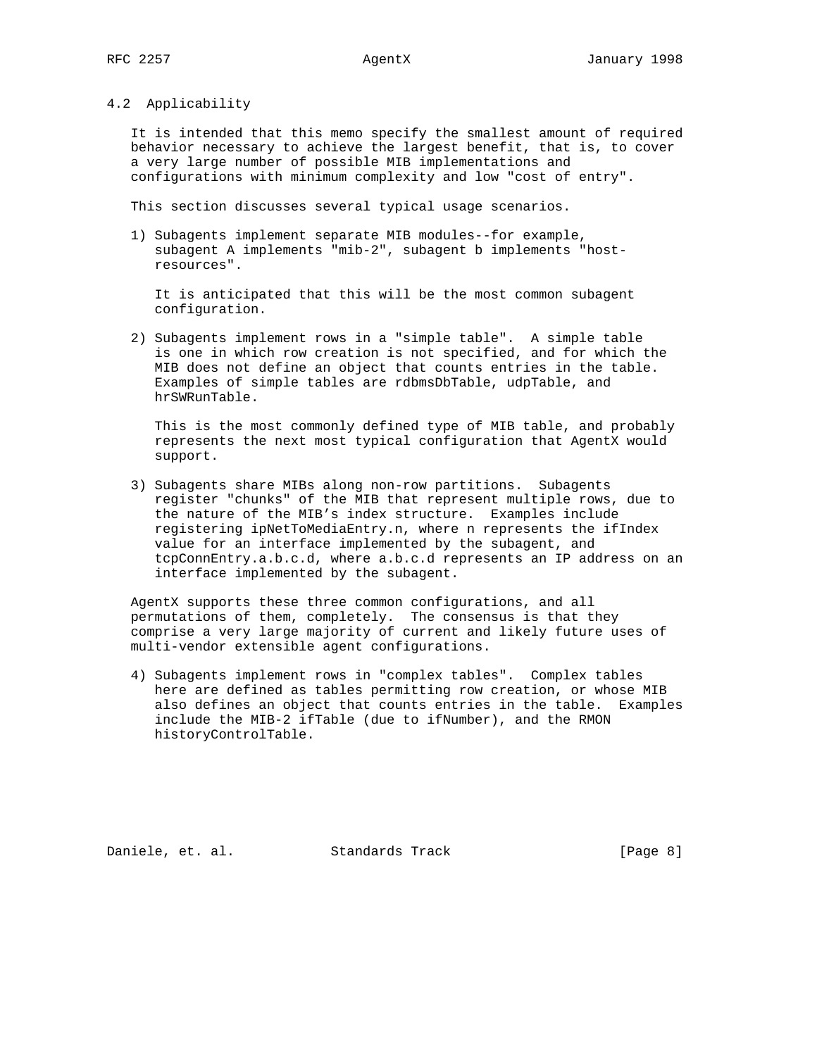### 4.2 Applicability

It is intended that this memo specify the smallest amount of required behavior necessary to achieve the largest benefit, that is, to cover a very large number of possible MIB implementations and configurations with minimum complexity and low "cost of entry".

This section discusses several typical usage scenarios.

1) Subagents implement separate MIB modules--for example, subagent A implements "mib-2", subagent b implements "host-resources".

   It is anticipated that this will be the most common subagent configuration.

2) Subagents implement rows in a "simple table". A simple table is one in which row creation is not specified, and for which the MIB does not define an object that counts entries in the table. Examples of simple tables are rdbmsDbTable, udpTable, and hrSWRunTable.

   This is the most commonly defined type of MIB table, and probably represents the next most typical configuration that AgentX would support.

3) Subagents share MIBs along non-row partitions. Subagents register "chunks" of the MIB that represent multiple rows, due to the nature of the MIB's index structure. Examples include registering ipNetToMediaEntry.n, where n represents the ifIndex value for an interface implemented by the subagent, and tcpConnEntry.a.b.c.d, where a.b.c.d represents an IP address on an interface implemented by the subagent.

AgentX supports these three common configurations, and all permutations of them, completely. The consensus is that they comprise a very large majority of current and likely future uses of multi-vendor extensible agent configurations.

4) Subagents implement rows in "complex tables". Complex tables here are defined as tables permitting row creation, or whose MIB also defines an object that counts entries in the table. Examples include the MIB-2 ifTable (due to ifNumber), and the RMON historyControlTable.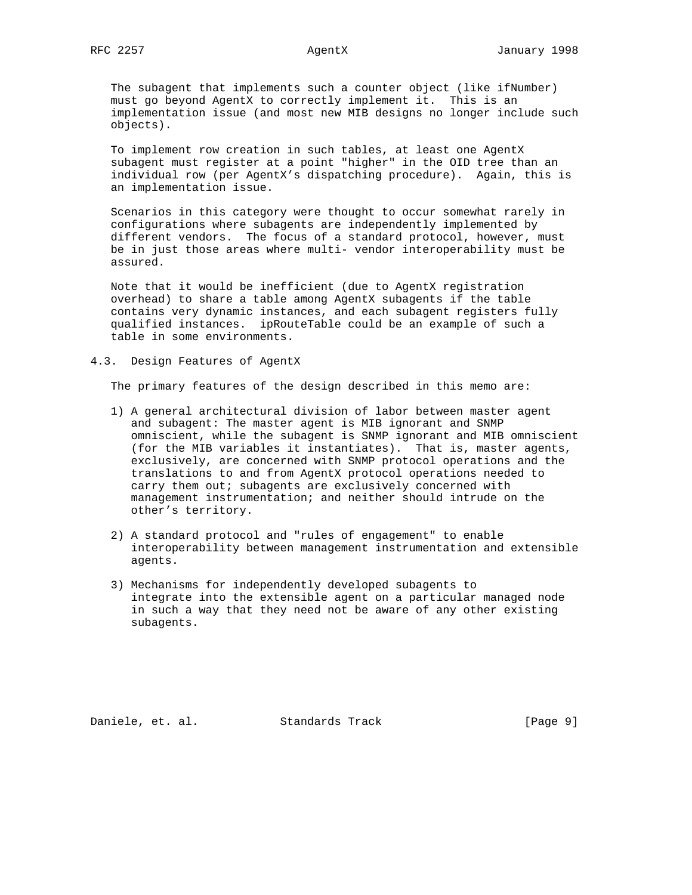The subagent that implements such a counter object (like ifNumber) must go beyond AgentX to correctly implement it. This is an implementation issue (and most new MIB designs no longer include such objects).

To implement row creation in such tables, at least one AgentX subagent must register at a point "higher" in the OID tree than an individual row (per AgentX's dispatching procedure). Again, this is an implementation issue.

Scenarios in this category were thought to occur somewhat rarely in configurations where subagents are independently implemented by different vendors. The focus of a standard protocol, however, must be in just those areas where multi- vendor interoperability must be assured.

Note that it would be inefficient (due to AgentX registration overhead) to share a table among AgentX subagents if the table contains very dynamic instances, and each subagent registers fully qualified instances. ipRouteTable could be an example of such a table in some environments.

## 4.3. Design Features of AgentX

The primary features of the design described in this memo are:

1) A general architectural division of labor between master agent and subagent: The master agent is MIB ignorant and SNMP omniscient, while the subagent is SNMP ignorant and MIB omniscient (for the MIB variables it instantiates). That is, master agents, exclusively, are concerned with SNMP protocol operations and the translations to and from AgentX protocol operations needed to carry them out; subagents are exclusively concerned with management instrumentation; and neither should intrude on the other's territory.

2) A standard protocol and "rules of engagement" to enable interoperability between management instrumentation and extensible agents.

3) Mechanisms for independently developed subagents to integrate into the extensible agent on a particular managed node in such a way that they need not be aware of any other existing subagents.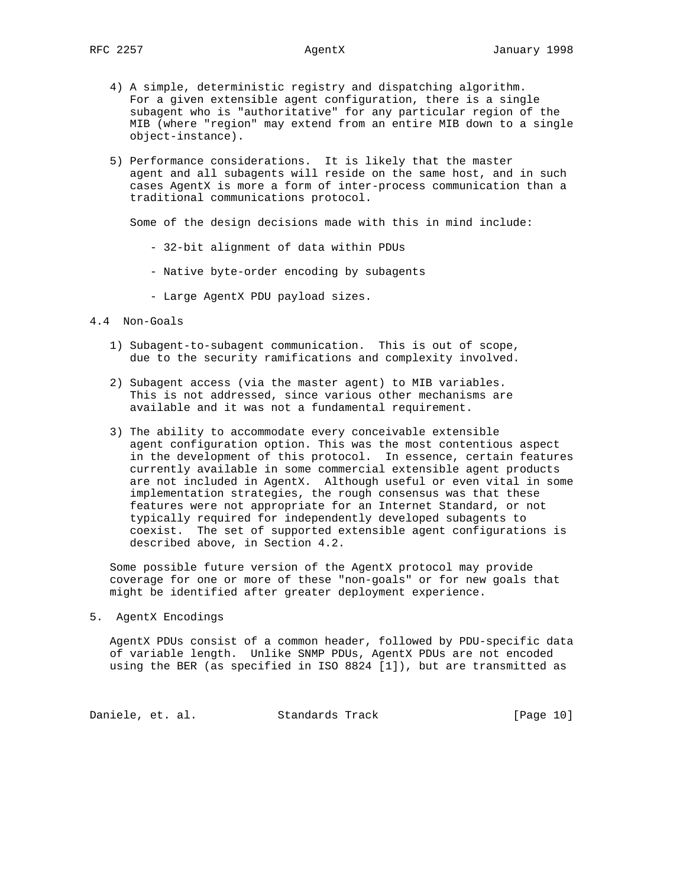4) A simple, deterministic registry and dispatching algorithm. For a given extensible agent configuration, there is a single subagent who is "authoritative" for any particular region of the MIB (where "region" may extend from an entire MIB down to a single object-instance).

5) Performance considerations. It is likely that the master agent and all subagents will reside on the same host, and in such cases AgentX is more a form of inter-process communication than a traditional communications protocol.

   Some of the design decisions made with this in mind include:

   - 32-bit alignment of data within PDUs
   - Native byte-order encoding by subagents
   - Large AgentX PDU payload sizes.

## 4.4 Non-Goals

1) Subagent-to-subagent communication. This is out of scope, due to the security ramifications and complexity involved.

2) Subagent access (via the master agent) to MIB variables. This is not addressed, since various other mechanisms are available and it was not a fundamental requirement.

3) The ability to accommodate every conceivable extensible agent configuration option. This was the most contentious aspect in the development of this protocol. In essence, certain features currently available in some commercial extensible agent products are not included in AgentX. Although useful or even vital in some implementation strategies, the rough consensus was that these features were not appropriate for an Internet Standard, or not typically required for independently developed subagents to coexist. The set of supported extensible agent configurations is described above, in Section 4.2.

Some possible future version of the AgentX protocol may provide coverage for one or more of these "non-goals" or for new goals that might be identified after greater deployment experience.

# 5. AgentX Encodings

AgentX PDUs consist of a common header, followed by PDU-specific data of variable length. Unlike SNMP PDUs, AgentX PDUs are not encoded using the BER (as specified in ISO 8824 [1]), but are transmitted as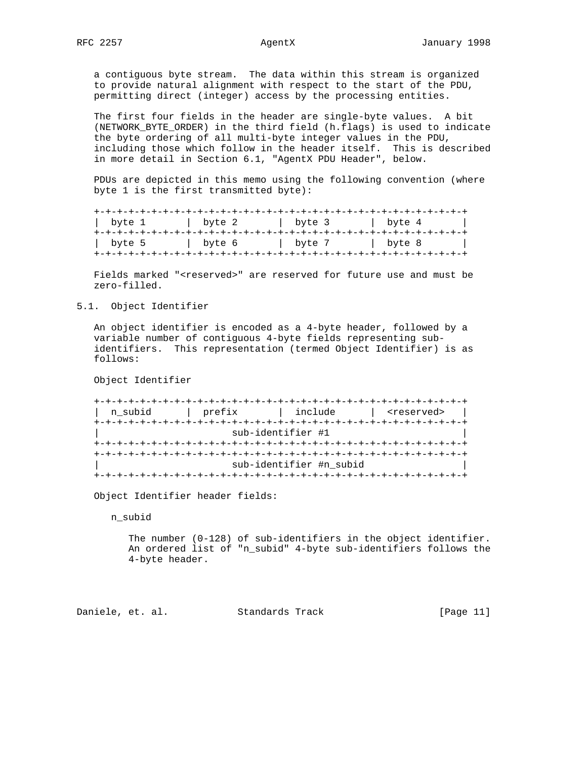a contiguous byte stream. The data within this stream is organized to provide natural alignment with respect to the start of the PDU, permitting direct (integer) access by the processing entities.

The first four fields in the header are single-byte values. A bit (NETWORK_BYTE_ORDER) in the third field (h.flags) is used to indicate the byte ordering of all multi-byte integer values in the PDU, including those which follow in the header itself. This is described in more detail in Section 6.1, "AgentX PDU Header", below.

PDUs are depicted in this memo using the following convention (where byte 1 is the first transmitted byte):

```
+-+-+-+-+-+-+-+-+-+-+-+-+-+-+-+-+-+-+-+-+-+-+-+-+-+-+-+-+-+-+-+-+
|  byte 1       |  byte 2       |  byte 3       |  byte 4       |
+-+-+-+-+-+-+-+-+-+-+-+-+-+-+-+-+-+-+-+-+-+-+-+-+-+-+-+-+-+-+-+-+
|  byte 5       |  byte 6       |  byte 7       |  byte 8       |
+-+-+-+-+-+-+-+-+-+-+-+-+-+-+-+-+-+-+-+-+-+-+-+-+-+-+-+-+-+-+-+-+
```

Fields marked "<reserved>" are reserved for future use and must be zero-filled.

## 5.1. Object Identifier

An object identifier is encoded as a 4-byte header, followed by a variable number of contiguous 4-byte fields representing sub-identifiers. This representation (termed Object Identifier) is as follows:

Object Identifier

```
+-+-+-+-+-+-+-+-+-+-+-+-+-+-+-+-+-+-+-+-+-+-+-+-+-+-+-+-+-+-+-+-+
|  n_subid      |  prefix       |  include      |  <reserved>   |
+-+-+-+-+-+-+-+-+-+-+-+-+-+-+-+-+-+-+-+-+-+-+-+-+-+-+-+-+-+-+-+-+
|                       sub-identifier #1                       |
+-+-+-+-+-+-+-+-+-+-+-+-+-+-+-+-+-+-+-+-+-+-+-+-+-+-+-+-+-+-+-+-+
+-+-+-+-+-+-+-+-+-+-+-+-+-+-+-+-+-+-+-+-+-+-+-+-+-+-+-+-+-+-+-+-+
|                       sub-identifier #n_subid                 |
+-+-+-+-+-+-+-+-+-+-+-+-+-+-+-+-+-+-+-+-+-+-+-+-+-+-+-+-+-+-+-+-+
```

Object Identifier header fields:

n_subid

The number (0-128) of sub-identifiers in the object identifier. An ordered list of "n_subid" 4-byte sub-identifiers follows the 4-byte header.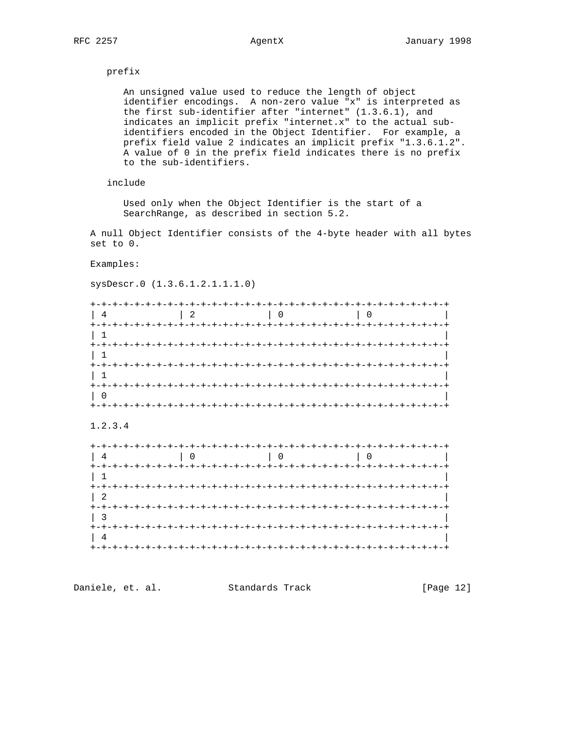prefix

An unsigned value used to reduce the length of object identifier encodings. A non-zero value "x" is interpreted as the first sub-identifier after "internet" (1.3.6.1), and indicates an implicit prefix "internet.x" to the actual sub-identifiers encoded in the Object Identifier. For example, a prefix field value 2 indicates an implicit prefix "1.3.6.1.2". A value of 0 in the prefix field indicates there is no prefix to the sub-identifiers.

include

Used only when the Object Identifier is the start of a SearchRange, as described in section 5.2.

A null Object Identifier consists of the 4-byte header with all bytes set to 0.

Examples:

sysDescr.0 (1.3.6.1.2.1.1.1.0)

```
+-+-+-+-+-+-+-+-+-+-+-+-+-+-+-+-+-+-+-+-+-+-+-+-+-+-+-+-+-+-+-+-+
| 4             | 2             | 0             | 0             |
+-+-+-+-+-+-+-+-+-+-+-+-+-+-+-+-+-+-+-+-+-+-+-+-+-+-+-+-+-+-+-+-+
| 1                                                             |
+-+-+-+-+-+-+-+-+-+-+-+-+-+-+-+-+-+-+-+-+-+-+-+-+-+-+-+-+-+-+-+-+
| 1                                                             |
+-+-+-+-+-+-+-+-+-+-+-+-+-+-+-+-+-+-+-+-+-+-+-+-+-+-+-+-+-+-+-+-+
| 1                                                             |
+-+-+-+-+-+-+-+-+-+-+-+-+-+-+-+-+-+-+-+-+-+-+-+-+-+-+-+-+-+-+-+-+
| 0                                                             |
+-+-+-+-+-+-+-+-+-+-+-+-+-+-+-+-+-+-+-+-+-+-+-+-+-+-+-+-+-+-+-+-+
```

1.2.3.4

```
+-+-+-+-+-+-+-+-+-+-+-+-+-+-+-+-+-+-+-+-+-+-+-+-+-+-+-+-+-+-+-+-+
| 4             | 0             | 0             | 0             |
+-+-+-+-+-+-+-+-+-+-+-+-+-+-+-+-+-+-+-+-+-+-+-+-+-+-+-+-+-+-+-+-+
| 1                                                             |
+-+-+-+-+-+-+-+-+-+-+-+-+-+-+-+-+-+-+-+-+-+-+-+-+-+-+-+-+-+-+-+-+
| 2                                                             |
+-+-+-+-+-+-+-+-+-+-+-+-+-+-+-+-+-+-+-+-+-+-+-+-+-+-+-+-+-+-+-+-+
| 3                                                             |
+-+-+-+-+-+-+-+-+-+-+-+-+-+-+-+-+-+-+-+-+-+-+-+-+-+-+-+-+-+-+-+-+
| 4                                                             |
+-+-+-+-+-+-+-+-+-+-+-+-+-+-+-+-+-+-+-+-+-+-+-+-+-+-+-+-+-+-+-+-+
```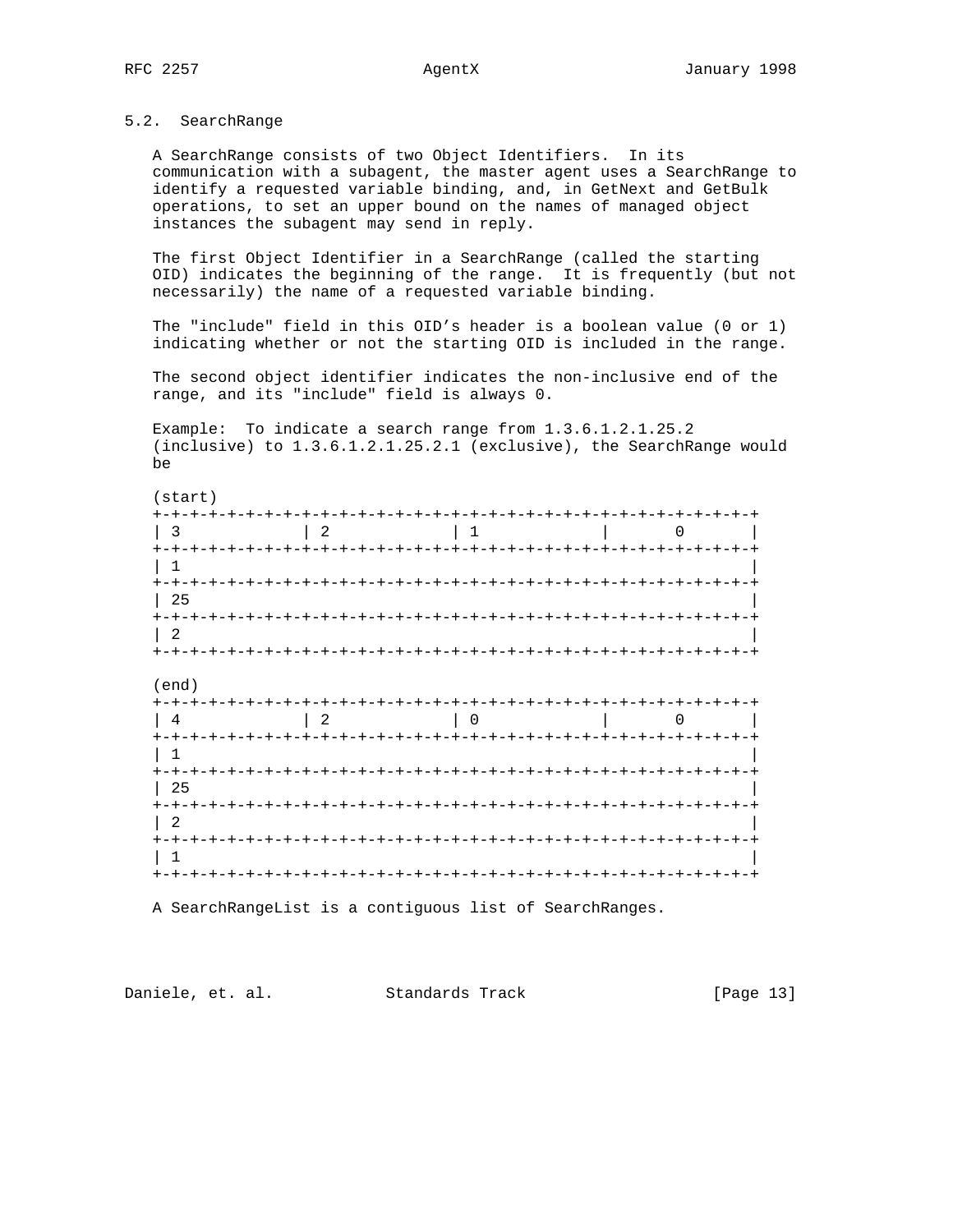## 5.2. SearchRange

A SearchRange consists of two Object Identifiers. In its communication with a subagent, the master agent uses a SearchRange to identify a requested variable binding, and, in GetNext and GetBulk operations, to set an upper bound on the names of managed object instances the subagent may send in reply.

The first Object Identifier in a SearchRange (called the starting OID) indicates the beginning of the range. It is frequently (but not necessarily) the name of a requested variable binding.

The "include" field in this OID's header is a boolean value (0 or 1) indicating whether or not the starting OID is included in the range.

The second object identifier indicates the non-inclusive end of the range, and its "include" field is always 0.

Example: To indicate a search range from 1.3.6.1.2.1.25.2 (inclusive) to 1.3.6.1.2.1.25.2.1 (exclusive), the SearchRange would be

```
(start)
+-+-+-+-+-+-+-+-+-+-+-+-+-+-+-+-+-+-+-+-+-+-+-+-+-+-+-+-+-+-+-+-+
| 3             | 2             | 1             |       0       |
+-+-+-+-+-+-+-+-+-+-+-+-+-+-+-+-+-+-+-+-+-+-+-+-+-+-+-+-+-+-+-+-+
| 1                                                             |
+-+-+-+-+-+-+-+-+-+-+-+-+-+-+-+-+-+-+-+-+-+-+-+-+-+-+-+-+-+-+-+-+
| 25                                                            |
+-+-+-+-+-+-+-+-+-+-+-+-+-+-+-+-+-+-+-+-+-+-+-+-+-+-+-+-+-+-+-+-+
| 2                                                             |
+-+-+-+-+-+-+-+-+-+-+-+-+-+-+-+-+-+-+-+-+-+-+-+-+-+-+-+-+-+-+-+-+

(end)
+-+-+-+-+-+-+-+-+-+-+-+-+-+-+-+-+-+-+-+-+-+-+-+-+-+-+-+-+-+-+-+-+
| 4             | 2             | 0             |       0       |
+-+-+-+-+-+-+-+-+-+-+-+-+-+-+-+-+-+-+-+-+-+-+-+-+-+-+-+-+-+-+-+-+
| 1                                                             |
+-+-+-+-+-+-+-+-+-+-+-+-+-+-+-+-+-+-+-+-+-+-+-+-+-+-+-+-+-+-+-+-+
| 25                                                            |
+-+-+-+-+-+-+-+-+-+-+-+-+-+-+-+-+-+-+-+-+-+-+-+-+-+-+-+-+-+-+-+-+
| 2                                                             |
+-+-+-+-+-+-+-+-+-+-+-+-+-+-+-+-+-+-+-+-+-+-+-+-+-+-+-+-+-+-+-+-+
| 1                                                             |
+-+-+-+-+-+-+-+-+-+-+-+-+-+-+-+-+-+-+-+-+-+-+-+-+-+-+-+-+-+-+-+-+
```

A SearchRangeList is a contiguous list of SearchRanges.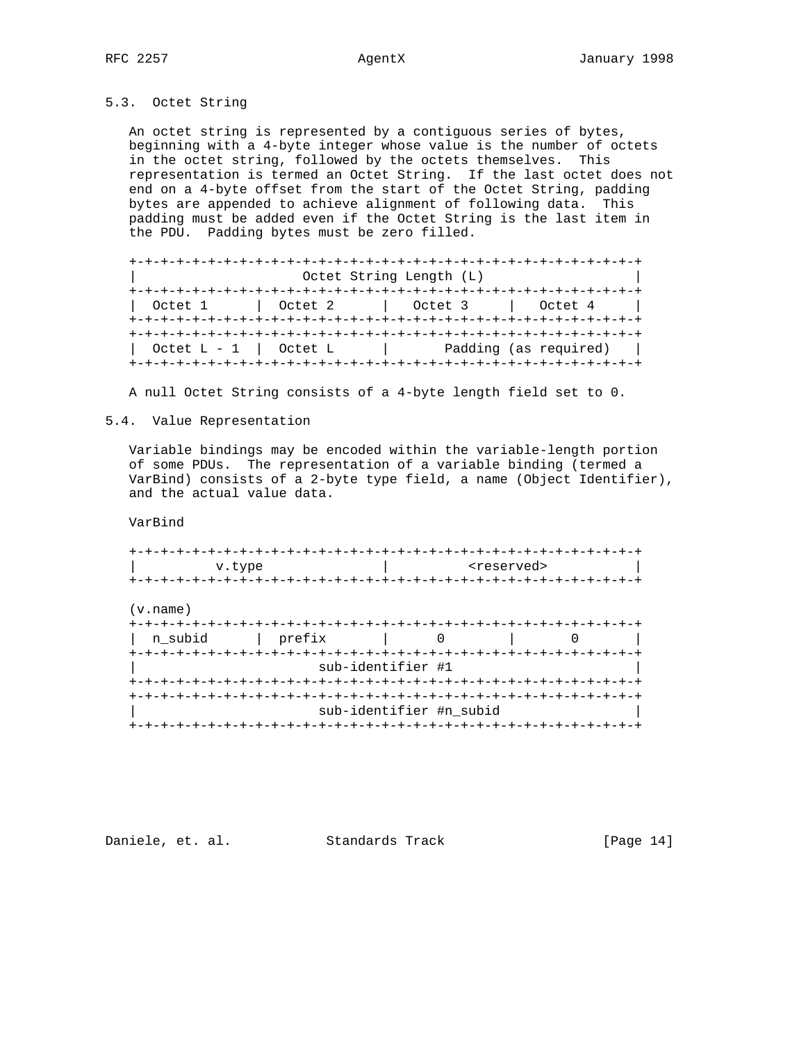### 5.3. Octet String

An octet string is represented by a contiguous series of bytes, beginning with a 4-byte integer whose value is the number of octets in the octet string, followed by the octets themselves. This representation is termed an Octet String. If the last octet does not end on a 4-byte offset from the start of the Octet String, padding bytes are appended to achieve alignment of following data. This padding must be added even if the Octet String is the last item in the PDU. Padding bytes must be zero filled.

```
+-+-+-+-+-+-+-+-+-+-+-+-+-+-+-+-+-+-+-+-+-+-+-+-+-+-+-+-+-+-+-+-+
|                    Octet String Length (L)                    |
+-+-+-+-+-+-+-+-+-+-+-+-+-+-+-+-+-+-+-+-+-+-+-+-+-+-+-+-+-+-+-+-+
|  Octet 1      |  Octet 2      |  Octet 3     |   Octet 4      |
+-+-+-+-+-+-+-+-+-+-+-+-+-+-+-+-+-+-+-+-+-+-+-+-+-+-+-+-+-+-+-+-+
+-+-+-+-+-+-+-+-+-+-+-+-+-+-+-+-+-+-+-+-+-+-+-+-+-+-+-+-+-+-+-+-+
|  Octet L - 1  |  Octet L      |       Padding (as required)    |
+-+-+-+-+-+-+-+-+-+-+-+-+-+-+-+-+-+-+-+-+-+-+-+-+-+-+-+-+-+-+-+-+
```

A null Octet String consists of a 4-byte length field set to 0.

### 5.4. Value Representation

Variable bindings may be encoded within the variable-length portion of some PDUs. The representation of a variable binding (termed a VarBind) consists of a 2-byte type field, a name (Object Identifier), and the actual value data.

VarBind

```
+-+-+-+-+-+-+-+-+-+-+-+-+-+-+-+-+-+-+-+-+-+-+-+-+-+-+-+-+-+-+-+-+
|          v.type               |          <reserved>           |
+-+-+-+-+-+-+-+-+-+-+-+-+-+-+-+-+-+-+-+-+-+-+-+-+-+-+-+-+-+-+-+-+

(v.name)
+-+-+-+-+-+-+-+-+-+-+-+-+-+-+-+-+-+-+-+-+-+-+-+-+-+-+-+-+-+-+-+-+
|  n_subid      |  prefix       |       0       |       0       |
+-+-+-+-+-+-+-+-+-+-+-+-+-+-+-+-+-+-+-+-+-+-+-+-+-+-+-+-+-+-+-+-+
|                       sub-identifier #1                       |
+-+-+-+-+-+-+-+-+-+-+-+-+-+-+-+-+-+-+-+-+-+-+-+-+-+-+-+-+-+-+-+-+
+-+-+-+-+-+-+-+-+-+-+-+-+-+-+-+-+-+-+-+-+-+-+-+-+-+-+-+-+-+-+-+-+
|                       sub-identifier #n_subid                 |
+-+-+-+-+-+-+-+-+-+-+-+-+-+-+-+-+-+-+-+-+-+-+-+-+-+-+-+-+-+-+-+-+
```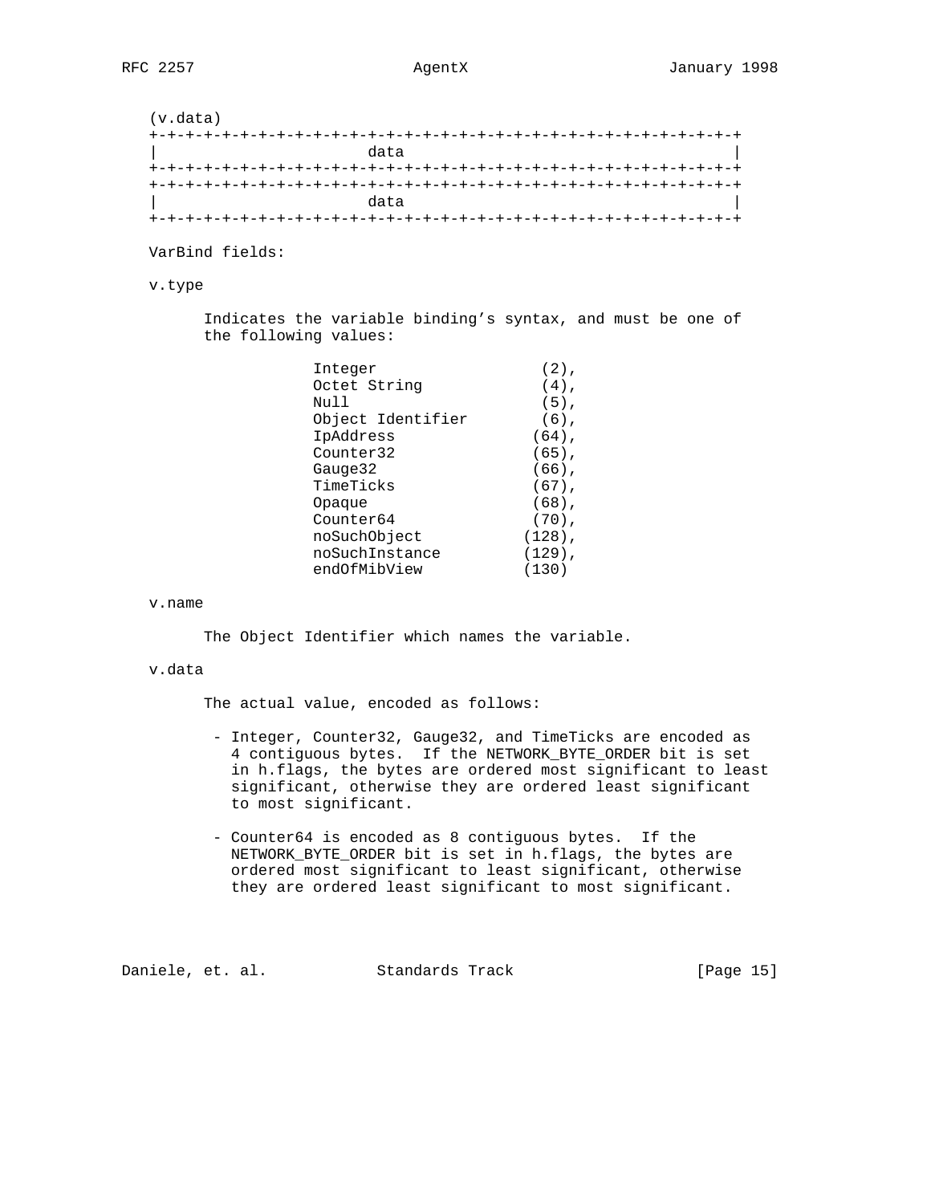```
   (v.data)
   +-+-+-+-+-+-+-+-+-+-+-+-+-+-+-+-+-+-+-+-+-+-+-+-+-+-+-+-+-+-+-+-+
   |                       data                                    |
   +-+-+-+-+-+-+-+-+-+-+-+-+-+-+-+-+-+-+-+-+-+-+-+-+-+-+-+-+-+-+-+-+
   +-+-+-+-+-+-+-+-+-+-+-+-+-+-+-+-+-+-+-+-+-+-+-+-+-+-+-+-+-+-+-+-+
   |                       data                                    |
   +-+-+-+-+-+-+-+-+-+-+-+-+-+-+-+-+-+-+-+-+-+-+-+-+-+-+-+-+-+-+-+-+
```

VarBind fields:

v.type

Indicates the variable binding's syntax, and must be one of the following values:

```
              Integer                  (2),
              Octet String             (4),
              Null                     (5),
              Object Identifier        (6),
              IpAddress               (64),
              Counter32               (65),
              Gauge32                 (66),
              TimeTicks               (67),
              Opaque                  (68),
              Counter64               (70),
              noSuchObject           (128),
              noSuchInstance         (129),
              endOfMibView           (130)
```

v.name

The Object Identifier which names the variable.

v.data

The actual value, encoded as follows:

- Integer, Counter32, Gauge32, and TimeTicks are encoded as 4 contiguous bytes. If the NETWORK_BYTE_ORDER bit is set in h.flags, the bytes are ordered most significant to least significant, otherwise they are ordered least significant to most significant.

- Counter64 is encoded as 8 contiguous bytes. If the NETWORK_BYTE_ORDER bit is set in h.flags, the bytes are ordered most significant to least significant, otherwise they are ordered least significant to most significant.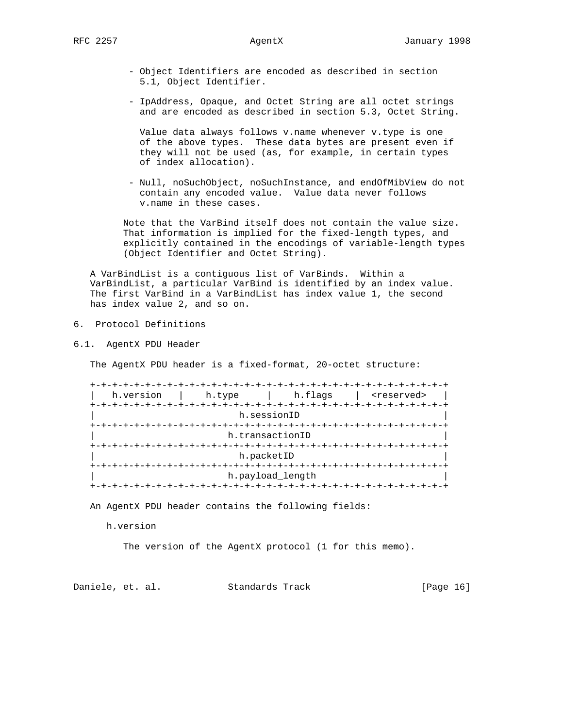- Object Identifiers are encoded as described in section 5.1, Object Identifier.

- IpAddress, Opaque, and Octet String are all octet strings and are encoded as described in section 5.3, Octet String.

  Value data always follows v.name whenever v.type is one of the above types. These data bytes are present even if they will not be used (as, for example, in certain types of index allocation).

- Null, noSuchObject, noSuchInstance, and endOfMibView do not contain any encoded value. Value data never follows v.name in these cases.

Note that the VarBind itself does not contain the value size. That information is implied for the fixed-length types, and explicitly contained in the encodings of variable-length types (Object Identifier and Octet String).

A VarBindList is a contiguous list of VarBinds. Within a VarBindList, a particular VarBind is identified by an index value. The first VarBind in a VarBindList has index value 1, the second has index value 2, and so on.

# 6. Protocol Definitions

## 6.1. AgentX PDU Header

The AgentX PDU header is a fixed-format, 20-octet structure:

```
+-+-+-+-+-+-+-+-+-+-+-+-+-+-+-+-+-+-+-+-+-+-+-+-+-+-+-+-+-+-+-+-+
|   h.version   |    h.type     |    h.flags    |  <reserved>   |
+-+-+-+-+-+-+-+-+-+-+-+-+-+-+-+-+-+-+-+-+-+-+-+-+-+-+-+-+-+-+-+-+
|                          h.sessionID                          |
+-+-+-+-+-+-+-+-+-+-+-+-+-+-+-+-+-+-+-+-+-+-+-+-+-+-+-+-+-+-+-+-+
|                        h.transactionID                        |
+-+-+-+-+-+-+-+-+-+-+-+-+-+-+-+-+-+-+-+-+-+-+-+-+-+-+-+-+-+-+-+-+
|                          h.packetID                           |
+-+-+-+-+-+-+-+-+-+-+-+-+-+-+-+-+-+-+-+-+-+-+-+-+-+-+-+-+-+-+-+-+
|                        h.payload_length                       |
+-+-+-+-+-+-+-+-+-+-+-+-+-+-+-+-+-+-+-+-+-+-+-+-+-+-+-+-+-+-+-+-+
```

An AgentX PDU header contains the following fields:

h.version

The version of the AgentX protocol (1 for this memo).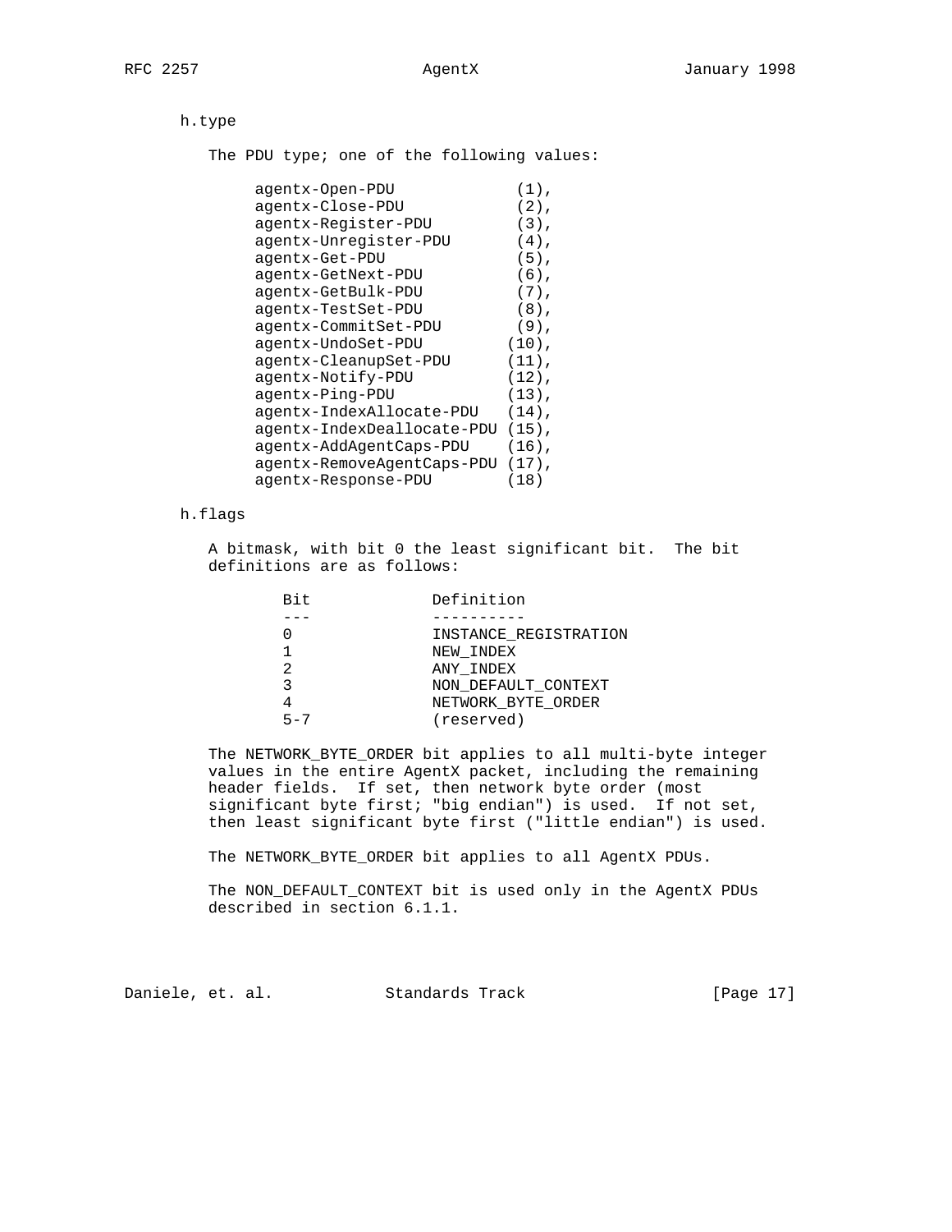h.type

The PDU type; one of the following values:

```
agentx-Open-PDU             (1),
agentx-Close-PDU            (2),
agentx-Register-PDU         (3),
agentx-Unregister-PDU       (4),
agentx-Get-PDU              (5),
agentx-GetNext-PDU          (6),
agentx-GetBulk-PDU          (7),
agentx-TestSet-PDU          (8),
agentx-CommitSet-PDU        (9),
agentx-UndoSet-PDU         (10),
agentx-CleanupSet-PDU      (11),
agentx-Notify-PDU          (12),
agentx-Ping-PDU            (13),
agentx-IndexAllocate-PDU   (14),
agentx-IndexDeallocate-PDU (15),
agentx-AddAgentCaps-PDU    (16),
agentx-RemoveAgentCaps-PDU (17),
agentx-Response-PDU        (18)
```

h.flags

A bitmask, with bit 0 the least significant bit. The bit definitions are as follows:

| Bit | Definition |
| --- | --- |
| 0 | INSTANCE_REGISTRATION |
| 1 | NEW_INDEX |
| 2 | ANY_INDEX |
| 3 | NON_DEFAULT_CONTEXT |
| 4 | NETWORK_BYTE_ORDER |
| 5-7 | (reserved) |

The NETWORK_BYTE_ORDER bit applies to all multi-byte integer values in the entire AgentX packet, including the remaining header fields. If set, then network byte order (most significant byte first; "big endian") is used. If not set, then least significant byte first ("little endian") is used.

The NETWORK_BYTE_ORDER bit applies to all AgentX PDUs.

The NON_DEFAULT_CONTEXT bit is used only in the AgentX PDUs described in section 6.1.1.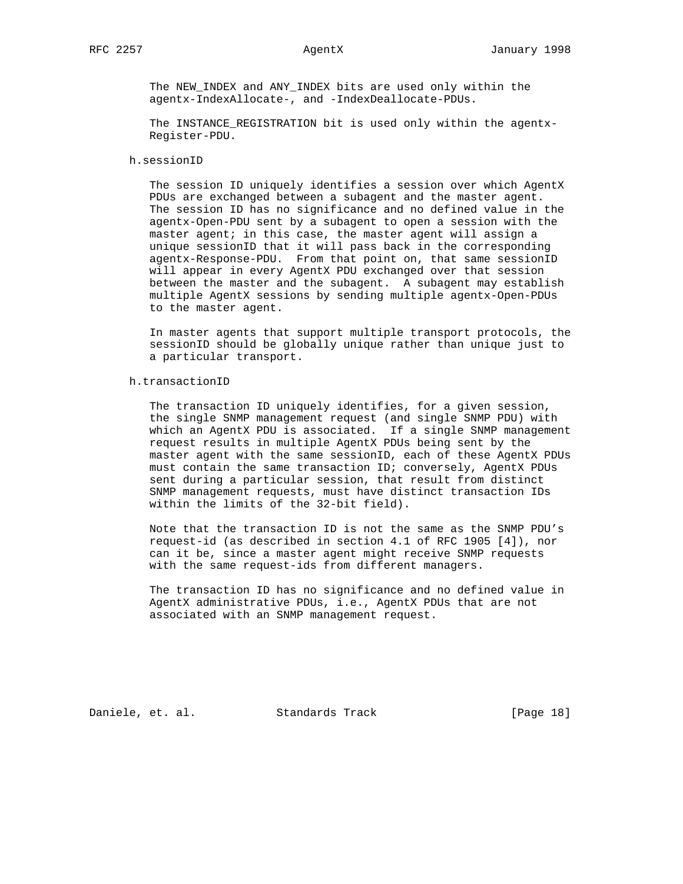The NEW_INDEX and ANY_INDEX bits are used only within the agentx-IndexAllocate-, and -IndexDeallocate-PDUs.

The INSTANCE_REGISTRATION bit is used only within the agentx-Register-PDU.

h.sessionID

The session ID uniquely identifies a session over which AgentX PDUs are exchanged between a subagent and the master agent. The session ID has no significance and no defined value in the agentx-Open-PDU sent by a subagent to open a session with the master agent; in this case, the master agent will assign a unique sessionID that it will pass back in the corresponding agentx-Response-PDU. From that point on, that same sessionID will appear in every AgentX PDU exchanged over that session between the master and the subagent. A subagent may establish multiple AgentX sessions by sending multiple agentx-Open-PDUs to the master agent.

In master agents that support multiple transport protocols, the sessionID should be globally unique rather than unique just to a particular transport.

h.transactionID

The transaction ID uniquely identifies, for a given session, the single SNMP management request (and single SNMP PDU) with which an AgentX PDU is associated. If a single SNMP management request results in multiple AgentX PDUs being sent by the master agent with the same sessionID, each of these AgentX PDUs must contain the same transaction ID; conversely, AgentX PDUs sent during a particular session, that result from distinct SNMP management requests, must have distinct transaction IDs within the limits of the 32-bit field).

Note that the transaction ID is not the same as the SNMP PDU's request-id (as described in section 4.1 of RFC 1905 [4]), nor can it be, since a master agent might receive SNMP requests with the same request-ids from different managers.

The transaction ID has no significance and no defined value in AgentX administrative PDUs, i.e., AgentX PDUs that are not associated with an SNMP management request.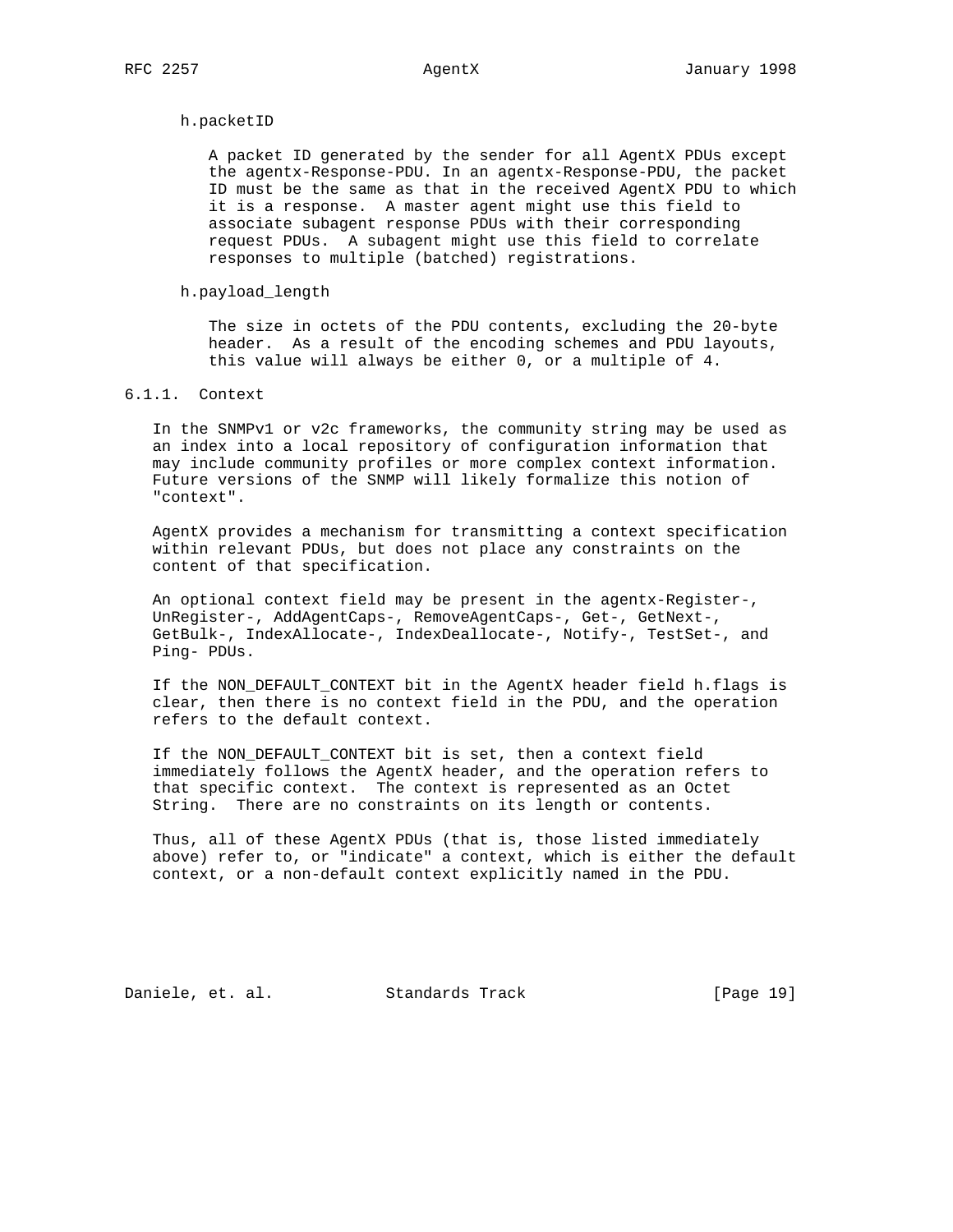h.packetID

A packet ID generated by the sender for all AgentX PDUs except the agentx-Response-PDU. In an agentx-Response-PDU, the packet ID must be the same as that in the received AgentX PDU to which it is a response. A master agent might use this field to associate subagent response PDUs with their corresponding request PDUs. A subagent might use this field to correlate responses to multiple (batched) registrations.

h.payload_length

The size in octets of the PDU contents, excluding the 20-byte header. As a result of the encoding schemes and PDU layouts, this value will always be either 0, or a multiple of 4.

### 6.1.1. Context

In the SNMPv1 or v2c frameworks, the community string may be used as an index into a local repository of configuration information that may include community profiles or more complex context information. Future versions of the SNMP will likely formalize this notion of "context".

AgentX provides a mechanism for transmitting a context specification within relevant PDUs, but does not place any constraints on the content of that specification.

An optional context field may be present in the agentx-Register-, UnRegister-, AddAgentCaps-, RemoveAgentCaps-, Get-, GetNext-, GetBulk-, IndexAllocate-, IndexDeallocate-, Notify-, TestSet-, and Ping- PDUs.

If the NON_DEFAULT_CONTEXT bit in the AgentX header field h.flags is clear, then there is no context field in the PDU, and the operation refers to the default context.

If the NON_DEFAULT_CONTEXT bit is set, then a context field immediately follows the AgentX header, and the operation refers to that specific context. The context is represented as an Octet String. There are no constraints on its length or contents.

Thus, all of these AgentX PDUs (that is, those listed immediately above) refer to, or "indicate" a context, which is either the default context, or a non-default context explicitly named in the PDU.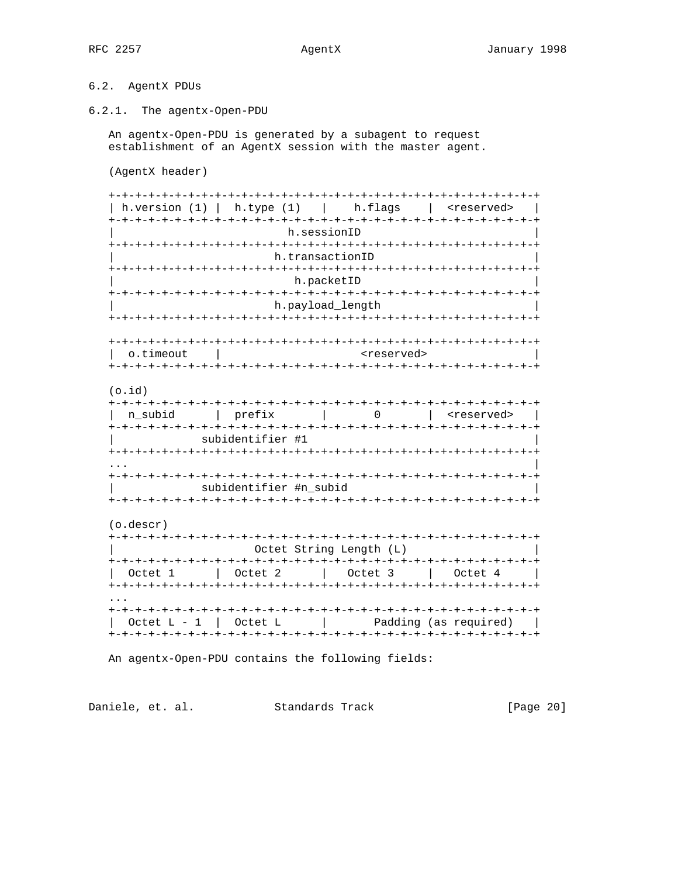## 6.2. AgentX PDUs

### 6.2.1. The agentx-Open-PDU

An agentx-Open-PDU is generated by a subagent to request establishment of an AgentX session with the master agent.

(AgentX header)

```
+-+-+-+-+-+-+-+-+-+-+-+-+-+-+-+-+-+-+-+-+-+-+-+-+-+-+-+-+-+-+-+-+
| h.version (1) |  h.type (1)   |    h.flags    |  <reserved>   |
+-+-+-+-+-+-+-+-+-+-+-+-+-+-+-+-+-+-+-+-+-+-+-+-+-+-+-+-+-+-+-+-+
|                          h.sessionID                          |
+-+-+-+-+-+-+-+-+-+-+-+-+-+-+-+-+-+-+-+-+-+-+-+-+-+-+-+-+-+-+-+-+
|                        h.transactionID                        |
+-+-+-+-+-+-+-+-+-+-+-+-+-+-+-+-+-+-+-+-+-+-+-+-+-+-+-+-+-+-+-+-+
|                          h.packetID                           |
+-+-+-+-+-+-+-+-+-+-+-+-+-+-+-+-+-+-+-+-+-+-+-+-+-+-+-+-+-+-+-+-+
|                        h.payload_length                       |
+-+-+-+-+-+-+-+-+-+-+-+-+-+-+-+-+-+-+-+-+-+-+-+-+-+-+-+-+-+-+-+-+

+-+-+-+-+-+-+-+-+-+-+-+-+-+-+-+-+-+-+-+-+-+-+-+-+-+-+-+-+-+-+-+-+
|  o.timeout    |                     <reserved>                |
+-+-+-+-+-+-+-+-+-+-+-+-+-+-+-+-+-+-+-+-+-+-+-+-+-+-+-+-+-+-+-+-+
```

(o.id)

```
+-+-+-+-+-+-+-+-+-+-+-+-+-+-+-+-+-+-+-+-+-+-+-+-+-+-+-+-+-+-+-+-+
|  n_subid      |  prefix       |       0       |  <reserved>   |
+-+-+-+-+-+-+-+-+-+-+-+-+-+-+-+-+-+-+-+-+-+-+-+-+-+-+-+-+-+-+-+-+
|             subidentifier #1                                  |
+-+-+-+-+-+-+-+-+-+-+-+-+-+-+-+-+-+-+-+-+-+-+-+-+-+-+-+-+-+-+-+-+
...                                                             |
+-+-+-+-+-+-+-+-+-+-+-+-+-+-+-+-+-+-+-+-+-+-+-+-+-+-+-+-+-+-+-+-+
|             subidentifier #n_subid                            |
+-+-+-+-+-+-+-+-+-+-+-+-+-+-+-+-+-+-+-+-+-+-+-+-+-+-+-+-+-+-+-+-+
```

(o.descr)

```
+-+-+-+-+-+-+-+-+-+-+-+-+-+-+-+-+-+-+-+-+-+-+-+-+-+-+-+-+-+-+-+-+
|                     Octet String Length (L)                   |
+-+-+-+-+-+-+-+-+-+-+-+-+-+-+-+-+-+-+-+-+-+-+-+-+-+-+-+-+-+-+-+-+
|  Octet 1      |  Octet 2      |   Octet 3     |   Octet 4     |
+-+-+-+-+-+-+-+-+-+-+-+-+-+-+-+-+-+-+-+-+-+-+-+-+-+-+-+-+-+-+-+-+
...
+-+-+-+-+-+-+-+-+-+-+-+-+-+-+-+-+-+-+-+-+-+-+-+-+-+-+-+-+-+-+-+-+
|  Octet L - 1  |  Octet L      |       Padding (as required)   |
+-+-+-+-+-+-+-+-+-+-+-+-+-+-+-+-+-+-+-+-+-+-+-+-+-+-+-+-+-+-+-+-+
```

An agentx-Open-PDU contains the following fields: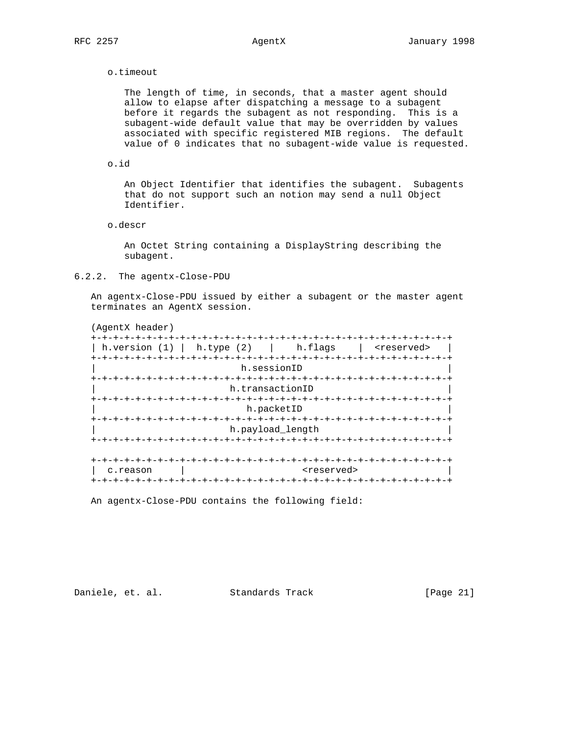o.timeout

The length of time, in seconds, that a master agent should allow to elapse after dispatching a message to a subagent before it regards the subagent as not responding. This is a subagent-wide default value that may be overridden by values associated with specific registered MIB regions. The default value of 0 indicates that no subagent-wide value is requested.

o.id

An Object Identifier that identifies the subagent. Subagents that do not support such an notion may send a null Object Identifier.

o.descr

An Octet String containing a DisplayString describing the subagent.

### 6.2.2. The agentx-Close-PDU

An agentx-Close-PDU issued by either a subagent or the master agent terminates an AgentX session.

```
(AgentX header)
+-+-+-+-+-+-+-+-+-+-+-+-+-+-+-+-+-+-+-+-+-+-+-+-+-+-+-+-+-+-+-+-+
| h.version (1) |  h.type (2)   |    h.flags    |  <reserved>   |
+-+-+-+-+-+-+-+-+-+-+-+-+-+-+-+-+-+-+-+-+-+-+-+-+-+-+-+-+-+-+-+-+
|                          h.sessionID                          |
+-+-+-+-+-+-+-+-+-+-+-+-+-+-+-+-+-+-+-+-+-+-+-+-+-+-+-+-+-+-+-+-+
|                        h.transactionID                        |
+-+-+-+-+-+-+-+-+-+-+-+-+-+-+-+-+-+-+-+-+-+-+-+-+-+-+-+-+-+-+-+-+
|                          h.packetID                           |
+-+-+-+-+-+-+-+-+-+-+-+-+-+-+-+-+-+-+-+-+-+-+-+-+-+-+-+-+-+-+-+-+
|                        h.payload_length                       |
+-+-+-+-+-+-+-+-+-+-+-+-+-+-+-+-+-+-+-+-+-+-+-+-+-+-+-+-+-+-+-+-+

+-+-+-+-+-+-+-+-+-+-+-+-+-+-+-+-+-+-+-+-+-+-+-+-+-+-+-+-+-+-+-+-+
|  c.reason     |                   <reserved>                  |
+-+-+-+-+-+-+-+-+-+-+-+-+-+-+-+-+-+-+-+-+-+-+-+-+-+-+-+-+-+-+-+-+
```

An agentx-Close-PDU contains the following field: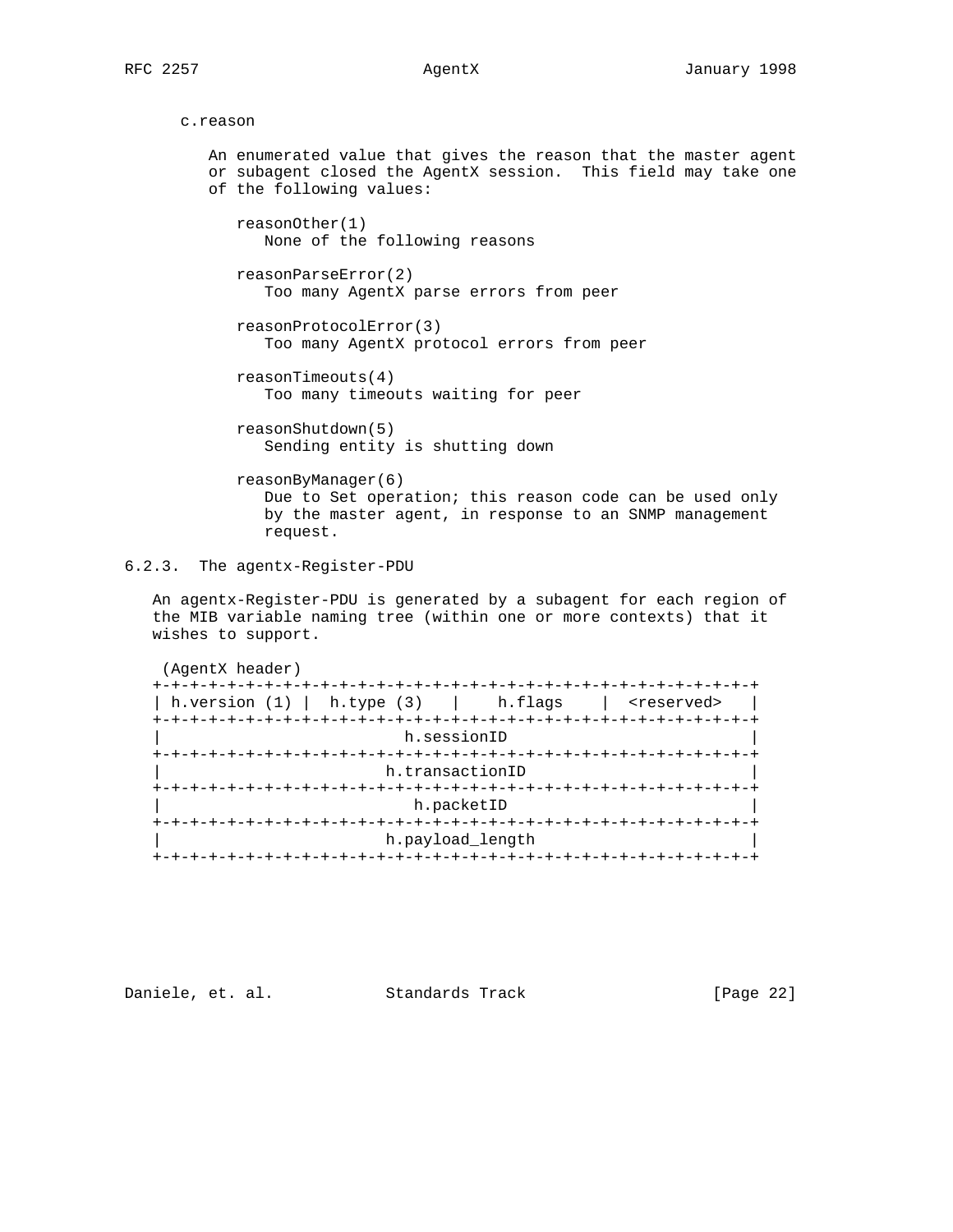c.reason

An enumerated value that gives the reason that the master agent or subagent closed the AgentX session. This field may take one of the following values:

reasonOther(1)
None of the following reasons

reasonParseError(2)
Too many AgentX parse errors from peer

reasonProtocolError(3)
Too many AgentX protocol errors from peer

reasonTimeouts(4)
Too many timeouts waiting for peer

reasonShutdown(5)
Sending entity is shutting down

reasonByManager(6)
Due to Set operation; this reason code can be used only by the master agent, in response to an SNMP management request.

### 6.2.3. The agentx-Register-PDU

An agentx-Register-PDU is generated by a subagent for each region of the MIB variable naming tree (within one or more contexts) that it wishes to support.

```
 (AgentX header)
+-+-+-+-+-+-+-+-+-+-+-+-+-+-+-+-+-+-+-+-+-+-+-+-+-+-+-+-+-+-+-+-+
| h.version (1) |  h.type (3)   |    h.flags    |  <reserved>   |
+-+-+-+-+-+-+-+-+-+-+-+-+-+-+-+-+-+-+-+-+-+-+-+-+-+-+-+-+-+-+-+-+
|                          h.sessionID                          |
+-+-+-+-+-+-+-+-+-+-+-+-+-+-+-+-+-+-+-+-+-+-+-+-+-+-+-+-+-+-+-+-+
|                         h.transactionID                       |
+-+-+-+-+-+-+-+-+-+-+-+-+-+-+-+-+-+-+-+-+-+-+-+-+-+-+-+-+-+-+-+-+
|                          h.packetID                           |
+-+-+-+-+-+-+-+-+-+-+-+-+-+-+-+-+-+-+-+-+-+-+-+-+-+-+-+-+-+-+-+-+
|                         h.payload_length                      |
+-+-+-+-+-+-+-+-+-+-+-+-+-+-+-+-+-+-+-+-+-+-+-+-+-+-+-+-+-+-+-+-+
```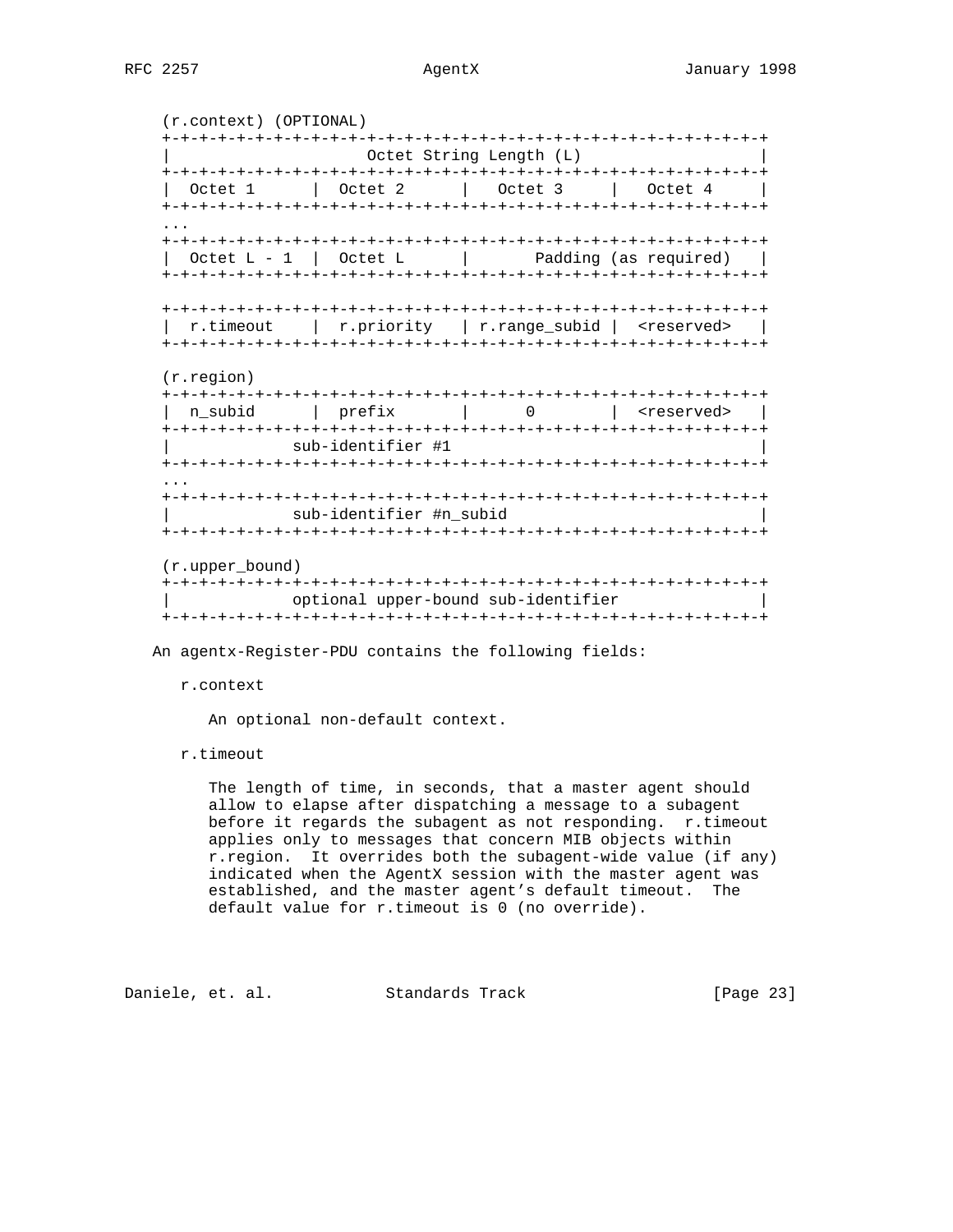```
(r.context) (OPTIONAL)
+-+-+-+-+-+-+-+-+-+-+-+-+-+-+-+-+-+-+-+-+-+-+-+-+-+-+-+-+-+-+-+-+
|                     Octet String Length (L)                   |
+-+-+-+-+-+-+-+-+-+-+-+-+-+-+-+-+-+-+-+-+-+-+-+-+-+-+-+-+-+-+-+-+
|  Octet 1      |  Octet 2      |   Octet 3     |   Octet 4     |
+-+-+-+-+-+-+-+-+-+-+-+-+-+-+-+-+-+-+-+-+-+-+-+-+-+-+-+-+-+-+-+-+
...
+-+-+-+-+-+-+-+-+-+-+-+-+-+-+-+-+-+-+-+-+-+-+-+-+-+-+-+-+-+-+-+-+
|  Octet L - 1  |  Octet L      |       Padding (as required)   |
+-+-+-+-+-+-+-+-+-+-+-+-+-+-+-+-+-+-+-+-+-+-+-+-+-+-+-+-+-+-+-+-+

+-+-+-+-+-+-+-+-+-+-+-+-+-+-+-+-+-+-+-+-+-+-+-+-+-+-+-+-+-+-+-+-+
|  r.timeout    |  r.priority   | r.range_subid |  <reserved>   |
+-+-+-+-+-+-+-+-+-+-+-+-+-+-+-+-+-+-+-+-+-+-+-+-+-+-+-+-+-+-+-+-+

(r.region)
+-+-+-+-+-+-+-+-+-+-+-+-+-+-+-+-+-+-+-+-+-+-+-+-+-+-+-+-+-+-+-+-+
|  n_subid      |  prefix       |      0        |  <reserved>   |
+-+-+-+-+-+-+-+-+-+-+-+-+-+-+-+-+-+-+-+-+-+-+-+-+-+-+-+-+-+-+-+-+
|             sub-identifier #1                                 |
+-+-+-+-+-+-+-+-+-+-+-+-+-+-+-+-+-+-+-+-+-+-+-+-+-+-+-+-+-+-+-+-+
...
+-+-+-+-+-+-+-+-+-+-+-+-+-+-+-+-+-+-+-+-+-+-+-+-+-+-+-+-+-+-+-+-+
|             sub-identifier #n_subid                           |
+-+-+-+-+-+-+-+-+-+-+-+-+-+-+-+-+-+-+-+-+-+-+-+-+-+-+-+-+-+-+-+-+

(r.upper_bound)
+-+-+-+-+-+-+-+-+-+-+-+-+-+-+-+-+-+-+-+-+-+-+-+-+-+-+-+-+-+-+-+-+
|             optional upper-bound sub-identifier               |
+-+-+-+-+-+-+-+-+-+-+-+-+-+-+-+-+-+-+-+-+-+-+-+-+-+-+-+-+-+-+-+-+
```

An agentx-Register-PDU contains the following fields:

r.context

An optional non-default context.

r.timeout

The length of time, in seconds, that a master agent should allow to elapse after dispatching a message to a subagent before it regards the subagent as not responding. r.timeout applies only to messages that concern MIB objects within r.region. It overrides both the subagent-wide value (if any) indicated when the AgentX session with the master agent was established, and the master agent's default timeout. The default value for r.timeout is 0 (no override).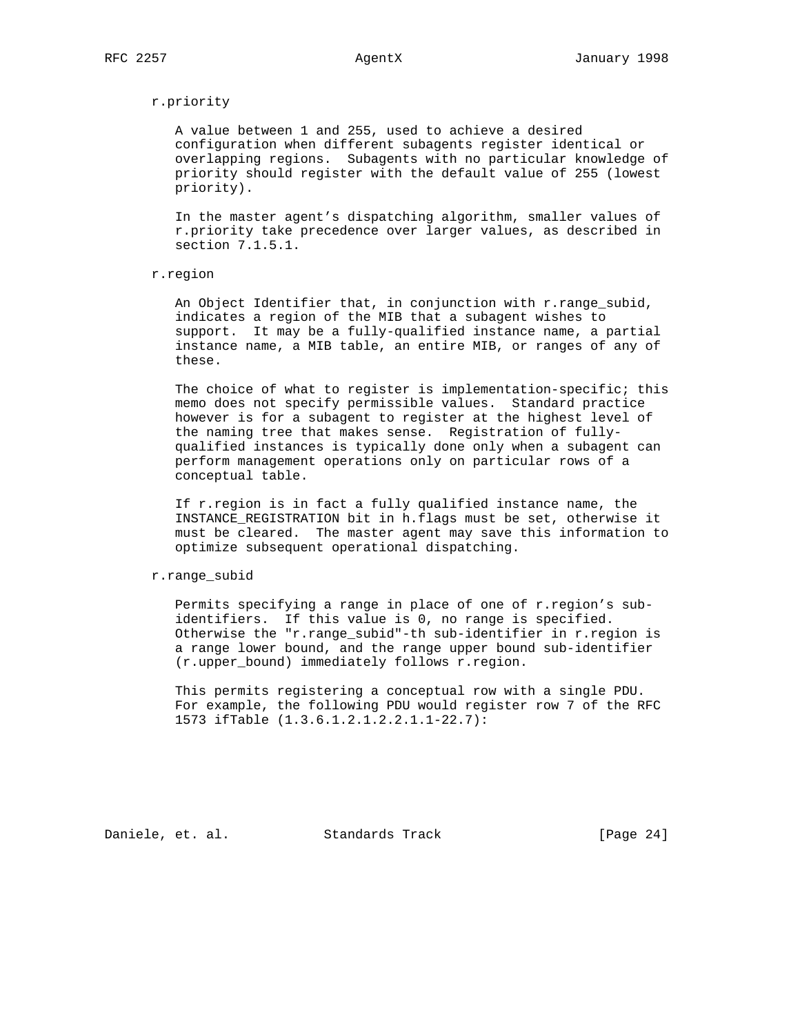r.priority

A value between 1 and 255, used to achieve a desired configuration when different subagents register identical or overlapping regions. Subagents with no particular knowledge of priority should register with the default value of 255 (lowest priority).

In the master agent's dispatching algorithm, smaller values of r.priority take precedence over larger values, as described in section 7.1.5.1.

r.region

An Object Identifier that, in conjunction with r.range_subid, indicates a region of the MIB that a subagent wishes to support. It may be a fully-qualified instance name, a partial instance name, a MIB table, an entire MIB, or ranges of any of these.

The choice of what to register is implementation-specific; this memo does not specify permissible values. Standard practice however is for a subagent to register at the highest level of the naming tree that makes sense. Registration of fully-qualified instances is typically done only when a subagent can perform management operations only on particular rows of a conceptual table.

If r.region is in fact a fully qualified instance name, the INSTANCE_REGISTRATION bit in h.flags must be set, otherwise it must be cleared. The master agent may save this information to optimize subsequent operational dispatching.

r.range_subid

Permits specifying a range in place of one of r.region's sub-identifiers. If this value is 0, no range is specified. Otherwise the "r.range_subid"-th sub-identifier in r.region is a range lower bound, and the range upper bound sub-identifier (r.upper_bound) immediately follows r.region.

This permits registering a conceptual row with a single PDU. For example, the following PDU would register row 7 of the RFC 1573 ifTable (1.3.6.1.2.1.2.2.1.1-22.7):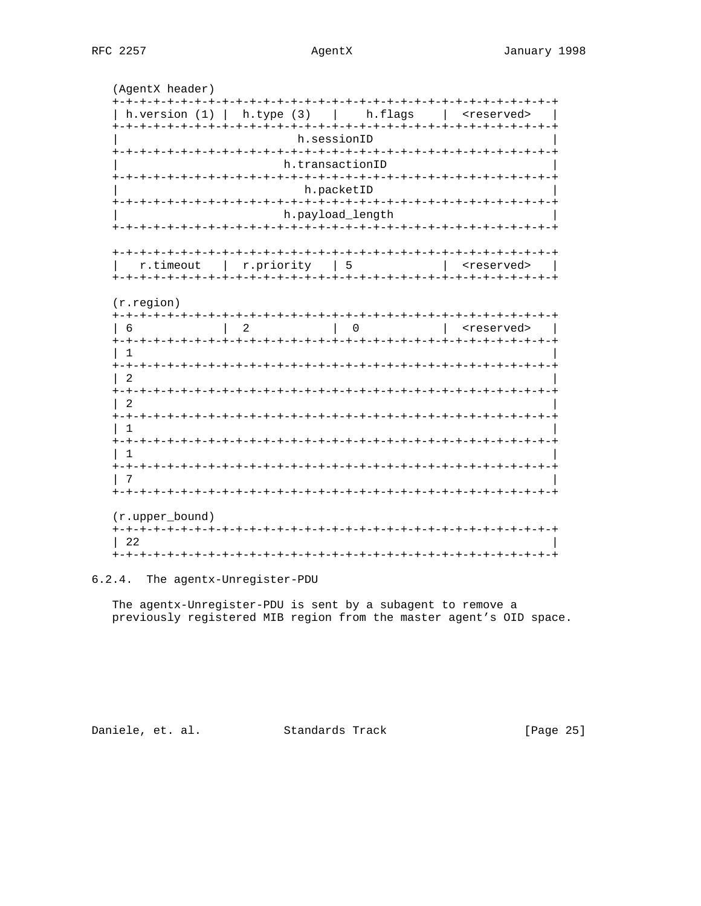```
(AgentX header)
+-+-+-+-+-+-+-+-+-+-+-+-+-+-+-+-+-+-+-+-+-+-+-+-+-+-+-+-+-+-+-+-+
| h.version (1) |  h.type (3)   |    h.flags    |  <reserved>   |
+-+-+-+-+-+-+-+-+-+-+-+-+-+-+-+-+-+-+-+-+-+-+-+-+-+-+-+-+-+-+-+-+
|                          h.sessionID                          |
+-+-+-+-+-+-+-+-+-+-+-+-+-+-+-+-+-+-+-+-+-+-+-+-+-+-+-+-+-+-+-+-+
|                        h.transactionID                        |
+-+-+-+-+-+-+-+-+-+-+-+-+-+-+-+-+-+-+-+-+-+-+-+-+-+-+-+-+-+-+-+-+
|                          h.packetID                           |
+-+-+-+-+-+-+-+-+-+-+-+-+-+-+-+-+-+-+-+-+-+-+-+-+-+-+-+-+-+-+-+-+
|                        h.payload_length                       |
+-+-+-+-+-+-+-+-+-+-+-+-+-+-+-+-+-+-+-+-+-+-+-+-+-+-+-+-+-+-+-+-+

+-+-+-+-+-+-+-+-+-+-+-+-+-+-+-+-+-+-+-+-+-+-+-+-+-+-+-+-+-+-+-+-+
|   r.timeout   |  r.priority   | 5             |  <reserved>   |
+-+-+-+-+-+-+-+-+-+-+-+-+-+-+-+-+-+-+-+-+-+-+-+-+-+-+-+-+-+-+-+-+

(r.region)
+-+-+-+-+-+-+-+-+-+-+-+-+-+-+-+-+-+-+-+-+-+-+-+-+-+-+-+-+-+-+-+-+
| 6             |  2            |  0            |  <reserved>   |
+-+-+-+-+-+-+-+-+-+-+-+-+-+-+-+-+-+-+-+-+-+-+-+-+-+-+-+-+-+-+-+-+
| 1                                                             |
+-+-+-+-+-+-+-+-+-+-+-+-+-+-+-+-+-+-+-+-+-+-+-+-+-+-+-+-+-+-+-+-+
| 2                                                             |
+-+-+-+-+-+-+-+-+-+-+-+-+-+-+-+-+-+-+-+-+-+-+-+-+-+-+-+-+-+-+-+-+
| 2                                                             |
+-+-+-+-+-+-+-+-+-+-+-+-+-+-+-+-+-+-+-+-+-+-+-+-+-+-+-+-+-+-+-+-+
| 1                                                             |
+-+-+-+-+-+-+-+-+-+-+-+-+-+-+-+-+-+-+-+-+-+-+-+-+-+-+-+-+-+-+-+-+
| 1                                                             |
+-+-+-+-+-+-+-+-+-+-+-+-+-+-+-+-+-+-+-+-+-+-+-+-+-+-+-+-+-+-+-+-+
| 7                                                             |
+-+-+-+-+-+-+-+-+-+-+-+-+-+-+-+-+-+-+-+-+-+-+-+-+-+-+-+-+-+-+-+-+

(r.upper_bound)
+-+-+-+-+-+-+-+-+-+-+-+-+-+-+-+-+-+-+-+-+-+-+-+-+-+-+-+-+-+-+-+-+
| 22                                                            |
+-+-+-+-+-+-+-+-+-+-+-+-+-+-+-+-+-+-+-+-+-+-+-+-+-+-+-+-+-+-+-+-+
```

### 6.2.4. The agentx-Unregister-PDU

The agentx-Unregister-PDU is sent by a subagent to remove a previously registered MIB region from the master agent's OID space.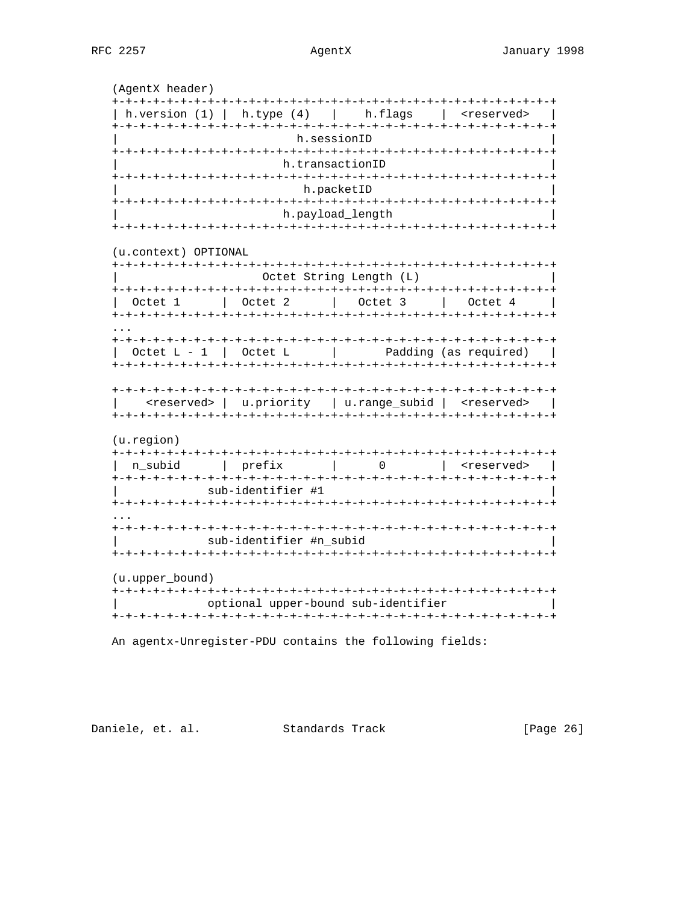```
(AgentX header)
+-+-+-+-+-+-+-+-+-+-+-+-+-+-+-+-+-+-+-+-+-+-+-+-+-+-+-+-+-+-+-+-+
| h.version (1) |  h.type (4)   |    h.flags    |  <reserved>   |
+-+-+-+-+-+-+-+-+-+-+-+-+-+-+-+-+-+-+-+-+-+-+-+-+-+-+-+-+-+-+-+-+
|                          h.sessionID                          |
+-+-+-+-+-+-+-+-+-+-+-+-+-+-+-+-+-+-+-+-+-+-+-+-+-+-+-+-+-+-+-+-+
|                        h.transactionID                        |
+-+-+-+-+-+-+-+-+-+-+-+-+-+-+-+-+-+-+-+-+-+-+-+-+-+-+-+-+-+-+-+-+
|                          h.packetID                           |
+-+-+-+-+-+-+-+-+-+-+-+-+-+-+-+-+-+-+-+-+-+-+-+-+-+-+-+-+-+-+-+-+
|                        h.payload_length                       |
+-+-+-+-+-+-+-+-+-+-+-+-+-+-+-+-+-+-+-+-+-+-+-+-+-+-+-+-+-+-+-+-+

(u.context) OPTIONAL
+-+-+-+-+-+-+-+-+-+-+-+-+-+-+-+-+-+-+-+-+-+-+-+-+-+-+-+-+-+-+-+-+
|                    Octet String Length (L)                    |
+-+-+-+-+-+-+-+-+-+-+-+-+-+-+-+-+-+-+-+-+-+-+-+-+-+-+-+-+-+-+-+-+
|  Octet 1      |  Octet 2      |   Octet 3     |   Octet 4     |
+-+-+-+-+-+-+-+-+-+-+-+-+-+-+-+-+-+-+-+-+-+-+-+-+-+-+-+-+-+-+-+-+
...
+-+-+-+-+-+-+-+-+-+-+-+-+-+-+-+-+-+-+-+-+-+-+-+-+-+-+-+-+-+-+-+-+
|  Octet L - 1  |  Octet L      |       Padding (as required)   |
+-+-+-+-+-+-+-+-+-+-+-+-+-+-+-+-+-+-+-+-+-+-+-+-+-+-+-+-+-+-+-+-+

+-+-+-+-+-+-+-+-+-+-+-+-+-+-+-+-+-+-+-+-+-+-+-+-+-+-+-+-+-+-+-+-+
|    <reserved> |  u.priority   | u.range_subid |  <reserved>   |
+-+-+-+-+-+-+-+-+-+-+-+-+-+-+-+-+-+-+-+-+-+-+-+-+-+-+-+-+-+-+-+-+

(u.region)
+-+-+-+-+-+-+-+-+-+-+-+-+-+-+-+-+-+-+-+-+-+-+-+-+-+-+-+-+-+-+-+-+
|  n_subid      |  prefix       |      0        |  <reserved>   |
+-+-+-+-+-+-+-+-+-+-+-+-+-+-+-+-+-+-+-+-+-+-+-+-+-+-+-+-+-+-+-+-+
|             sub-identifier #1                                 |
+-+-+-+-+-+-+-+-+-+-+-+-+-+-+-+-+-+-+-+-+-+-+-+-+-+-+-+-+-+-+-+-+
...
+-+-+-+-+-+-+-+-+-+-+-+-+-+-+-+-+-+-+-+-+-+-+-+-+-+-+-+-+-+-+-+-+
|             sub-identifier #n_subid                           |
+-+-+-+-+-+-+-+-+-+-+-+-+-+-+-+-+-+-+-+-+-+-+-+-+-+-+-+-+-+-+-+-+

(u.upper_bound)
+-+-+-+-+-+-+-+-+-+-+-+-+-+-+-+-+-+-+-+-+-+-+-+-+-+-+-+-+-+-+-+-+
|             optional upper-bound sub-identifier               |
+-+-+-+-+-+-+-+-+-+-+-+-+-+-+-+-+-+-+-+-+-+-+-+-+-+-+-+-+-+-+-+-+
```

An agentx-Unregister-PDU contains the following fields: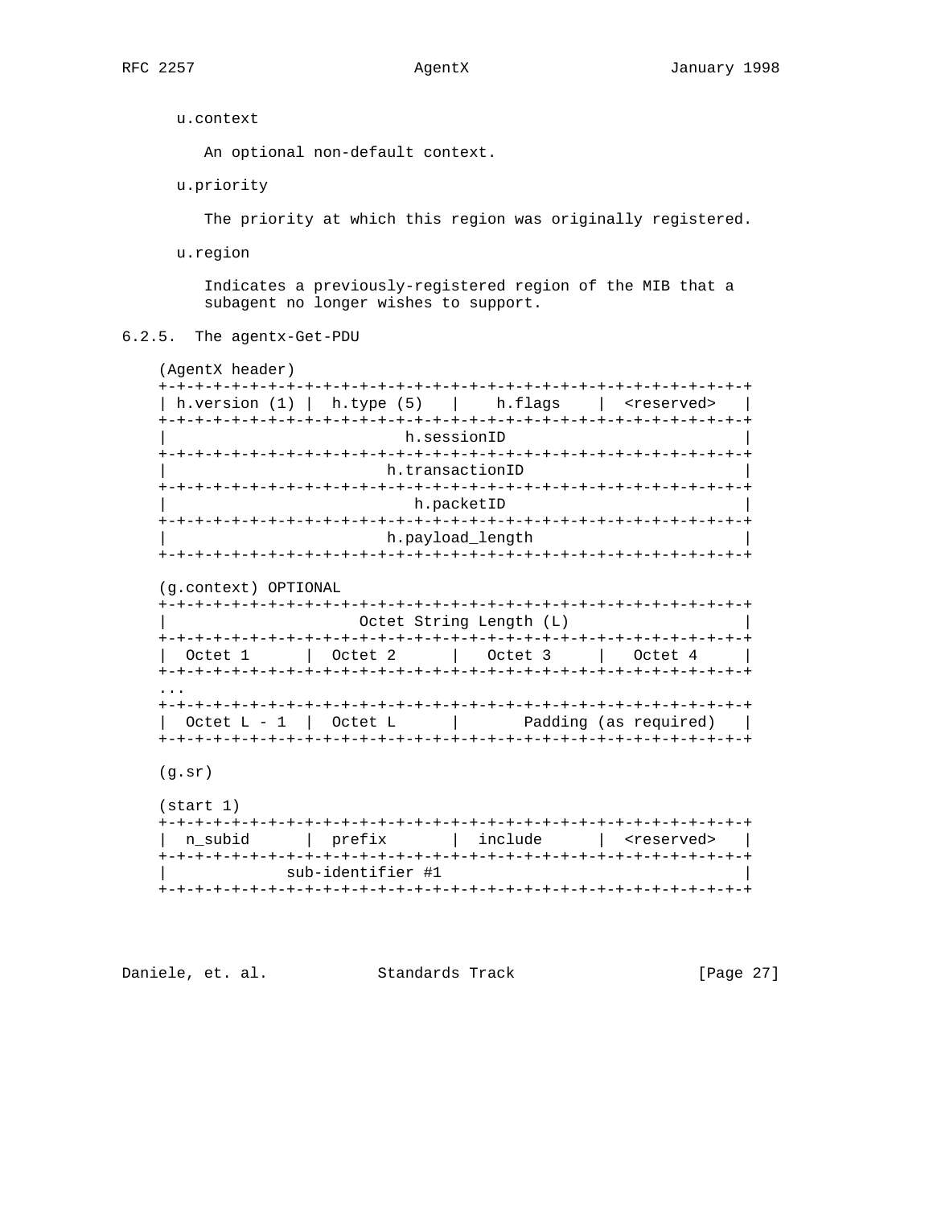u.context

An optional non-default context.

u.priority

The priority at which this region was originally registered.

u.region

Indicates a previously-registered region of the MIB that a subagent no longer wishes to support.

### 6.2.5. The agentx-Get-PDU

```
(AgentX header)
+-+-+-+-+-+-+-+-+-+-+-+-+-+-+-+-+-+-+-+-+-+-+-+-+-+-+-+-+-+-+-+-+
| h.version (1) |  h.type (5)   |    h.flags    |  <reserved>   |
+-+-+-+-+-+-+-+-+-+-+-+-+-+-+-+-+-+-+-+-+-+-+-+-+-+-+-+-+-+-+-+-+
|                          h.sessionID                          |
+-+-+-+-+-+-+-+-+-+-+-+-+-+-+-+-+-+-+-+-+-+-+-+-+-+-+-+-+-+-+-+-+
|                        h.transactionID                        |
+-+-+-+-+-+-+-+-+-+-+-+-+-+-+-+-+-+-+-+-+-+-+-+-+-+-+-+-+-+-+-+-+
|                          h.packetID                           |
+-+-+-+-+-+-+-+-+-+-+-+-+-+-+-+-+-+-+-+-+-+-+-+-+-+-+-+-+-+-+-+-+
|                        h.payload_length                       |
+-+-+-+-+-+-+-+-+-+-+-+-+-+-+-+-+-+-+-+-+-+-+-+-+-+-+-+-+-+-+-+-+

(g.context) OPTIONAL
+-+-+-+-+-+-+-+-+-+-+-+-+-+-+-+-+-+-+-+-+-+-+-+-+-+-+-+-+-+-+-+-+
|                     Octet String Length (L)                   |
+-+-+-+-+-+-+-+-+-+-+-+-+-+-+-+-+-+-+-+-+-+-+-+-+-+-+-+-+-+-+-+-+
|  Octet 1      |  Octet 2      |   Octet 3     |   Octet 4     |
+-+-+-+-+-+-+-+-+-+-+-+-+-+-+-+-+-+-+-+-+-+-+-+-+-+-+-+-+-+-+-+-+
...
+-+-+-+-+-+-+-+-+-+-+-+-+-+-+-+-+-+-+-+-+-+-+-+-+-+-+-+-+-+-+-+-+
|  Octet L - 1  |  Octet L      |       Padding (as required)   |
+-+-+-+-+-+-+-+-+-+-+-+-+-+-+-+-+-+-+-+-+-+-+-+-+-+-+-+-+-+-+-+-+

(g.sr)

(start 1)
+-+-+-+-+-+-+-+-+-+-+-+-+-+-+-+-+-+-+-+-+-+-+-+-+-+-+-+-+-+-+-+-+
|  n_subid      |  prefix       |  include      |  <reserved>   |
+-+-+-+-+-+-+-+-+-+-+-+-+-+-+-+-+-+-+-+-+-+-+-+-+-+-+-+-+-+-+-+-+
|             sub-identifier #1                                 |
+-+-+-+-+-+-+-+-+-+-+-+-+-+-+-+-+-+-+-+-+-+-+-+-+-+-+-+-+-+-+-+-+
```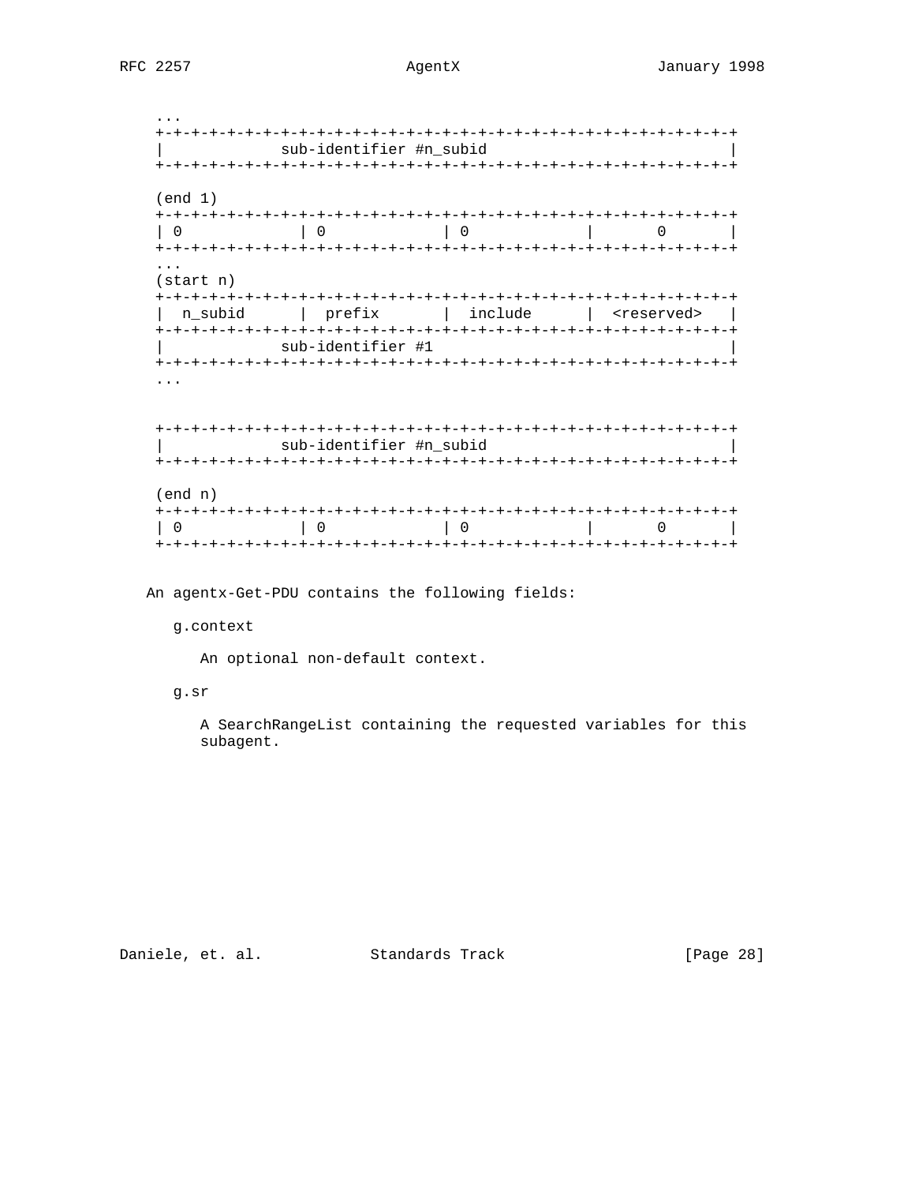```
...
+-+-+-+-+-+-+-+-+-+-+-+-+-+-+-+-+-+-+-+-+-+-+-+-+-+-+-+-+-+-+-+-+
|             sub-identifier #n_subid                             |
+-+-+-+-+-+-+-+-+-+-+-+-+-+-+-+-+-+-+-+-+-+-+-+-+-+-+-+-+-+-+-+-+

(end 1)
+-+-+-+-+-+-+-+-+-+-+-+-+-+-+-+-+-+-+-+-+-+-+-+-+-+-+-+-+-+-+-+-+
| 0             | 0             | 0             |       0       |
+-+-+-+-+-+-+-+-+-+-+-+-+-+-+-+-+-+-+-+-+-+-+-+-+-+-+-+-+-+-+-+-+
...
(start n)
+-+-+-+-+-+-+-+-+-+-+-+-+-+-+-+-+-+-+-+-+-+-+-+-+-+-+-+-+-+-+-+-+
|  n_subid      |  prefix       |  include      |  <reserved>   |
+-+-+-+-+-+-+-+-+-+-+-+-+-+-+-+-+-+-+-+-+-+-+-+-+-+-+-+-+-+-+-+-+
|             sub-identifier #1                                   |
+-+-+-+-+-+-+-+-+-+-+-+-+-+-+-+-+-+-+-+-+-+-+-+-+-+-+-+-+-+-+-+-+
...


+-+-+-+-+-+-+-+-+-+-+-+-+-+-+-+-+-+-+-+-+-+-+-+-+-+-+-+-+-+-+-+-+
|             sub-identifier #n_subid                             |
+-+-+-+-+-+-+-+-+-+-+-+-+-+-+-+-+-+-+-+-+-+-+-+-+-+-+-+-+-+-+-+-+

(end n)
+-+-+-+-+-+-+-+-+-+-+-+-+-+-+-+-+-+-+-+-+-+-+-+-+-+-+-+-+-+-+-+-+
| 0             | 0             | 0             |       0       |
+-+-+-+-+-+-+-+-+-+-+-+-+-+-+-+-+-+-+-+-+-+-+-+-+-+-+-+-+-+-+-+-+
```

An agentx-Get-PDU contains the following fields:

g.context

An optional non-default context.

g.sr

A SearchRangeList containing the requested variables for this subagent.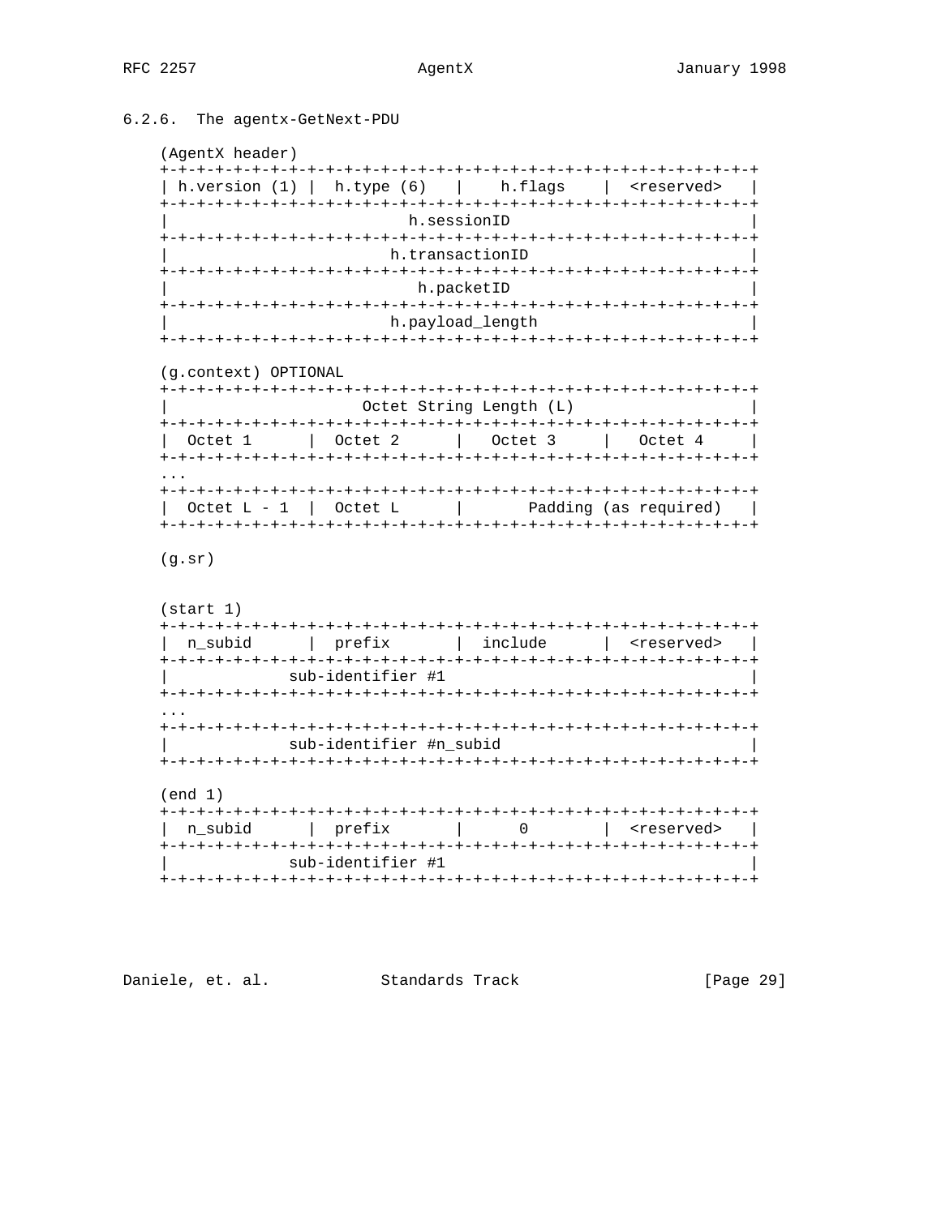### 6.2.6. The agentx-GetNext-PDU

```
(AgentX header)
+-+-+-+-+-+-+-+-+-+-+-+-+-+-+-+-+-+-+-+-+-+-+-+-+-+-+-+-+-+-+-+-+
| h.version (1) |  h.type (6)   |    h.flags    |  <reserved>   |
+-+-+-+-+-+-+-+-+-+-+-+-+-+-+-+-+-+-+-+-+-+-+-+-+-+-+-+-+-+-+-+-+
|                          h.sessionID                          |
+-+-+-+-+-+-+-+-+-+-+-+-+-+-+-+-+-+-+-+-+-+-+-+-+-+-+-+-+-+-+-+-+
|                        h.transactionID                        |
+-+-+-+-+-+-+-+-+-+-+-+-+-+-+-+-+-+-+-+-+-+-+-+-+-+-+-+-+-+-+-+-+
|                           h.packetID                          |
+-+-+-+-+-+-+-+-+-+-+-+-+-+-+-+-+-+-+-+-+-+-+-+-+-+-+-+-+-+-+-+-+
|                        h.payload_length                       |
+-+-+-+-+-+-+-+-+-+-+-+-+-+-+-+-+-+-+-+-+-+-+-+-+-+-+-+-+-+-+-+-+

(g.context) OPTIONAL
+-+-+-+-+-+-+-+-+-+-+-+-+-+-+-+-+-+-+-+-+-+-+-+-+-+-+-+-+-+-+-+-+
|                     Octet String Length (L)                   |
+-+-+-+-+-+-+-+-+-+-+-+-+-+-+-+-+-+-+-+-+-+-+-+-+-+-+-+-+-+-+-+-+
|  Octet 1      |  Octet 2      |   Octet 3     |   Octet 4     |
+-+-+-+-+-+-+-+-+-+-+-+-+-+-+-+-+-+-+-+-+-+-+-+-+-+-+-+-+-+-+-+-+
...
+-+-+-+-+-+-+-+-+-+-+-+-+-+-+-+-+-+-+-+-+-+-+-+-+-+-+-+-+-+-+-+-+
|  Octet L - 1  |  Octet L      |       Padding (as required)   |
+-+-+-+-+-+-+-+-+-+-+-+-+-+-+-+-+-+-+-+-+-+-+-+-+-+-+-+-+-+-+-+-+

(g.sr)


(start 1)
+-+-+-+-+-+-+-+-+-+-+-+-+-+-+-+-+-+-+-+-+-+-+-+-+-+-+-+-+-+-+-+-+
|  n_subid      |  prefix       |  include      |  <reserved>   |
+-+-+-+-+-+-+-+-+-+-+-+-+-+-+-+-+-+-+-+-+-+-+-+-+-+-+-+-+-+-+-+-+
|             sub-identifier #1                                 |
+-+-+-+-+-+-+-+-+-+-+-+-+-+-+-+-+-+-+-+-+-+-+-+-+-+-+-+-+-+-+-+-+
...
+-+-+-+-+-+-+-+-+-+-+-+-+-+-+-+-+-+-+-+-+-+-+-+-+-+-+-+-+-+-+-+-+
|             sub-identifier #n_subid                           |
+-+-+-+-+-+-+-+-+-+-+-+-+-+-+-+-+-+-+-+-+-+-+-+-+-+-+-+-+-+-+-+-+

(end 1)
+-+-+-+-+-+-+-+-+-+-+-+-+-+-+-+-+-+-+-+-+-+-+-+-+-+-+-+-+-+-+-+-+
|  n_subid      |  prefix       |      0        |  <reserved>   |
+-+-+-+-+-+-+-+-+-+-+-+-+-+-+-+-+-+-+-+-+-+-+-+-+-+-+-+-+-+-+-+-+
|             sub-identifier #1                                 |
+-+-+-+-+-+-+-+-+-+-+-+-+-+-+-+-+-+-+-+-+-+-+-+-+-+-+-+-+-+-+-+-+
```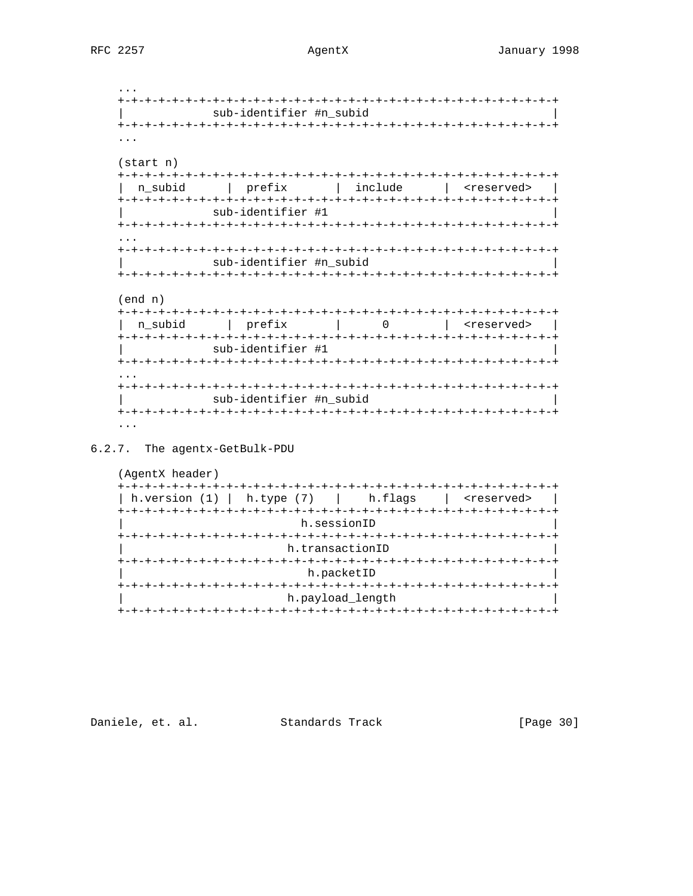```
...
+-+-+-+-+-+-+-+-+-+-+-+-+-+-+-+-+-+-+-+-+-+-+-+-+-+-+-+-+-+-+-+-+
|             sub-identifier #n_subid                           |
+-+-+-+-+-+-+-+-+-+-+-+-+-+-+-+-+-+-+-+-+-+-+-+-+-+-+-+-+-+-+-+-+
...

(start n)
+-+-+-+-+-+-+-+-+-+-+-+-+-+-+-+-+-+-+-+-+-+-+-+-+-+-+-+-+-+-+-+-+
|  n_subid      |  prefix       |  include      |  <reserved>   |
+-+-+-+-+-+-+-+-+-+-+-+-+-+-+-+-+-+-+-+-+-+-+-+-+-+-+-+-+-+-+-+-+
|             sub-identifier #1                                 |
+-+-+-+-+-+-+-+-+-+-+-+-+-+-+-+-+-+-+-+-+-+-+-+-+-+-+-+-+-+-+-+-+
...
+-+-+-+-+-+-+-+-+-+-+-+-+-+-+-+-+-+-+-+-+-+-+-+-+-+-+-+-+-+-+-+-+
|             sub-identifier #n_subid                           |
+-+-+-+-+-+-+-+-+-+-+-+-+-+-+-+-+-+-+-+-+-+-+-+-+-+-+-+-+-+-+-+-+

(end n)
+-+-+-+-+-+-+-+-+-+-+-+-+-+-+-+-+-+-+-+-+-+-+-+-+-+-+-+-+-+-+-+-+
|  n_subid      |  prefix       |      0        |  <reserved>   |
+-+-+-+-+-+-+-+-+-+-+-+-+-+-+-+-+-+-+-+-+-+-+-+-+-+-+-+-+-+-+-+-+
|             sub-identifier #1                                 |
+-+-+-+-+-+-+-+-+-+-+-+-+-+-+-+-+-+-+-+-+-+-+-+-+-+-+-+-+-+-+-+-+
...
+-+-+-+-+-+-+-+-+-+-+-+-+-+-+-+-+-+-+-+-+-+-+-+-+-+-+-+-+-+-+-+-+
|             sub-identifier #n_subid                           |
+-+-+-+-+-+-+-+-+-+-+-+-+-+-+-+-+-+-+-+-+-+-+-+-+-+-+-+-+-+-+-+-+
...
```

### 6.2.7. The agentx-GetBulk-PDU

```
(AgentX header)
+-+-+-+-+-+-+-+-+-+-+-+-+-+-+-+-+-+-+-+-+-+-+-+-+-+-+-+-+-+-+-+-+
| h.version (1) |  h.type (7)   |    h.flags    |  <reserved>   |
+-+-+-+-+-+-+-+-+-+-+-+-+-+-+-+-+-+-+-+-+-+-+-+-+-+-+-+-+-+-+-+-+
|                          h.sessionID                          |
+-+-+-+-+-+-+-+-+-+-+-+-+-+-+-+-+-+-+-+-+-+-+-+-+-+-+-+-+-+-+-+-+
|                         h.transactionID                       |
+-+-+-+-+-+-+-+-+-+-+-+-+-+-+-+-+-+-+-+-+-+-+-+-+-+-+-+-+-+-+-+-+
|                           h.packetID                          |
+-+-+-+-+-+-+-+-+-+-+-+-+-+-+-+-+-+-+-+-+-+-+-+-+-+-+-+-+-+-+-+-+
|                         h.payload_length                      |
+-+-+-+-+-+-+-+-+-+-+-+-+-+-+-+-+-+-+-+-+-+-+-+-+-+-+-+-+-+-+-+-+
```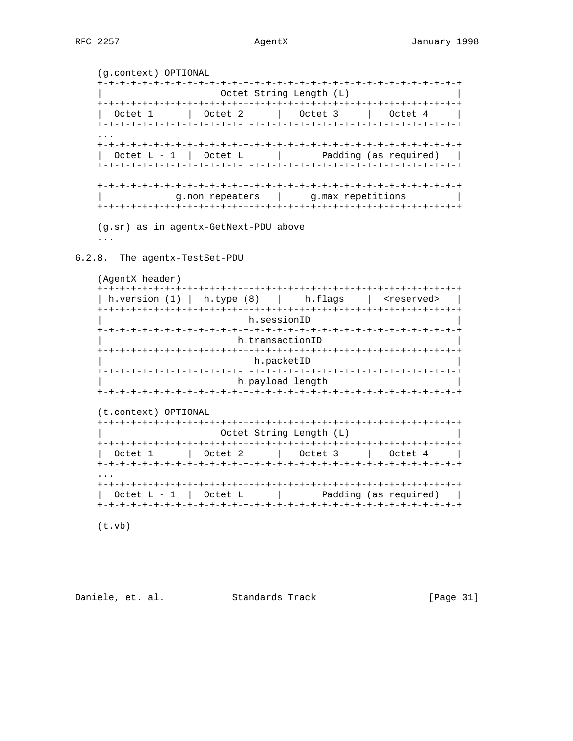```
(g.context) OPTIONAL
+-+-+-+-+-+-+-+-+-+-+-+-+-+-+-+-+-+-+-+-+-+-+-+-+-+-+-+-+-+-+-+-+
|                    Octet String Length (L)                    |
+-+-+-+-+-+-+-+-+-+-+-+-+-+-+-+-+-+-+-+-+-+-+-+-+-+-+-+-+-+-+-+-+
|  Octet 1      |  Octet 2      |  Octet 3      |  Octet 4      |
+-+-+-+-+-+-+-+-+-+-+-+-+-+-+-+-+-+-+-+-+-+-+-+-+-+-+-+-+-+-+-+-+
...
+-+-+-+-+-+-+-+-+-+-+-+-+-+-+-+-+-+-+-+-+-+-+-+-+-+-+-+-+-+-+-+-+
|  Octet L - 1  |  Octet L      |       Padding (as required)   |
+-+-+-+-+-+-+-+-+-+-+-+-+-+-+-+-+-+-+-+-+-+-+-+-+-+-+-+-+-+-+-+-+

+-+-+-+-+-+-+-+-+-+-+-+-+-+-+-+-+-+-+-+-+-+-+-+-+-+-+-+-+-+-+-+-+
|            g.non_repeaters    |     g.max_repetitions         |
+-+-+-+-+-+-+-+-+-+-+-+-+-+-+-+-+-+-+-+-+-+-+-+-+-+-+-+-+-+-+-+-+

(g.sr) as in agentx-GetNext-PDU above
...
```

### 6.2.8. The agentx-TestSet-PDU

```
(AgentX header)
+-+-+-+-+-+-+-+-+-+-+-+-+-+-+-+-+-+-+-+-+-+-+-+-+-+-+-+-+-+-+-+-+
| h.version (1) |  h.type (8)   |    h.flags    |  <reserved>   |
+-+-+-+-+-+-+-+-+-+-+-+-+-+-+-+-+-+-+-+-+-+-+-+-+-+-+-+-+-+-+-+-+
|                          h.sessionID                          |
+-+-+-+-+-+-+-+-+-+-+-+-+-+-+-+-+-+-+-+-+-+-+-+-+-+-+-+-+-+-+-+-+
|                        h.transactionID                        |
+-+-+-+-+-+-+-+-+-+-+-+-+-+-+-+-+-+-+-+-+-+-+-+-+-+-+-+-+-+-+-+-+
|                          h.packetID                           |
+-+-+-+-+-+-+-+-+-+-+-+-+-+-+-+-+-+-+-+-+-+-+-+-+-+-+-+-+-+-+-+-+
|                        h.payload_length                       |
+-+-+-+-+-+-+-+-+-+-+-+-+-+-+-+-+-+-+-+-+-+-+-+-+-+-+-+-+-+-+-+-+

(t.context) OPTIONAL
+-+-+-+-+-+-+-+-+-+-+-+-+-+-+-+-+-+-+-+-+-+-+-+-+-+-+-+-+-+-+-+-+
|                    Octet String Length (L)                    |
+-+-+-+-+-+-+-+-+-+-+-+-+-+-+-+-+-+-+-+-+-+-+-+-+-+-+-+-+-+-+-+-+
|  Octet 1      |  Octet 2      |  Octet 3      |  Octet 4      |
+-+-+-+-+-+-+-+-+-+-+-+-+-+-+-+-+-+-+-+-+-+-+-+-+-+-+-+-+-+-+-+-+
...
+-+-+-+-+-+-+-+-+-+-+-+-+-+-+-+-+-+-+-+-+-+-+-+-+-+-+-+-+-+-+-+-+
|  Octet L - 1  |  Octet L      |       Padding (as required)   |
+-+-+-+-+-+-+-+-+-+-+-+-+-+-+-+-+-+-+-+-+-+-+-+-+-+-+-+-+-+-+-+-+

(t.vb)
```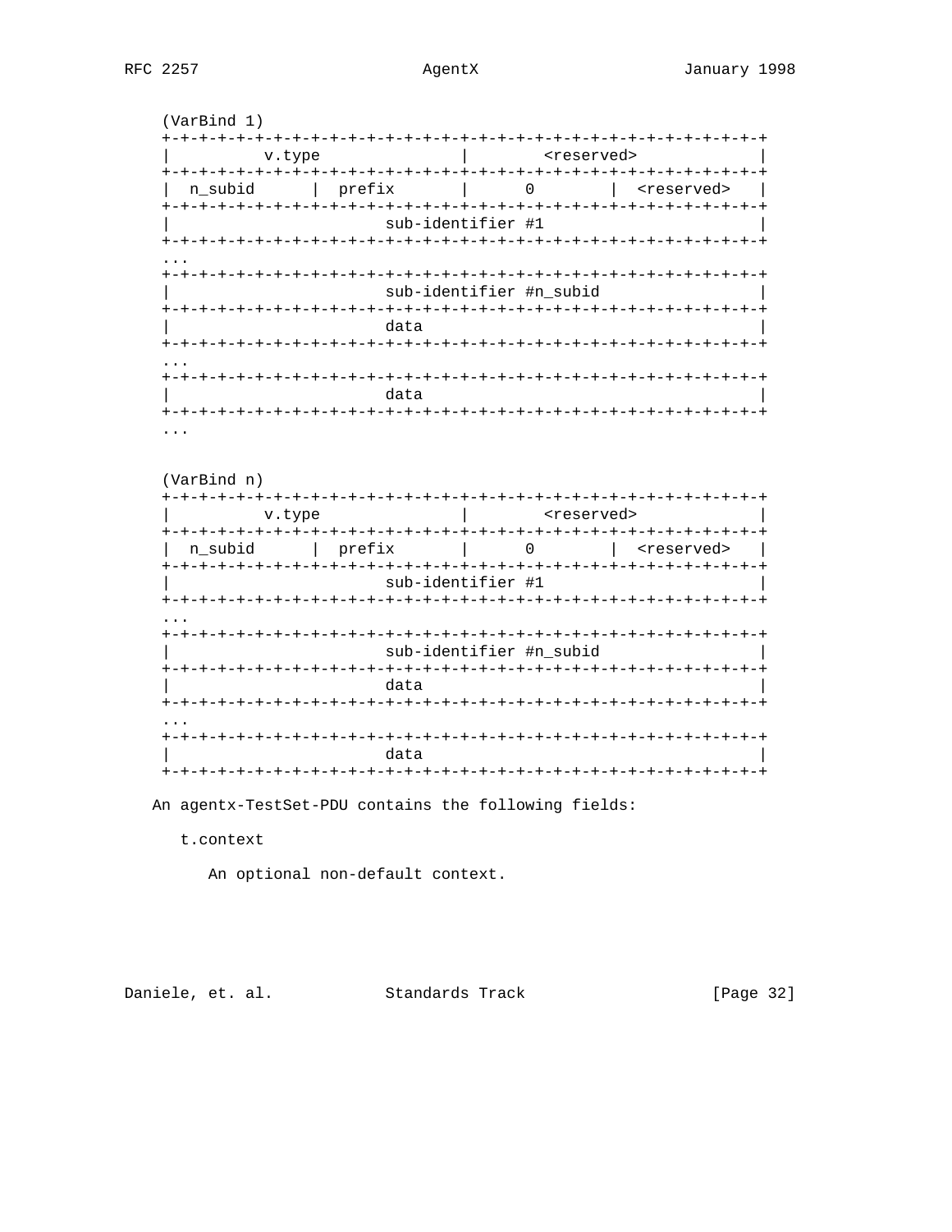```
(VarBind 1)
+-+-+-+-+-+-+-+-+-+-+-+-+-+-+-+-+-+-+-+-+-+-+-+-+-+-+-+-+-+-+-+-+
|          v.type               |        <reserved>             |
+-+-+-+-+-+-+-+-+-+-+-+-+-+-+-+-+-+-+-+-+-+-+-+-+-+-+-+-+-+-+-+-+
|  n_subid      |  prefix       |      0        |  <reserved>   |
+-+-+-+-+-+-+-+-+-+-+-+-+-+-+-+-+-+-+-+-+-+-+-+-+-+-+-+-+-+-+-+-+
|                       sub-identifier #1                       |
+-+-+-+-+-+-+-+-+-+-+-+-+-+-+-+-+-+-+-+-+-+-+-+-+-+-+-+-+-+-+-+-+
...
+-+-+-+-+-+-+-+-+-+-+-+-+-+-+-+-+-+-+-+-+-+-+-+-+-+-+-+-+-+-+-+-+
|                       sub-identifier #n_subid                 |
+-+-+-+-+-+-+-+-+-+-+-+-+-+-+-+-+-+-+-+-+-+-+-+-+-+-+-+-+-+-+-+-+
|                       data                                    |
+-+-+-+-+-+-+-+-+-+-+-+-+-+-+-+-+-+-+-+-+-+-+-+-+-+-+-+-+-+-+-+-+
...
+-+-+-+-+-+-+-+-+-+-+-+-+-+-+-+-+-+-+-+-+-+-+-+-+-+-+-+-+-+-+-+-+
|                       data                                    |
+-+-+-+-+-+-+-+-+-+-+-+-+-+-+-+-+-+-+-+-+-+-+-+-+-+-+-+-+-+-+-+-+
...


(VarBind n)
+-+-+-+-+-+-+-+-+-+-+-+-+-+-+-+-+-+-+-+-+-+-+-+-+-+-+-+-+-+-+-+-+
|          v.type               |        <reserved>             |
+-+-+-+-+-+-+-+-+-+-+-+-+-+-+-+-+-+-+-+-+-+-+-+-+-+-+-+-+-+-+-+-+
|  n_subid      |  prefix       |      0        |  <reserved>   |
+-+-+-+-+-+-+-+-+-+-+-+-+-+-+-+-+-+-+-+-+-+-+-+-+-+-+-+-+-+-+-+-+
|                       sub-identifier #1                       |
+-+-+-+-+-+-+-+-+-+-+-+-+-+-+-+-+-+-+-+-+-+-+-+-+-+-+-+-+-+-+-+-+
...
+-+-+-+-+-+-+-+-+-+-+-+-+-+-+-+-+-+-+-+-+-+-+-+-+-+-+-+-+-+-+-+-+
|                       sub-identifier #n_subid                 |
+-+-+-+-+-+-+-+-+-+-+-+-+-+-+-+-+-+-+-+-+-+-+-+-+-+-+-+-+-+-+-+-+
|                       data                                    |
+-+-+-+-+-+-+-+-+-+-+-+-+-+-+-+-+-+-+-+-+-+-+-+-+-+-+-+-+-+-+-+-+
...
+-+-+-+-+-+-+-+-+-+-+-+-+-+-+-+-+-+-+-+-+-+-+-+-+-+-+-+-+-+-+-+-+
|                       data                                    |
+-+-+-+-+-+-+-+-+-+-+-+-+-+-+-+-+-+-+-+-+-+-+-+-+-+-+-+-+-+-+-+-+
```

An agentx-TestSet-PDU contains the following fields:

t.context

An optional non-default context.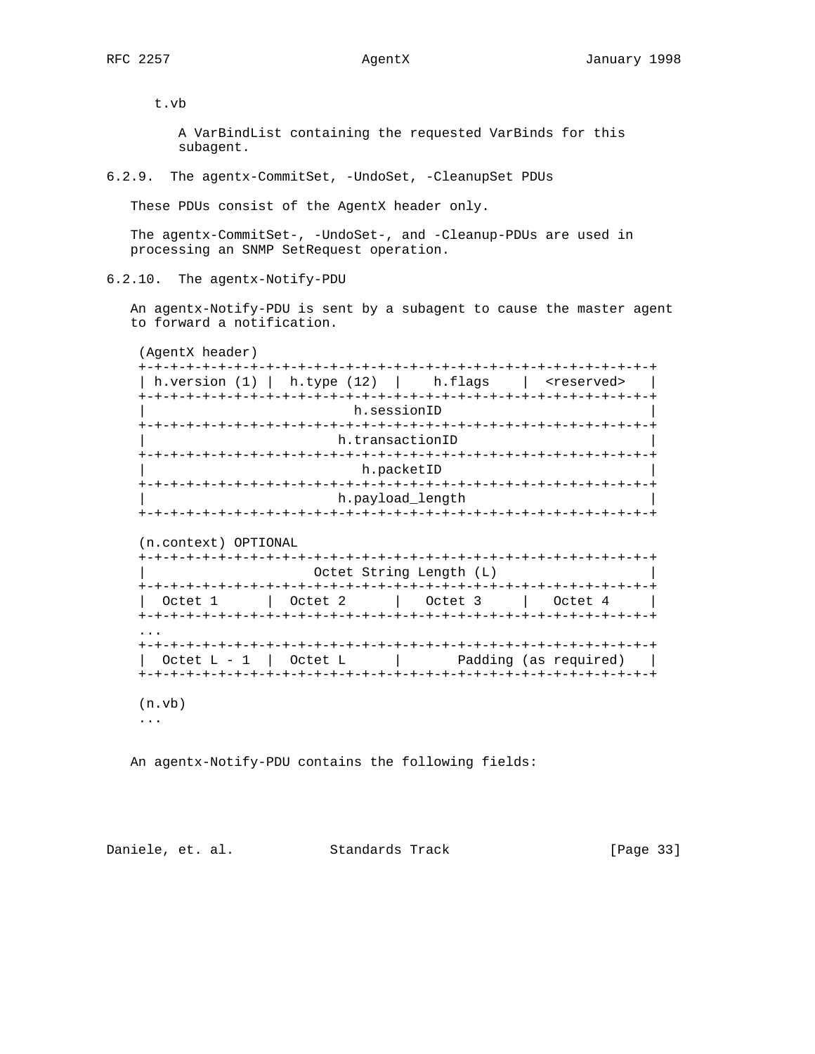t.vb

A VarBindList containing the requested VarBinds for this subagent.

### 6.2.9. The agentx-CommitSet, -UndoSet, -CleanupSet PDUs

These PDUs consist of the AgentX header only.

The agentx-CommitSet-, -UndoSet-, and -Cleanup-PDUs are used in processing an SNMP SetRequest operation.

### 6.2.10. The agentx-Notify-PDU

An agentx-Notify-PDU is sent by a subagent to cause the master agent to forward a notification.

```
(AgentX header)
+-+-+-+-+-+-+-+-+-+-+-+-+-+-+-+-+-+-+-+-+-+-+-+-+-+-+-+-+-+-+-+-+
| h.version (1) |  h.type (12)  |    h.flags    |  <reserved>   |
+-+-+-+-+-+-+-+-+-+-+-+-+-+-+-+-+-+-+-+-+-+-+-+-+-+-+-+-+-+-+-+-+
|                          h.sessionID                          |
+-+-+-+-+-+-+-+-+-+-+-+-+-+-+-+-+-+-+-+-+-+-+-+-+-+-+-+-+-+-+-+-+
|                        h.transactionID                        |
+-+-+-+-+-+-+-+-+-+-+-+-+-+-+-+-+-+-+-+-+-+-+-+-+-+-+-+-+-+-+-+-+
|                           h.packetID                          |
+-+-+-+-+-+-+-+-+-+-+-+-+-+-+-+-+-+-+-+-+-+-+-+-+-+-+-+-+-+-+-+-+
|                        h.payload_length                       |
+-+-+-+-+-+-+-+-+-+-+-+-+-+-+-+-+-+-+-+-+-+-+-+-+-+-+-+-+-+-+-+-+

(n.context) OPTIONAL
+-+-+-+-+-+-+-+-+-+-+-+-+-+-+-+-+-+-+-+-+-+-+-+-+-+-+-+-+-+-+-+-+
|                     Octet String Length (L)                   |
+-+-+-+-+-+-+-+-+-+-+-+-+-+-+-+-+-+-+-+-+-+-+-+-+-+-+-+-+-+-+-+-+
|  Octet 1      |  Octet 2      |   Octet 3     |   Octet 4     |
+-+-+-+-+-+-+-+-+-+-+-+-+-+-+-+-+-+-+-+-+-+-+-+-+-+-+-+-+-+-+-+-+
...
+-+-+-+-+-+-+-+-+-+-+-+-+-+-+-+-+-+-+-+-+-+-+-+-+-+-+-+-+-+-+-+-+
|  Octet L - 1  |  Octet L      |       Padding (as required)   |
+-+-+-+-+-+-+-+-+-+-+-+-+-+-+-+-+-+-+-+-+-+-+-+-+-+-+-+-+-+-+-+-+

(n.vb)
...
```

An agentx-Notify-PDU contains the following fields: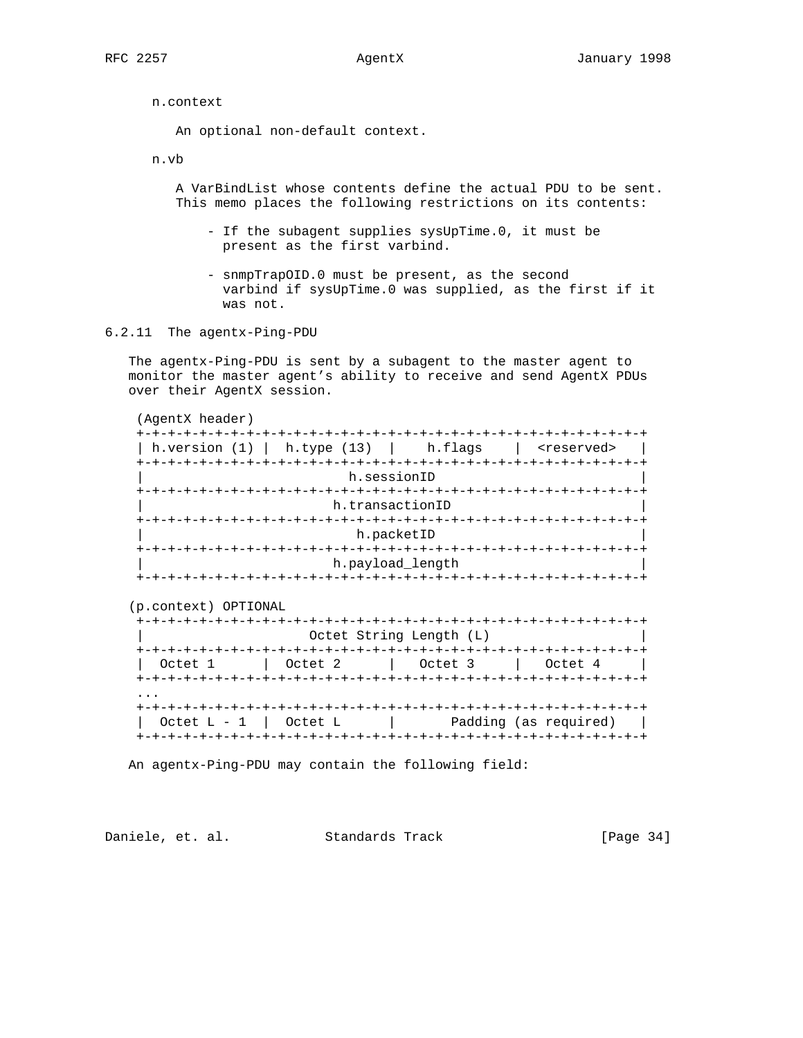n.context

An optional non-default context.

n.vb

A VarBindList whose contents define the actual PDU to be sent. This memo places the following restrictions on its contents:

- If the subagent supplies sysUpTime.0, it must be present as the first varbind.

- snmpTrapOID.0 must be present, as the second varbind if sysUpTime.0 was supplied, as the first if it was not.

### 6.2.11 The agentx-Ping-PDU

The agentx-Ping-PDU is sent by a subagent to the master agent to monitor the master agent's ability to receive and send AgentX PDUs over their AgentX session.

```
 (AgentX header)
 +-+-+-+-+-+-+-+-+-+-+-+-+-+-+-+-+-+-+-+-+-+-+-+-+-+-+-+-+-+-+-+-+
 | h.version (1) |  h.type (13)  |    h.flags    |  <reserved>   |
 +-+-+-+-+-+-+-+-+-+-+-+-+-+-+-+-+-+-+-+-+-+-+-+-+-+-+-+-+-+-+-+-+
 |                          h.sessionID                          |
 +-+-+-+-+-+-+-+-+-+-+-+-+-+-+-+-+-+-+-+-+-+-+-+-+-+-+-+-+-+-+-+-+
 |                        h.transactionID                        |
 +-+-+-+-+-+-+-+-+-+-+-+-+-+-+-+-+-+-+-+-+-+-+-+-+-+-+-+-+-+-+-+-+
 |                          h.packetID                           |
 +-+-+-+-+-+-+-+-+-+-+-+-+-+-+-+-+-+-+-+-+-+-+-+-+-+-+-+-+-+-+-+-+
 |                        h.payload_length                       |
 +-+-+-+-+-+-+-+-+-+-+-+-+-+-+-+-+-+-+-+-+-+-+-+-+-+-+-+-+-+-+-+-+

(p.context) OPTIONAL
 +-+-+-+-+-+-+-+-+-+-+-+-+-+-+-+-+-+-+-+-+-+-+-+-+-+-+-+-+-+-+-+-+
 |                     Octet String Length (L)                   |
 +-+-+-+-+-+-+-+-+-+-+-+-+-+-+-+-+-+-+-+-+-+-+-+-+-+-+-+-+-+-+-+-+
 |  Octet 1      |  Octet 2      |   Octet 3     |   Octet 4     |
 +-+-+-+-+-+-+-+-+-+-+-+-+-+-+-+-+-+-+-+-+-+-+-+-+-+-+-+-+-+-+-+-+
 ...
 +-+-+-+-+-+-+-+-+-+-+-+-+-+-+-+-+-+-+-+-+-+-+-+-+-+-+-+-+-+-+-+-+
 |  Octet L - 1  |  Octet L      |       Padding (as required)   |
 +-+-+-+-+-+-+-+-+-+-+-+-+-+-+-+-+-+-+-+-+-+-+-+-+-+-+-+-+-+-+-+-+
```

An agentx-Ping-PDU may contain the following field: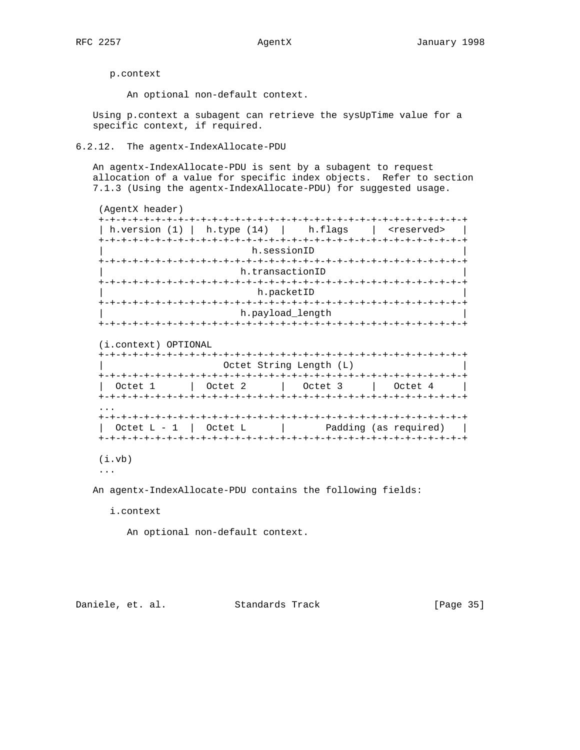p.context

An optional non-default context.

Using p.context a subagent can retrieve the sysUpTime value for a specific context, if required.

### 6.2.12. The agentx-IndexAllocate-PDU

An agentx-IndexAllocate-PDU is sent by a subagent to request allocation of a value for specific index objects. Refer to section 7.1.3 (Using the agentx-IndexAllocate-PDU) for suggested usage.

```
(AgentX header)
+-+-+-+-+-+-+-+-+-+-+-+-+-+-+-+-+-+-+-+-+-+-+-+-+-+-+-+-+-+-+-+-+
| h.version (1) |  h.type (14)  |    h.flags    |  <reserved>   |
+-+-+-+-+-+-+-+-+-+-+-+-+-+-+-+-+-+-+-+-+-+-+-+-+-+-+-+-+-+-+-+-+
|                          h.sessionID                          |
+-+-+-+-+-+-+-+-+-+-+-+-+-+-+-+-+-+-+-+-+-+-+-+-+-+-+-+-+-+-+-+-+
|                        h.transactionID                        |
+-+-+-+-+-+-+-+-+-+-+-+-+-+-+-+-+-+-+-+-+-+-+-+-+-+-+-+-+-+-+-+-+
|                           h.packetID                          |
+-+-+-+-+-+-+-+-+-+-+-+-+-+-+-+-+-+-+-+-+-+-+-+-+-+-+-+-+-+-+-+-+
|                        h.payload_length                       |
+-+-+-+-+-+-+-+-+-+-+-+-+-+-+-+-+-+-+-+-+-+-+-+-+-+-+-+-+-+-+-+-+

(i.context) OPTIONAL
+-+-+-+-+-+-+-+-+-+-+-+-+-+-+-+-+-+-+-+-+-+-+-+-+-+-+-+-+-+-+-+-+
|                     Octet String Length (L)                   |
+-+-+-+-+-+-+-+-+-+-+-+-+-+-+-+-+-+-+-+-+-+-+-+-+-+-+-+-+-+-+-+-+
|  Octet 1      |  Octet 2      |   Octet 3     |   Octet 4     |
+-+-+-+-+-+-+-+-+-+-+-+-+-+-+-+-+-+-+-+-+-+-+-+-+-+-+-+-+-+-+-+-+
...
+-+-+-+-+-+-+-+-+-+-+-+-+-+-+-+-+-+-+-+-+-+-+-+-+-+-+-+-+-+-+-+-+
|  Octet L - 1  |  Octet L      |       Padding (as required)   |
+-+-+-+-+-+-+-+-+-+-+-+-+-+-+-+-+-+-+-+-+-+-+-+-+-+-+-+-+-+-+-+-+

(i.vb)
...
```

An agentx-IndexAllocate-PDU contains the following fields:

i.context

An optional non-default context.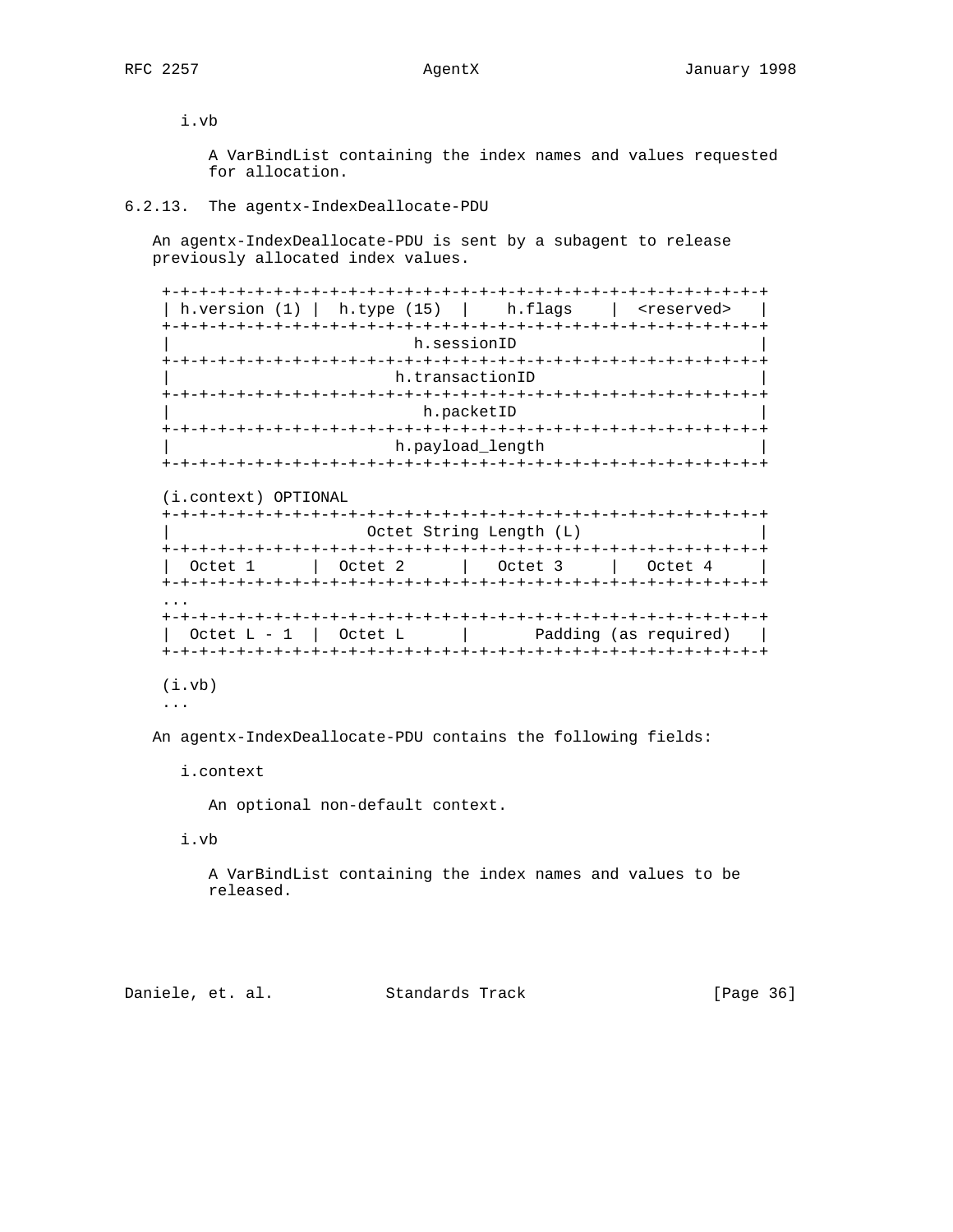i.vb

A VarBindList containing the index names and values requested for allocation.

### 6.2.13. The agentx-IndexDeallocate-PDU

An agentx-IndexDeallocate-PDU is sent by a subagent to release previously allocated index values.

```
+-+-+-+-+-+-+-+-+-+-+-+-+-+-+-+-+-+-+-+-+-+-+-+-+-+-+-+-+-+-+-+-+
| h.version (1) |  h.type (15)  |    h.flags    |  <reserved>   |
+-+-+-+-+-+-+-+-+-+-+-+-+-+-+-+-+-+-+-+-+-+-+-+-+-+-+-+-+-+-+-+-+
|                          h.sessionID                          |
+-+-+-+-+-+-+-+-+-+-+-+-+-+-+-+-+-+-+-+-+-+-+-+-+-+-+-+-+-+-+-+-+
|                        h.transactionID                        |
+-+-+-+-+-+-+-+-+-+-+-+-+-+-+-+-+-+-+-+-+-+-+-+-+-+-+-+-+-+-+-+-+
|                          h.packetID                           |
+-+-+-+-+-+-+-+-+-+-+-+-+-+-+-+-+-+-+-+-+-+-+-+-+-+-+-+-+-+-+-+-+
|                        h.payload_length                       |
+-+-+-+-+-+-+-+-+-+-+-+-+-+-+-+-+-+-+-+-+-+-+-+-+-+-+-+-+-+-+-+-+

(i.context) OPTIONAL
+-+-+-+-+-+-+-+-+-+-+-+-+-+-+-+-+-+-+-+-+-+-+-+-+-+-+-+-+-+-+-+-+
|                     Octet String Length (L)                   |
+-+-+-+-+-+-+-+-+-+-+-+-+-+-+-+-+-+-+-+-+-+-+-+-+-+-+-+-+-+-+-+-+
|  Octet 1      |  Octet 2      |   Octet 3     |   Octet 4     |
+-+-+-+-+-+-+-+-+-+-+-+-+-+-+-+-+-+-+-+-+-+-+-+-+-+-+-+-+-+-+-+-+
...
+-+-+-+-+-+-+-+-+-+-+-+-+-+-+-+-+-+-+-+-+-+-+-+-+-+-+-+-+-+-+-+-+
|  Octet L - 1  |  Octet L      |       Padding (as required)   |
+-+-+-+-+-+-+-+-+-+-+-+-+-+-+-+-+-+-+-+-+-+-+-+-+-+-+-+-+-+-+-+-+

(i.vb)
...
```

An agentx-IndexDeallocate-PDU contains the following fields:

i.context

An optional non-default context.

i.vb

A VarBindList containing the index names and values to be released.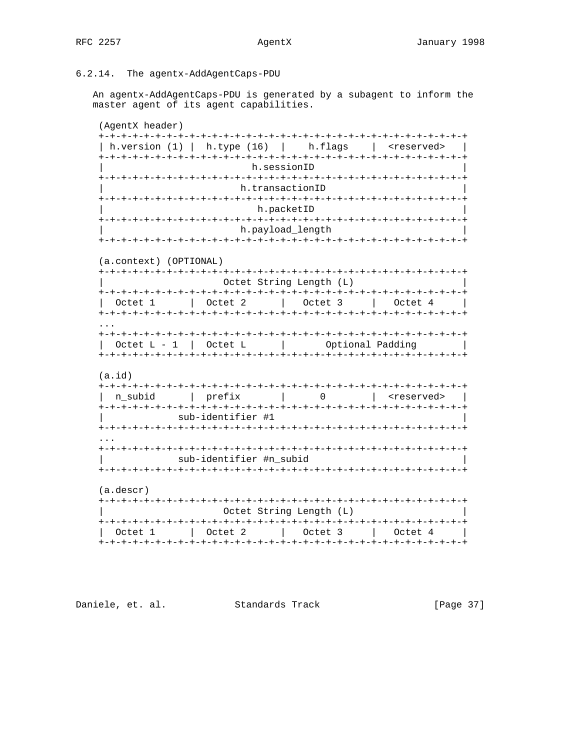### 6.2.14. The agentx-AddAgentCaps-PDU

An agentx-AddAgentCaps-PDU is generated by a subagent to inform the master agent of its agent capabilities.

```
 (AgentX header)
 +-+-+-+-+-+-+-+-+-+-+-+-+-+-+-+-+-+-+-+-+-+-+-+-+-+-+-+-+-+-+-+-+
 | h.version (1) |  h.type (16)  |    h.flags    |  <reserved>   |
 +-+-+-+-+-+-+-+-+-+-+-+-+-+-+-+-+-+-+-+-+-+-+-+-+-+-+-+-+-+-+-+-+
 |                          h.sessionID                          |
 +-+-+-+-+-+-+-+-+-+-+-+-+-+-+-+-+-+-+-+-+-+-+-+-+-+-+-+-+-+-+-+-+
 |                        h.transactionID                        |
 +-+-+-+-+-+-+-+-+-+-+-+-+-+-+-+-+-+-+-+-+-+-+-+-+-+-+-+-+-+-+-+-+
 |                          h.packetID                           |
 +-+-+-+-+-+-+-+-+-+-+-+-+-+-+-+-+-+-+-+-+-+-+-+-+-+-+-+-+-+-+-+-+
 |                        h.payload_length                       |
 +-+-+-+-+-+-+-+-+-+-+-+-+-+-+-+-+-+-+-+-+-+-+-+-+-+-+-+-+-+-+-+-+

 (a.context) (OPTIONAL)
 +-+-+-+-+-+-+-+-+-+-+-+-+-+-+-+-+-+-+-+-+-+-+-+-+-+-+-+-+-+-+-+-+
 |                     Octet String Length (L)                   |
 +-+-+-+-+-+-+-+-+-+-+-+-+-+-+-+-+-+-+-+-+-+-+-+-+-+-+-+-+-+-+-+-+
 |  Octet 1      |  Octet 2      |   Octet 3     |   Octet 4     |
 +-+-+-+-+-+-+-+-+-+-+-+-+-+-+-+-+-+-+-+-+-+-+-+-+-+-+-+-+-+-+-+-+
 ...
 +-+-+-+-+-+-+-+-+-+-+-+-+-+-+-+-+-+-+-+-+-+-+-+-+-+-+-+-+-+-+-+-+
 |  Octet L - 1  |  Octet L      |       Optional Padding        |
 +-+-+-+-+-+-+-+-+-+-+-+-+-+-+-+-+-+-+-+-+-+-+-+-+-+-+-+-+-+-+-+-+

 (a.id)
 +-+-+-+-+-+-+-+-+-+-+-+-+-+-+-+-+-+-+-+-+-+-+-+-+-+-+-+-+-+-+-+-+
 |  n_subid      |  prefix       |      0        |  <reserved>   |
 +-+-+-+-+-+-+-+-+-+-+-+-+-+-+-+-+-+-+-+-+-+-+-+-+-+-+-+-+-+-+-+-+
 |             sub-identifier #1                                 |
 +-+-+-+-+-+-+-+-+-+-+-+-+-+-+-+-+-+-+-+-+-+-+-+-+-+-+-+-+-+-+-+-+
 ...
 +-+-+-+-+-+-+-+-+-+-+-+-+-+-+-+-+-+-+-+-+-+-+-+-+-+-+-+-+-+-+-+-+
 |             sub-identifier #n_subid                           |
 +-+-+-+-+-+-+-+-+-+-+-+-+-+-+-+-+-+-+-+-+-+-+-+-+-+-+-+-+-+-+-+-+

 (a.descr)
 +-+-+-+-+-+-+-+-+-+-+-+-+-+-+-+-+-+-+-+-+-+-+-+-+-+-+-+-+-+-+-+-+
 |                     Octet String Length (L)                   |
 +-+-+-+-+-+-+-+-+-+-+-+-+-+-+-+-+-+-+-+-+-+-+-+-+-+-+-+-+-+-+-+-+
 |  Octet 1      |  Octet 2      |   Octet 3     |   Octet 4     |
 +-+-+-+-+-+-+-+-+-+-+-+-+-+-+-+-+-+-+-+-+-+-+-+-+-+-+-+-+-+-+-+-+
```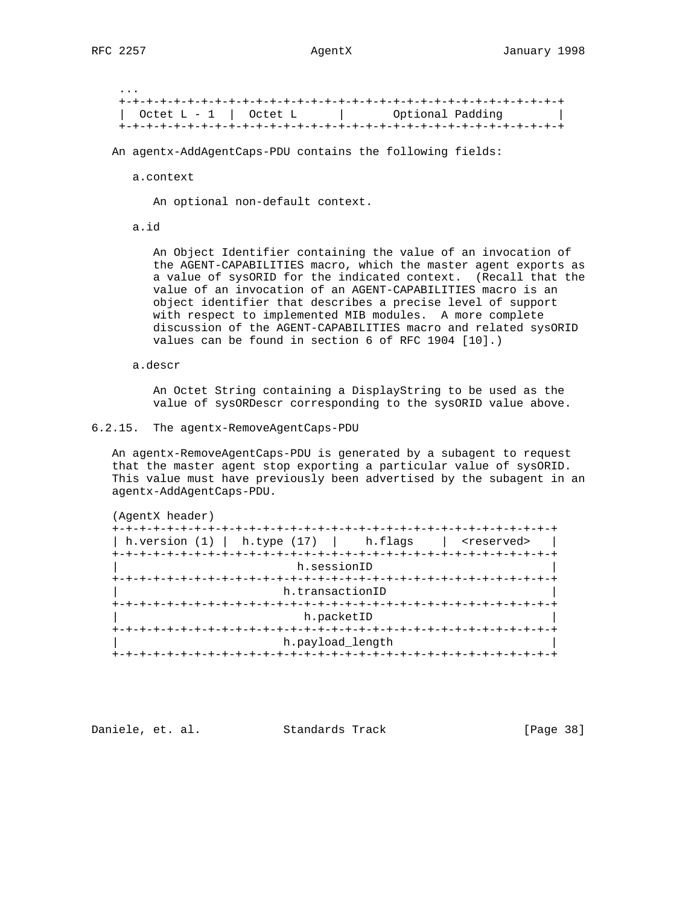```
...
+-+-+-+-+-+-+-+-+-+-+-+-+-+-+-+-+-+-+-+-+-+-+-+-+-+-+-+-+-+-+-+-+
|  Octet L - 1  |  Octet L      |       Optional Padding        |
+-+-+-+-+-+-+-+-+-+-+-+-+-+-+-+-+-+-+-+-+-+-+-+-+-+-+-+-+-+-+-+-+
```

An agentx-AddAgentCaps-PDU contains the following fields:

a.context

An optional non-default context.

a.id

An Object Identifier containing the value of an invocation of the AGENT-CAPABILITIES macro, which the master agent exports as a value of sysORID for the indicated context. (Recall that the value of an invocation of an AGENT-CAPABILITIES macro is an object identifier that describes a precise level of support with respect to implemented MIB modules. A more complete discussion of the AGENT-CAPABILITIES macro and related sysORID values can be found in section 6 of RFC 1904 [10].)

a.descr

An Octet String containing a DisplayString to be used as the value of sysORDescr corresponding to the sysORID value above.

### 6.2.15. The agentx-RemoveAgentCaps-PDU

An agentx-RemoveAgentCaps-PDU is generated by a subagent to request that the master agent stop exporting a particular value of sysORID. This value must have previously been advertised by the subagent in an agentx-AddAgentCaps-PDU.

```
(AgentX header)
+-+-+-+-+-+-+-+-+-+-+-+-+-+-+-+-+-+-+-+-+-+-+-+-+-+-+-+-+-+-+-+-+
| h.version (1) |  h.type (17)  |    h.flags    |  <reserved>   |
+-+-+-+-+-+-+-+-+-+-+-+-+-+-+-+-+-+-+-+-+-+-+-+-+-+-+-+-+-+-+-+-+
|                          h.sessionID                          |
+-+-+-+-+-+-+-+-+-+-+-+-+-+-+-+-+-+-+-+-+-+-+-+-+-+-+-+-+-+-+-+-+
|                        h.transactionID                        |
+-+-+-+-+-+-+-+-+-+-+-+-+-+-+-+-+-+-+-+-+-+-+-+-+-+-+-+-+-+-+-+-+
|                          h.packetID                           |
+-+-+-+-+-+-+-+-+-+-+-+-+-+-+-+-+-+-+-+-+-+-+-+-+-+-+-+-+-+-+-+-+
|                        h.payload_length                       |
+-+-+-+-+-+-+-+-+-+-+-+-+-+-+-+-+-+-+-+-+-+-+-+-+-+-+-+-+-+-+-+-+
```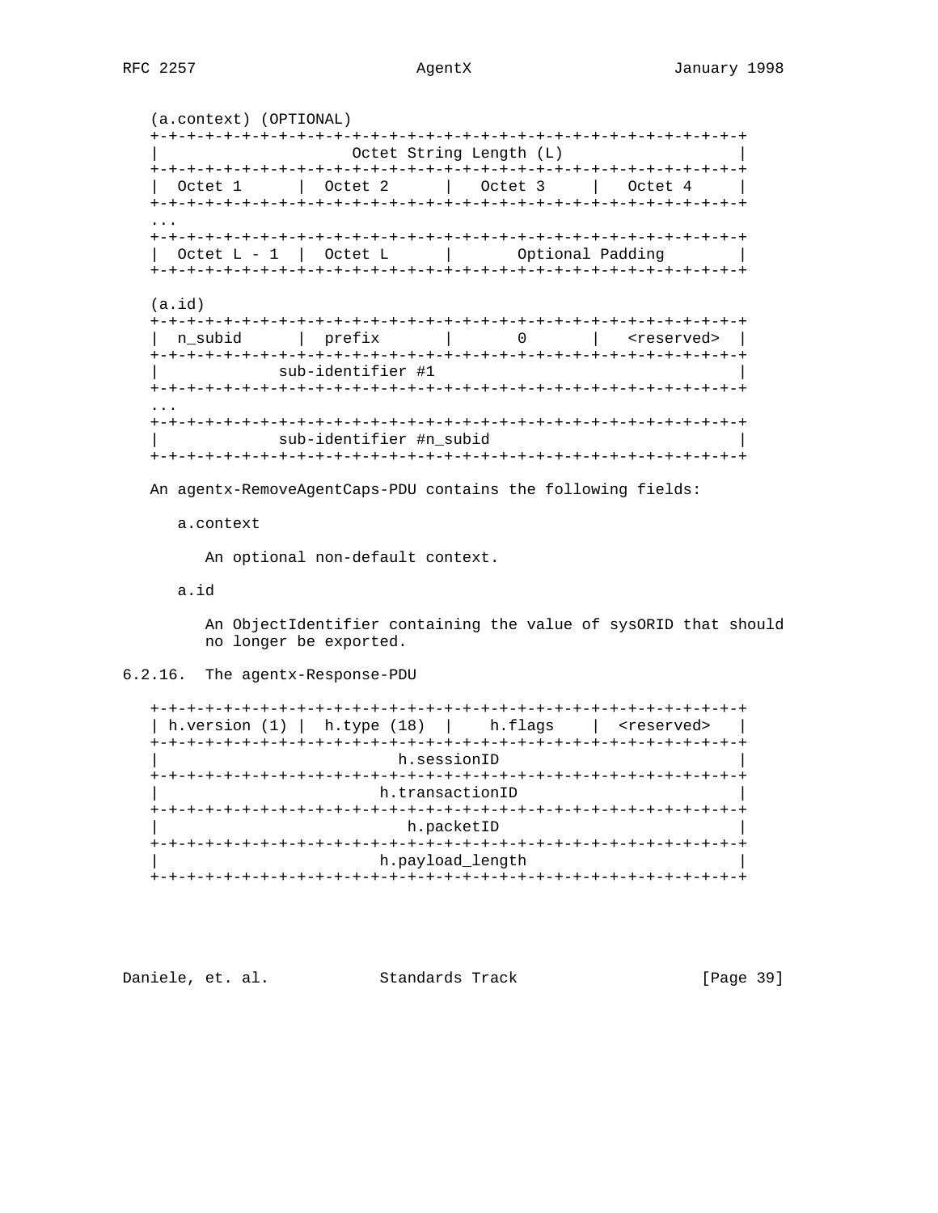(a.context) (OPTIONAL)

```
+-+-+-+-+-+-+-+-+-+-+-+-+-+-+-+-+-+-+-+-+-+-+-+-+-+-+-+-+-+-+-+-+
|                     Octet String Length (L)                   |
+-+-+-+-+-+-+-+-+-+-+-+-+-+-+-+-+-+-+-+-+-+-+-+-+-+-+-+-+-+-+-+-+
|  Octet 1      |  Octet 2      |   Octet 3     |   Octet 4     |
+-+-+-+-+-+-+-+-+-+-+-+-+-+-+-+-+-+-+-+-+-+-+-+-+-+-+-+-+-+-+-+-+
...
+-+-+-+-+-+-+-+-+-+-+-+-+-+-+-+-+-+-+-+-+-+-+-+-+-+-+-+-+-+-+-+-+
|  Octet L - 1  |  Octet L      |       Optional Padding        |
+-+-+-+-+-+-+-+-+-+-+-+-+-+-+-+-+-+-+-+-+-+-+-+-+-+-+-+-+-+-+-+-+
```

(a.id)

```
+-+-+-+-+-+-+-+-+-+-+-+-+-+-+-+-+-+-+-+-+-+-+-+-+-+-+-+-+-+-+-+-+
|  n_subid      |  prefix       |       0       |   <reserved>  |
+-+-+-+-+-+-+-+-+-+-+-+-+-+-+-+-+-+-+-+-+-+-+-+-+-+-+-+-+-+-+-+-+
|             sub-identifier #1                                 |
+-+-+-+-+-+-+-+-+-+-+-+-+-+-+-+-+-+-+-+-+-+-+-+-+-+-+-+-+-+-+-+-+
...
+-+-+-+-+-+-+-+-+-+-+-+-+-+-+-+-+-+-+-+-+-+-+-+-+-+-+-+-+-+-+-+-+
|             sub-identifier #n_subid                           |
+-+-+-+-+-+-+-+-+-+-+-+-+-+-+-+-+-+-+-+-+-+-+-+-+-+-+-+-+-+-+-+-+
```

An agentx-RemoveAgentCaps-PDU contains the following fields:

a.context

An optional non-default context.

a.id

An ObjectIdentifier containing the value of sysORID that should no longer be exported.

### 6.2.16. The agentx-Response-PDU

```
+-+-+-+-+-+-+-+-+-+-+-+-+-+-+-+-+-+-+-+-+-+-+-+-+-+-+-+-+-+-+-+-+
| h.version (1) |  h.type (18)  |    h.flags    |  <reserved>   |
+-+-+-+-+-+-+-+-+-+-+-+-+-+-+-+-+-+-+-+-+-+-+-+-+-+-+-+-+-+-+-+-+
|                          h.sessionID                          |
+-+-+-+-+-+-+-+-+-+-+-+-+-+-+-+-+-+-+-+-+-+-+-+-+-+-+-+-+-+-+-+-+
|                        h.transactionID                        |
+-+-+-+-+-+-+-+-+-+-+-+-+-+-+-+-+-+-+-+-+-+-+-+-+-+-+-+-+-+-+-+-+
|                          h.packetID                           |
+-+-+-+-+-+-+-+-+-+-+-+-+-+-+-+-+-+-+-+-+-+-+-+-+-+-+-+-+-+-+-+-+
|                        h.payload_length                       |
+-+-+-+-+-+-+-+-+-+-+-+-+-+-+-+-+-+-+-+-+-+-+-+-+-+-+-+-+-+-+-+-+
```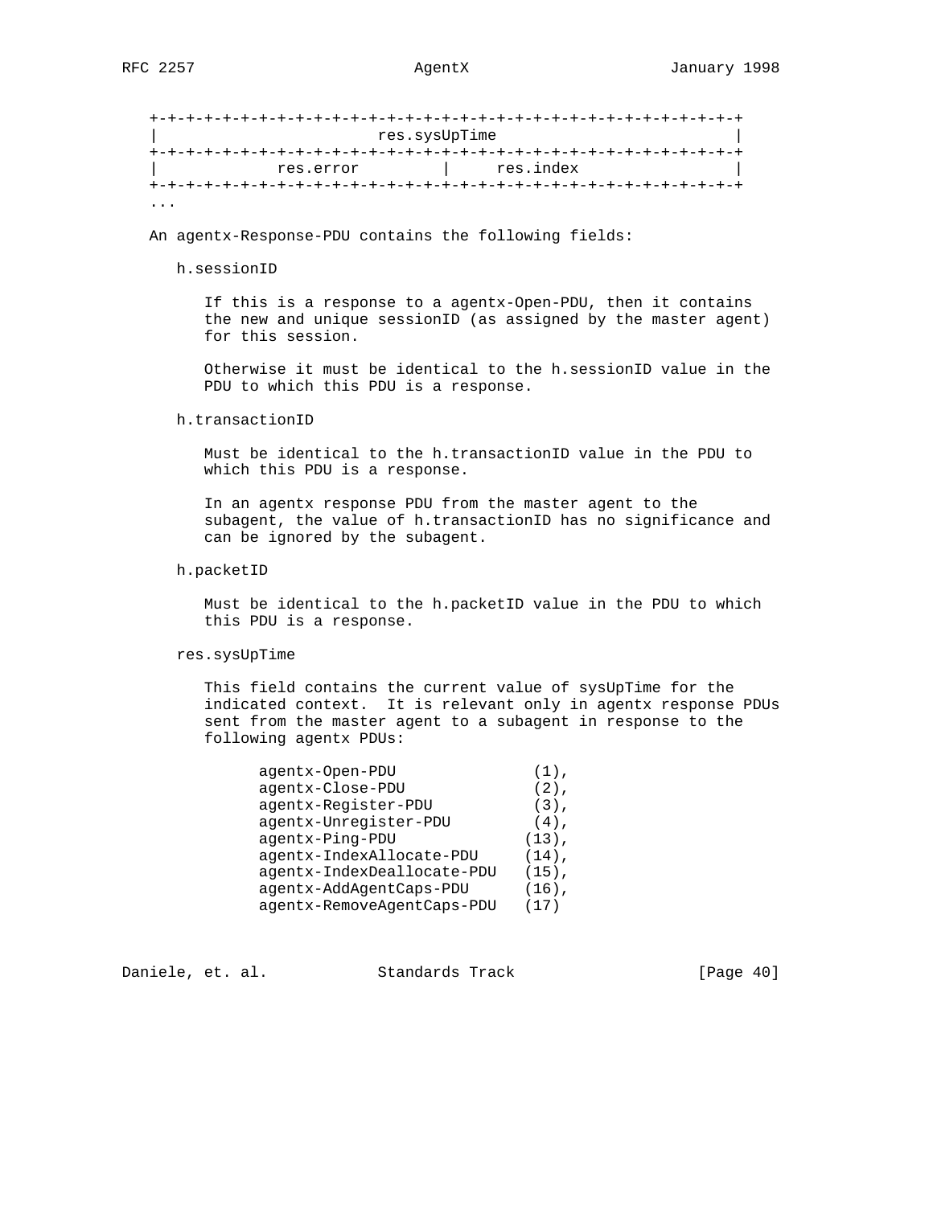```
+-+-+-+-+-+-+-+-+-+-+-+-+-+-+-+-+-+-+-+-+-+-+-+-+-+-+-+-+-+-+-+-+
|                        res.sysUpTime                          |
+-+-+-+-+-+-+-+-+-+-+-+-+-+-+-+-+-+-+-+-+-+-+-+-+-+-+-+-+-+-+-+-+
|           res.error         |     res.index                   |
+-+-+-+-+-+-+-+-+-+-+-+-+-+-+-+-+-+-+-+-+-+-+-+-+-+-+-+-+-+-+-+-+
...
```

An agentx-Response-PDU contains the following fields:

h.sessionID

If this is a response to a agentx-Open-PDU, then it contains the new and unique sessionID (as assigned by the master agent) for this session.

Otherwise it must be identical to the h.sessionID value in the PDU to which this PDU is a response.

h.transactionID

Must be identical to the h.transactionID value in the PDU to which this PDU is a response.

In an agentx response PDU from the master agent to the subagent, the value of h.transactionID has no significance and can be ignored by the subagent.

h.packetID

Must be identical to the h.packetID value in the PDU to which this PDU is a response.

res.sysUpTime

This field contains the current value of sysUpTime for the indicated context. It is relevant only in agentx response PDUs sent from the master agent to a subagent in response to the following agentx PDUs:

```
agentx-Open-PDU              (1),
agentx-Close-PDU             (2),
agentx-Register-PDU          (3),
agentx-Unregister-PDU        (4),
agentx-Ping-PDU             (13),
agentx-IndexAllocate-PDU    (14),
agentx-IndexDeallocate-PDU  (15),
agentx-AddAgentCaps-PDU     (16),
agentx-RemoveAgentCaps-PDU  (17)
```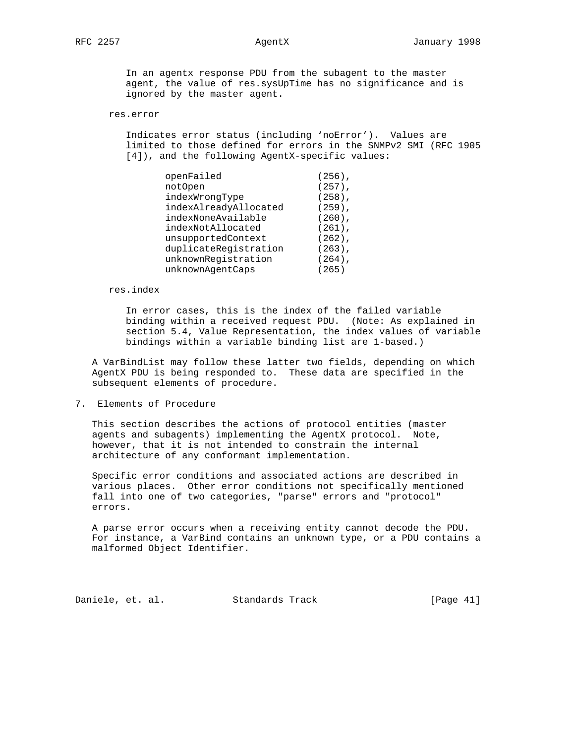In an agentx response PDU from the subagent to the master agent, the value of res.sysUpTime has no significance and is ignored by the master agent.

res.error

Indicates error status (including 'noError'). Values are limited to those defined for errors in the SNMPv2 SMI (RFC 1905 [4]), and the following AgentX-specific values:

```
openFailed                (256),
notOpen                   (257),
indexWrongType            (258),
indexAlreadyAllocated     (259),
indexNoneAvailable        (260),
indexNotAllocated         (261),
unsupportedContext        (262),
duplicateRegistration     (263),
unknownRegistration       (264),
unknownAgentCaps          (265)
```

res.index

In error cases, this is the index of the failed variable binding within a received request PDU. (Note: As explained in section 5.4, Value Representation, the index values of variable bindings within a variable binding list are 1-based.)

A VarBindList may follow these latter two fields, depending on which AgentX PDU is being responded to. These data are specified in the subsequent elements of procedure.

## 7. Elements of Procedure

This section describes the actions of protocol entities (master agents and subagents) implementing the AgentX protocol. Note, however, that it is not intended to constrain the internal architecture of any conformant implementation.

Specific error conditions and associated actions are described in various places. Other error conditions not specifically mentioned fall into one of two categories, "parse" errors and "protocol" errors.

A parse error occurs when a receiving entity cannot decode the PDU. For instance, a VarBind contains an unknown type, or a PDU contains a malformed Object Identifier.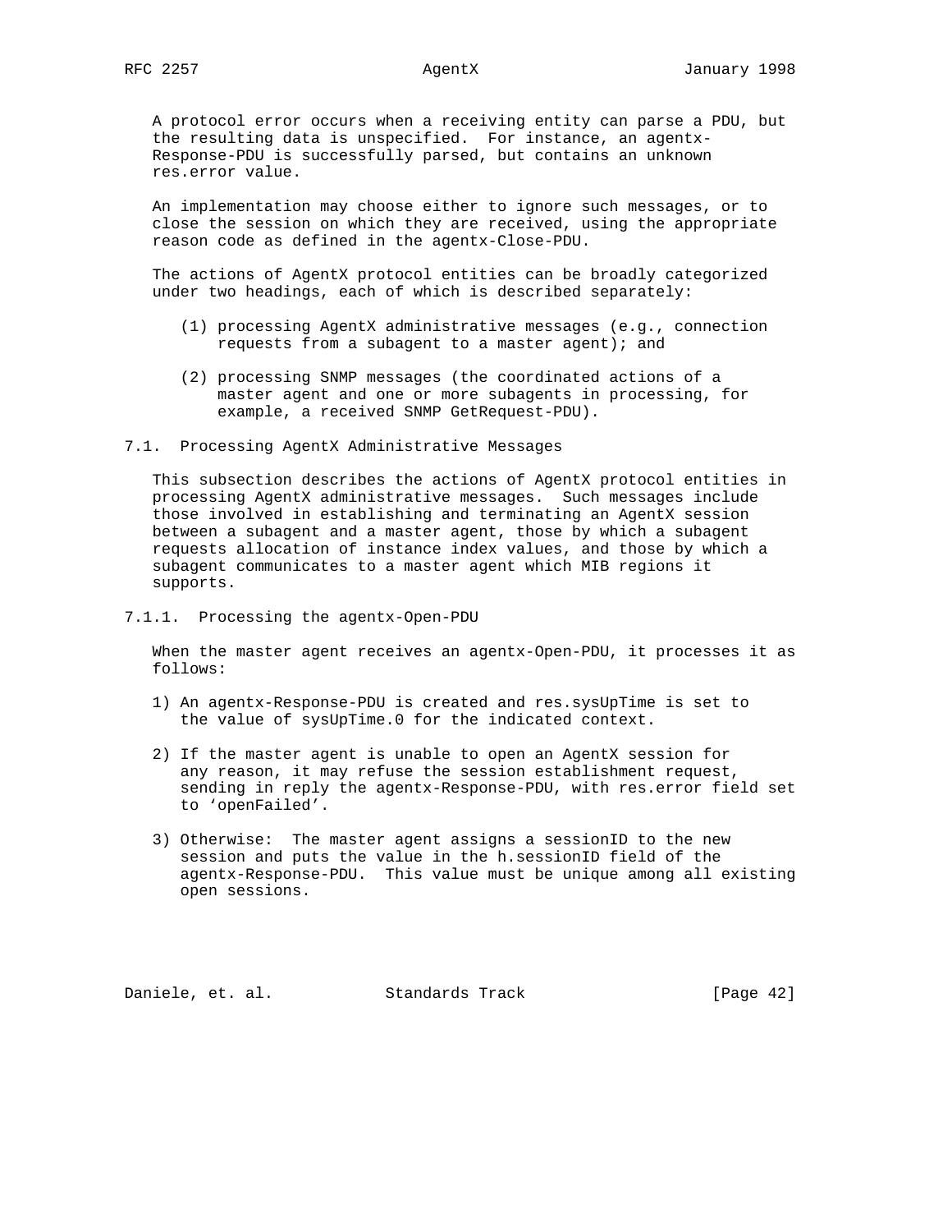A protocol error occurs when a receiving entity can parse a PDU, but the resulting data is unspecified. For instance, an agentx-Response-PDU is successfully parsed, but contains an unknown res.error value.

An implementation may choose either to ignore such messages, or to close the session on which they are received, using the appropriate reason code as defined in the agentx-Close-PDU.

The actions of AgentX protocol entities can be broadly categorized under two headings, each of which is described separately:

(1) processing AgentX administrative messages (e.g., connection requests from a subagent to a master agent); and

(2) processing SNMP messages (the coordinated actions of a master agent and one or more subagents in processing, for example, a received SNMP GetRequest-PDU).

### 7.1. Processing AgentX Administrative Messages

This subsection describes the actions of AgentX protocol entities in processing AgentX administrative messages. Such messages include those involved in establishing and terminating an AgentX session between a subagent and a master agent, those by which a subagent requests allocation of instance index values, and those by which a subagent communicates to a master agent which MIB regions it supports.

#### 7.1.1. Processing the agentx-Open-PDU

When the master agent receives an agentx-Open-PDU, it processes it as follows:

1) An agentx-Response-PDU is created and res.sysUpTime is set to the value of sysUpTime.0 for the indicated context.

2) If the master agent is unable to open an AgentX session for any reason, it may refuse the session establishment request, sending in reply the agentx-Response-PDU, with res.error field set to 'openFailed'.

3) Otherwise: The master agent assigns a sessionID to the new session and puts the value in the h.sessionID field of the agentx-Response-PDU. This value must be unique among all existing open sessions.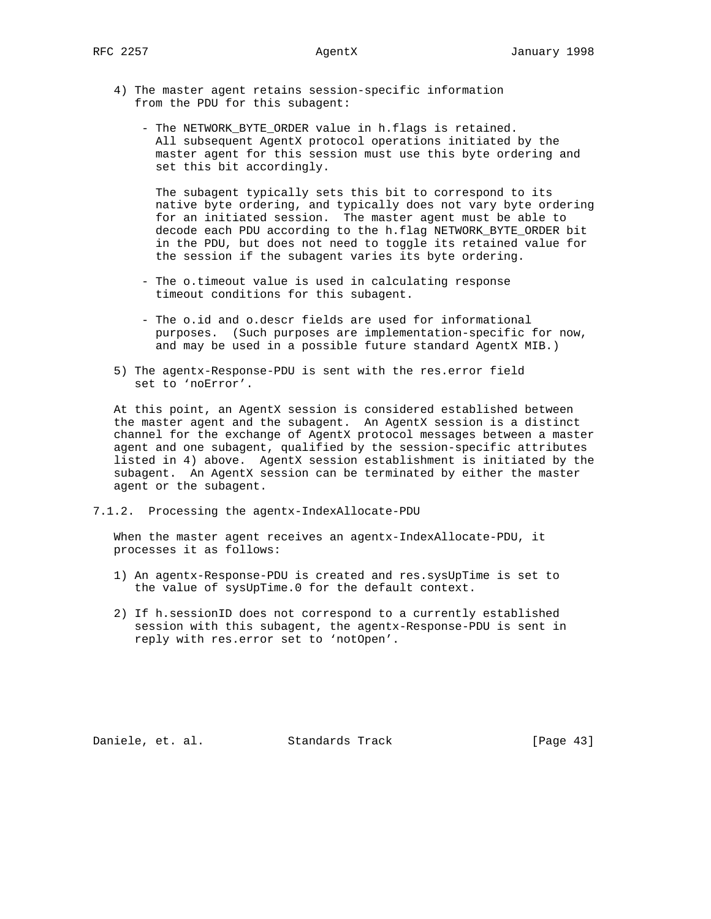4) The master agent retains session-specific information from the PDU for this subagent:

   - The NETWORK_BYTE_ORDER value in h.flags is retained. All subsequent AgentX protocol operations initiated by the master agent for this session must use this byte ordering and set this bit accordingly.

     The subagent typically sets this bit to correspond to its native byte ordering, and typically does not vary byte ordering for an initiated session. The master agent must be able to decode each PDU according to the h.flag NETWORK_BYTE_ORDER bit in the PDU, but does not need to toggle its retained value for the session if the subagent varies its byte ordering.

   - The o.timeout value is used in calculating response timeout conditions for this subagent.

   - The o.id and o.descr fields are used for informational purposes. (Such purposes are implementation-specific for now, and may be used in a possible future standard AgentX MIB.)

5) The agentx-Response-PDU is sent with the res.error field set to ‘noError’.

At this point, an AgentX session is considered established between the master agent and the subagent. An AgentX session is a distinct channel for the exchange of AgentX protocol messages between a master agent and one subagent, qualified by the session-specific attributes listed in 4) above. AgentX session establishment is initiated by the subagent. An AgentX session can be terminated by either the master agent or the subagent.

### 7.1.2. Processing the agentx-IndexAllocate-PDU

When the master agent receives an agentx-IndexAllocate-PDU, it processes it as follows:

1) An agentx-Response-PDU is created and res.sysUpTime is set to the value of sysUpTime.0 for the default context.

2) If h.sessionID does not correspond to a currently established session with this subagent, the agentx-Response-PDU is sent in reply with res.error set to ‘notOpen’.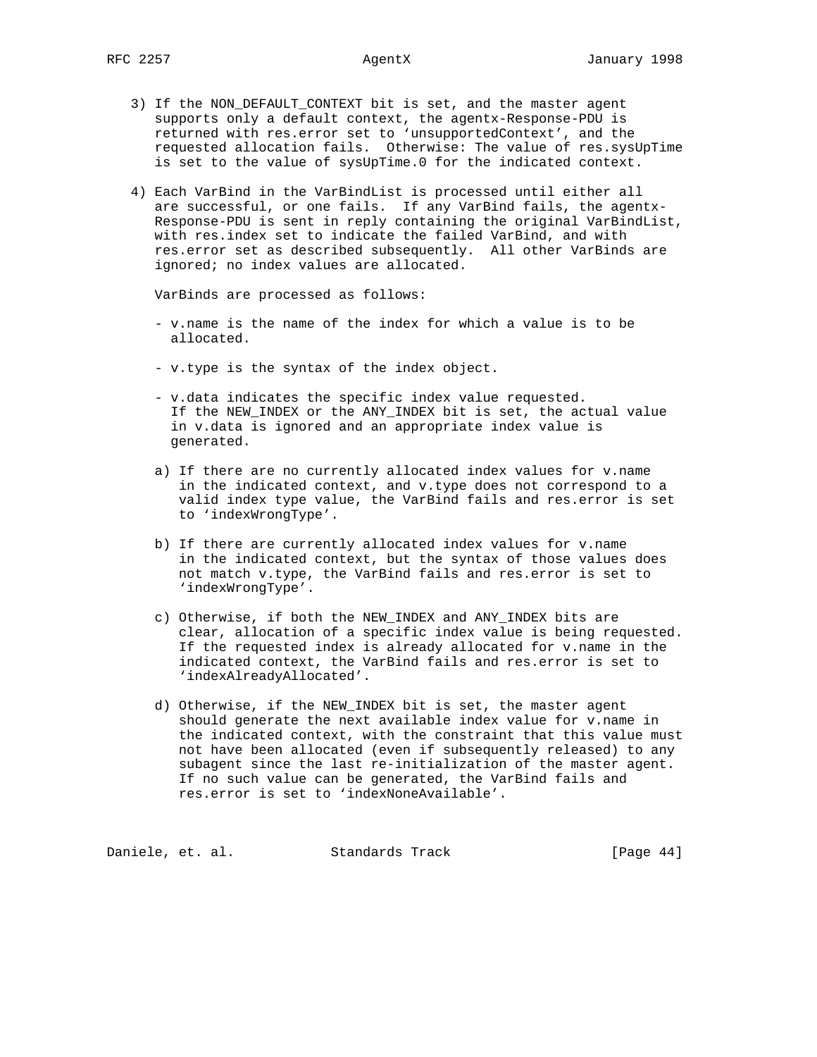3) If the NON_DEFAULT_CONTEXT bit is set, and the master agent supports only a default context, the agentx-Response-PDU is returned with res.error set to 'unsupportedContext', and the requested allocation fails. Otherwise: The value of res.sysUpTime is set to the value of sysUpTime.0 for the indicated context.

4) Each VarBind in the VarBindList is processed until either all are successful, or one fails. If any VarBind fails, the agentx-Response-PDU is sent in reply containing the original VarBindList, with res.index set to indicate the failed VarBind, and with res.error set as described subsequently. All other VarBinds are ignored; no index values are allocated.

   VarBinds are processed as follows:

   - v.name is the name of the index for which a value is to be allocated.

   - v.type is the syntax of the index object.

   - v.data indicates the specific index value requested. If the NEW_INDEX or the ANY_INDEX bit is set, the actual value in v.data is ignored and an appropriate index value is generated.

   a) If there are no currently allocated index values for v.name in the indicated context, and v.type does not correspond to a valid index type value, the VarBind fails and res.error is set to 'indexWrongType'.

   b) If there are currently allocated index values for v.name in the indicated context, but the syntax of those values does not match v.type, the VarBind fails and res.error is set to 'indexWrongType'.

   c) Otherwise, if both the NEW_INDEX and ANY_INDEX bits are clear, allocation of a specific index value is being requested. If the requested index is already allocated for v.name in the indicated context, the VarBind fails and res.error is set to 'indexAlreadyAllocated'.

   d) Otherwise, if the NEW_INDEX bit is set, the master agent should generate the next available index value for v.name in the indicated context, with the constraint that this value must not have been allocated (even if subsequently released) to any subagent since the last re-initialization of the master agent. If no such value can be generated, the VarBind fails and res.error is set to 'indexNoneAvailable'.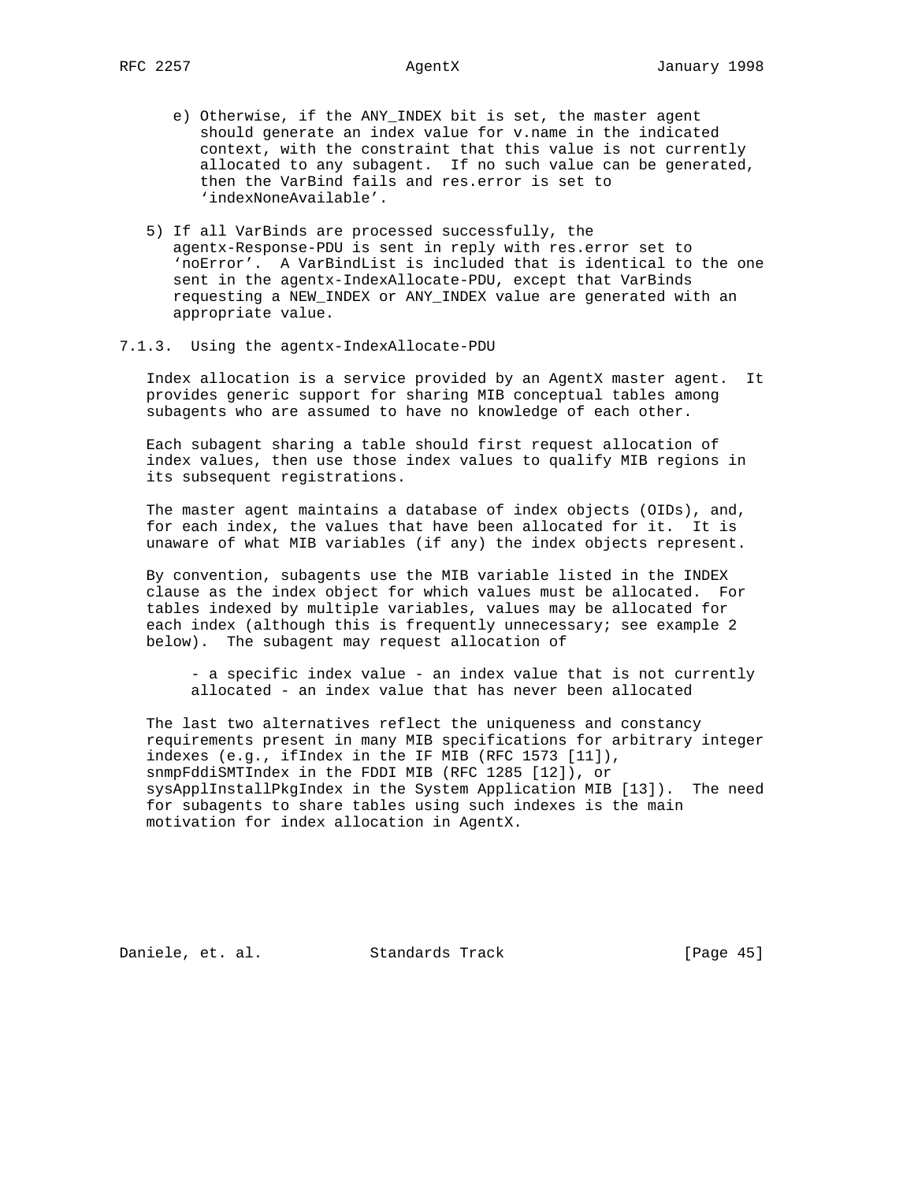e) Otherwise, if the ANY_INDEX bit is set, the master agent should generate an index value for v.name in the indicated context, with the constraint that this value is not currently allocated to any subagent. If no such value can be generated, then the VarBind fails and res.error is set to 'indexNoneAvailable'.

5) If all VarBinds are processed successfully, the agentx-Response-PDU is sent in reply with res.error set to 'noError'. A VarBindList is included that is identical to the one sent in the agentx-IndexAllocate-PDU, except that VarBinds requesting a NEW_INDEX or ANY_INDEX value are generated with an appropriate value.

### 7.1.3. Using the agentx-IndexAllocate-PDU

Index allocation is a service provided by an AgentX master agent. It provides generic support for sharing MIB conceptual tables among subagents who are assumed to have no knowledge of each other.

Each subagent sharing a table should first request allocation of index values, then use those index values to qualify MIB regions in its subsequent registrations.

The master agent maintains a database of index objects (OIDs), and, for each index, the values that have been allocated for it. It is unaware of what MIB variables (if any) the index objects represent.

By convention, subagents use the MIB variable listed in the INDEX clause as the index object for which values must be allocated. For tables indexed by multiple variables, values may be allocated for each index (although this is frequently unnecessary; see example 2 below). The subagent may request allocation of

- a specific index value - an index value that is not currently allocated - an index value that has never been allocated

The last two alternatives reflect the uniqueness and constancy requirements present in many MIB specifications for arbitrary integer indexes (e.g., ifIndex in the IF MIB (RFC 1573 [11]), snmpFddiSMTIndex in the FDDI MIB (RFC 1285 [12]), or sysApplInstallPkgIndex in the System Application MIB [13]). The need for subagents to share tables using such indexes is the main motivation for index allocation in AgentX.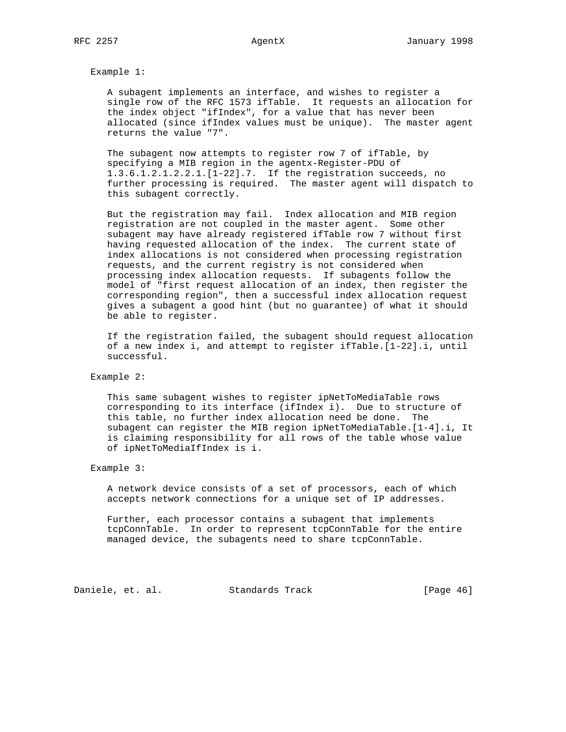Example 1:

A subagent implements an interface, and wishes to register a single row of the RFC 1573 ifTable. It requests an allocation for the index object "ifIndex", for a value that has never been allocated (since ifIndex values must be unique). The master agent returns the value "7".

The subagent now attempts to register row 7 of ifTable, by specifying a MIB region in the agentx-Register-PDU of 1.3.6.1.2.1.2.2.1.[1-22].7. If the registration succeeds, no further processing is required. The master agent will dispatch to this subagent correctly.

But the registration may fail. Index allocation and MIB region registration are not coupled in the master agent. Some other subagent may have already registered ifTable row 7 without first having requested allocation of the index. The current state of index allocations is not considered when processing registration requests, and the current registry is not considered when processing index allocation requests. If subagents follow the model of "first request allocation of an index, then register the corresponding region", then a successful index allocation request gives a subagent a good hint (but no guarantee) of what it should be able to register.

If the registration failed, the subagent should request allocation of a new index i, and attempt to register ifTable.[1-22].i, until successful.

Example 2:

This same subagent wishes to register ipNetToMediaTable rows corresponding to its interface (ifIndex i). Due to structure of this table, no further index allocation need be done. The subagent can register the MIB region ipNetToMediaTable.[1-4].i, It is claiming responsibility for all rows of the table whose value of ipNetToMediaIfIndex is i.

Example 3:

A network device consists of a set of processors, each of which accepts network connections for a unique set of IP addresses.

Further, each processor contains a subagent that implements tcpConnTable. In order to represent tcpConnTable for the entire managed device, the subagents need to share tcpConnTable.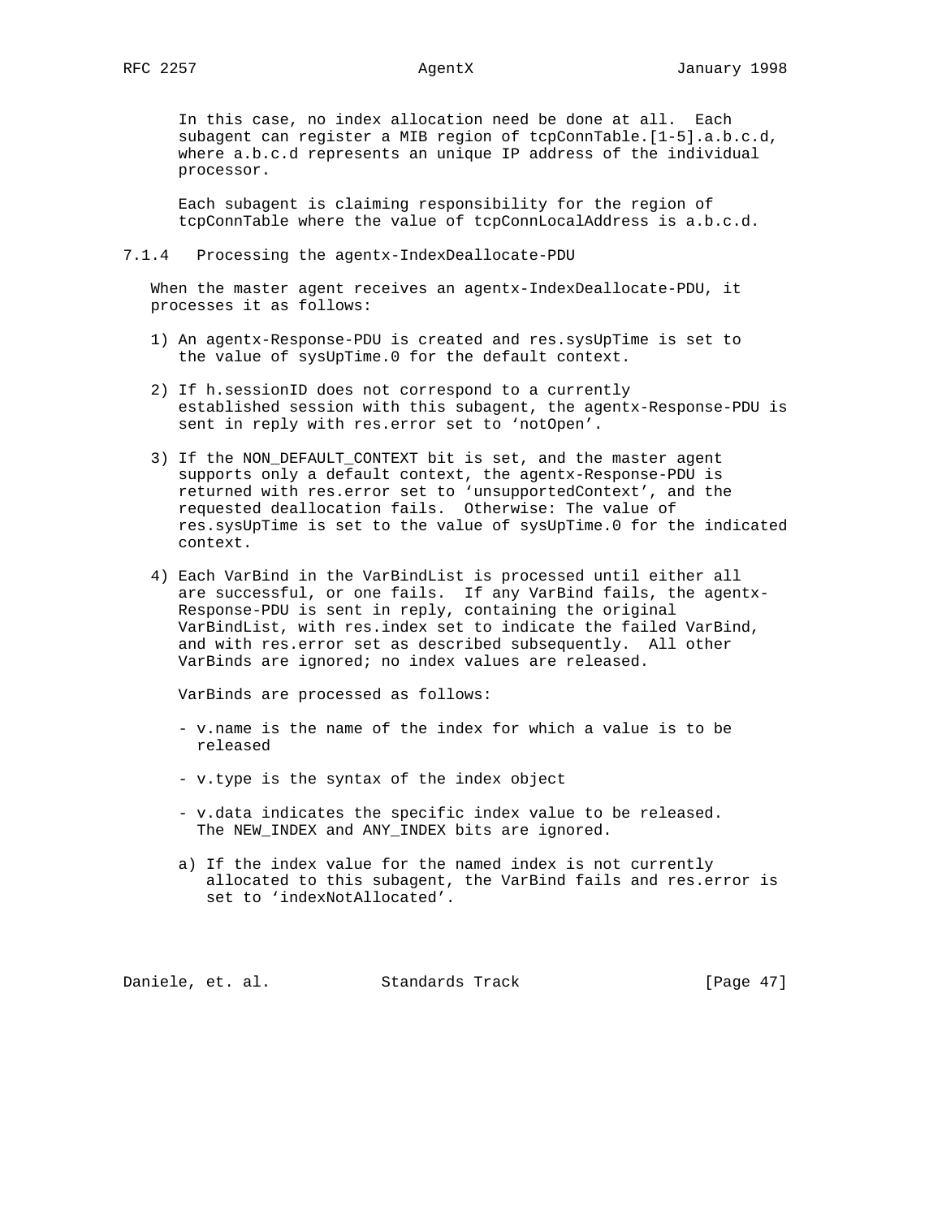In this case, no index allocation need be done at all. Each subagent can register a MIB region of tcpConnTable.[1-5].a.b.c.d, where a.b.c.d represents an unique IP address of the individual processor.

Each subagent is claiming responsibility for the region of tcpConnTable where the value of tcpConnLocalAddress is a.b.c.d.

### 7.1.4 Processing the agentx-IndexDeallocate-PDU

When the master agent receives an agentx-IndexDeallocate-PDU, it processes it as follows:

1) An agentx-Response-PDU is created and res.sysUpTime is set to the value of sysUpTime.0 for the default context.

2) If h.sessionID does not correspond to a currently established session with this subagent, the agentx-Response-PDU is sent in reply with res.error set to 'notOpen'.

3) If the NON_DEFAULT_CONTEXT bit is set, and the master agent supports only a default context, the agentx-Response-PDU is returned with res.error set to 'unsupportedContext', and the requested deallocation fails. Otherwise: The value of res.sysUpTime is set to the value of sysUpTime.0 for the indicated context.

4) Each VarBind in the VarBindList is processed until either all are successful, or one fails. If any VarBind fails, the agentx-Response-PDU is sent in reply, containing the original VarBindList, with res.index set to indicate the failed VarBind, and with res.error set as described subsequently. All other VarBinds are ignored; no index values are released.

   VarBinds are processed as follows:

   - v.name is the name of the index for which a value is to be released

   - v.type is the syntax of the index object

   - v.data indicates the specific index value to be released. The NEW_INDEX and ANY_INDEX bits are ignored.

   a) If the index value for the named index is not currently allocated to this subagent, the VarBind fails and res.error is set to 'indexNotAllocated'.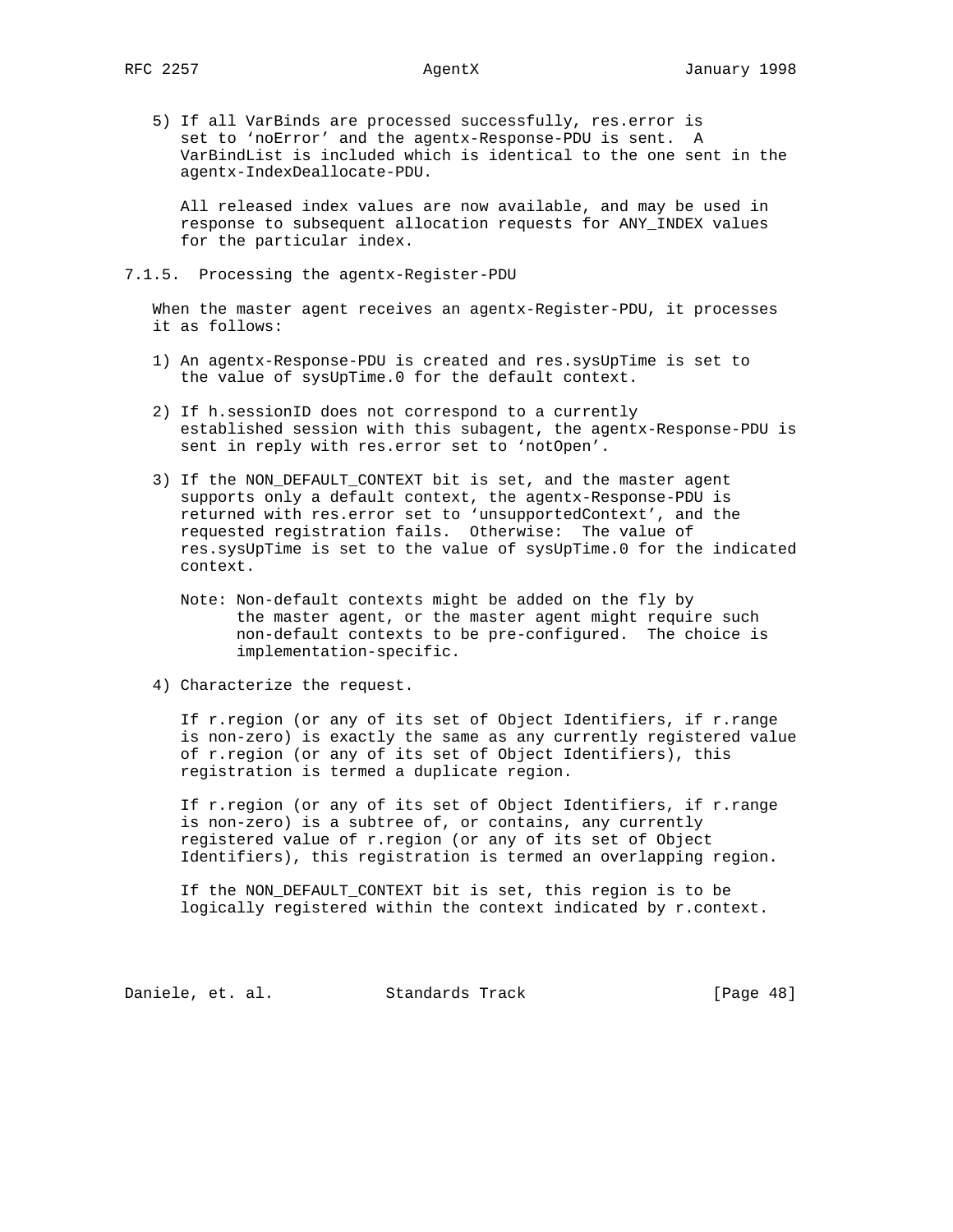5) If all VarBinds are processed successfully, res.error is set to 'noError' and the agentx-Response-PDU is sent. A VarBindList is included which is identical to the one sent in the agentx-IndexDeallocate-PDU.

   All released index values are now available, and may be used in response to subsequent allocation requests for ANY_INDEX values for the particular index.

### 7.1.5. Processing the agentx-Register-PDU

When the master agent receives an agentx-Register-PDU, it processes it as follows:

1) An agentx-Response-PDU is created and res.sysUpTime is set to the value of sysUpTime.0 for the default context.

2) If h.sessionID does not correspond to a currently established session with this subagent, the agentx-Response-PDU is sent in reply with res.error set to 'notOpen'.

3) If the NON_DEFAULT_CONTEXT bit is set, and the master agent supports only a default context, the agentx-Response-PDU is returned with res.error set to 'unsupportedContext', and the requested registration fails. Otherwise: The value of res.sysUpTime is set to the value of sysUpTime.0 for the indicated context.

   Note: Non-default contexts might be added on the fly by the master agent, or the master agent might require such non-default contexts to be pre-configured. The choice is implementation-specific.

4) Characterize the request.

   If r.region (or any of its set of Object Identifiers, if r.range is non-zero) is exactly the same as any currently registered value of r.region (or any of its set of Object Identifiers), this registration is termed a duplicate region.

   If r.region (or any of its set of Object Identifiers, if r.range is non-zero) is a subtree of, or contains, any currently registered value of r.region (or any of its set of Object Identifiers), this registration is termed an overlapping region.

   If the NON_DEFAULT_CONTEXT bit is set, this region is to be logically registered within the context indicated by r.context.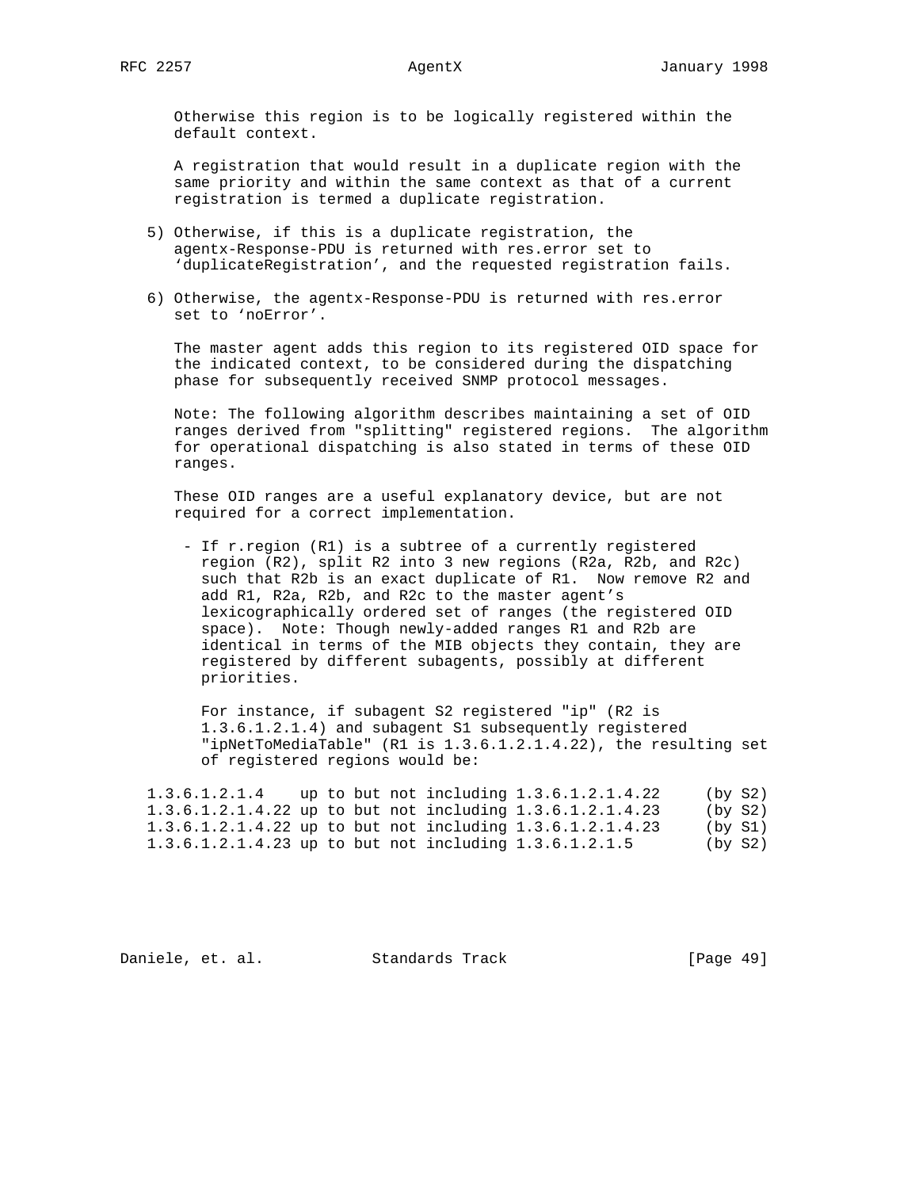Otherwise this region is to be logically registered within the default context.

A registration that would result in a duplicate region with the same priority and within the same context as that of a current registration is termed a duplicate registration.

5) Otherwise, if this is a duplicate registration, the agentx-Response-PDU is returned with res.error set to 'duplicateRegistration', and the requested registration fails.

6) Otherwise, the agentx-Response-PDU is returned with res.error set to 'noError'.

   The master agent adds this region to its registered OID space for the indicated context, to be considered during the dispatching phase for subsequently received SNMP protocol messages.

   Note: The following algorithm describes maintaining a set of OID ranges derived from "splitting" registered regions. The algorithm for operational dispatching is also stated in terms of these OID ranges.

   These OID ranges are a useful explanatory device, but are not required for a correct implementation.

   - If r.region (R1) is a subtree of a currently registered region (R2), split R2 into 3 new regions (R2a, R2b, and R2c) such that R2b is an exact duplicate of R1. Now remove R2 and add R1, R2a, R2b, and R2c to the master agent's lexicographically ordered set of ranges (the registered OID space). Note: Though newly-added ranges R1 and R2b are identical in terms of the MIB objects they contain, they are registered by different subagents, possibly at different priorities.

     For instance, if subagent S2 registered "ip" (R2 is 1.3.6.1.2.1.4) and subagent S1 subsequently registered "ipNetToMediaTable" (R1 is 1.3.6.1.2.1.4.22), the resulting set of registered regions would be:

```
1.3.6.1.2.1.4    up to but not including 1.3.6.1.2.1.4.22     (by S2)
1.3.6.1.2.1.4.22 up to but not including 1.3.6.1.2.1.4.23     (by S2)
1.3.6.1.2.1.4.22 up to but not including 1.3.6.1.2.1.4.23     (by S1)
1.3.6.1.2.1.4.23 up to but not including 1.3.6.1.2.1.5        (by S2)
```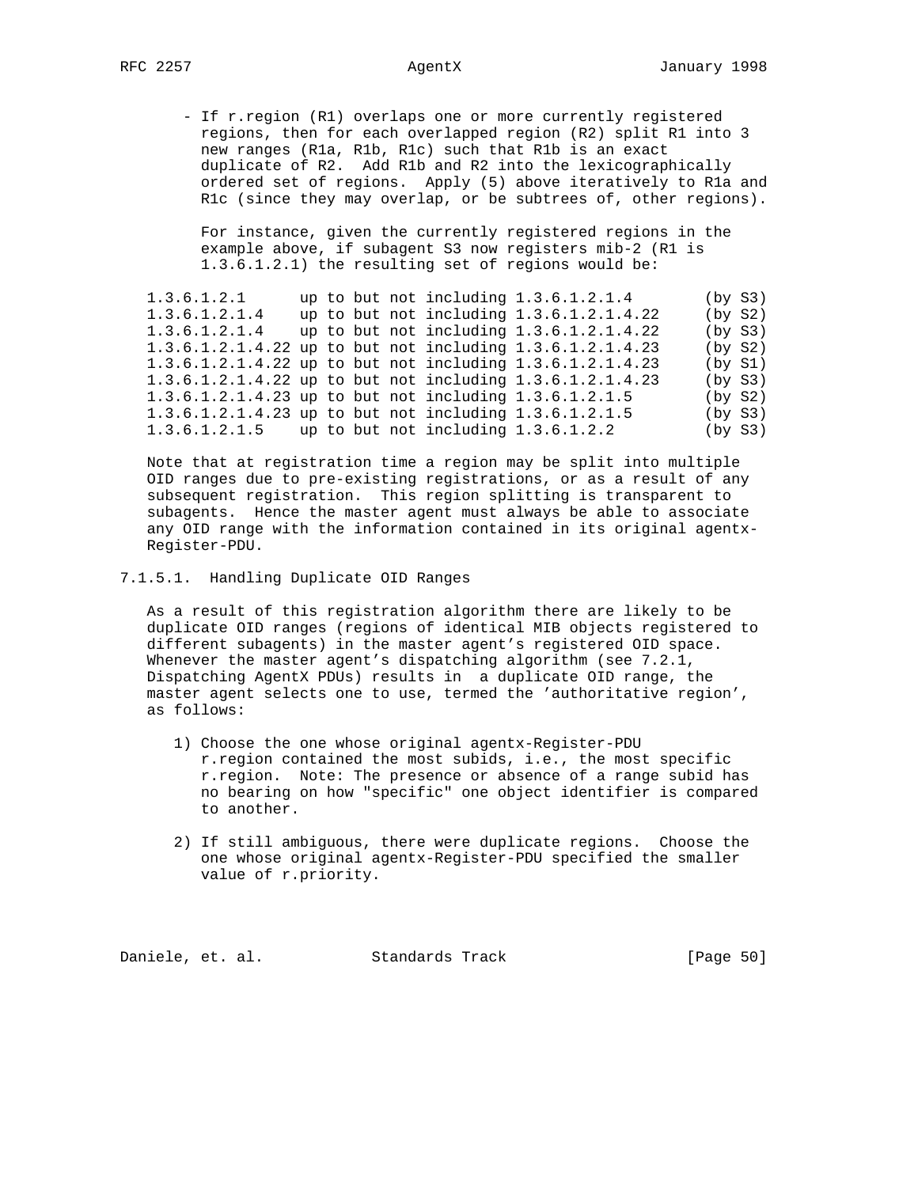- If r.region (R1) overlaps one or more currently registered regions, then for each overlapped region (R2) split R1 into 3 new ranges (R1a, R1b, R1c) such that R1b is an exact duplicate of R2. Add R1b and R2 into the lexicographically ordered set of regions. Apply (5) above iteratively to R1a and R1c (since they may overlap, or be subtrees of, other regions).

  For instance, given the currently registered regions in the example above, if subagent S3 now registers mib-2 (R1 is 1.3.6.1.2.1) the resulting set of regions would be:

```
1.3.6.1.2.1       up to but not including 1.3.6.1.2.1.4        (by S3)
1.3.6.1.2.1.4     up to but not including 1.3.6.1.2.1.4.22     (by S2)
1.3.6.1.2.1.4     up to but not including 1.3.6.1.2.1.4.22     (by S3)
1.3.6.1.2.1.4.22 up to but not including 1.3.6.1.2.1.4.23     (by S2)
1.3.6.1.2.1.4.22 up to but not including 1.3.6.1.2.1.4.23     (by S1)
1.3.6.1.2.1.4.22 up to but not including 1.3.6.1.2.1.4.23     (by S3)
1.3.6.1.2.1.4.23 up to but not including 1.3.6.1.2.1.5        (by S2)
1.3.6.1.2.1.4.23 up to but not including 1.3.6.1.2.1.5        (by S3)
1.3.6.1.2.1.5     up to but not including 1.3.6.1.2.2          (by S3)
```

Note that at registration time a region may be split into multiple OID ranges due to pre-existing registrations, or as a result of any subsequent registration. This region splitting is transparent to subagents. Hence the master agent must always be able to associate any OID range with the information contained in its original agentx-Register-PDU.

### 7.1.5.1. Handling Duplicate OID Ranges

As a result of this registration algorithm there are likely to be duplicate OID ranges (regions of identical MIB objects registered to different subagents) in the master agent's registered OID space. Whenever the master agent's dispatching algorithm (see 7.2.1, Dispatching AgentX PDUs) results in a duplicate OID range, the master agent selects one to use, termed the 'authoritative region', as follows:

1) Choose the one whose original agentx-Register-PDU r.region contained the most subids, i.e., the most specific r.region. Note: The presence or absence of a range subid has no bearing on how "specific" one object identifier is compared to another.

2) If still ambiguous, there were duplicate regions. Choose the one whose original agentx-Register-PDU specified the smaller value of r.priority.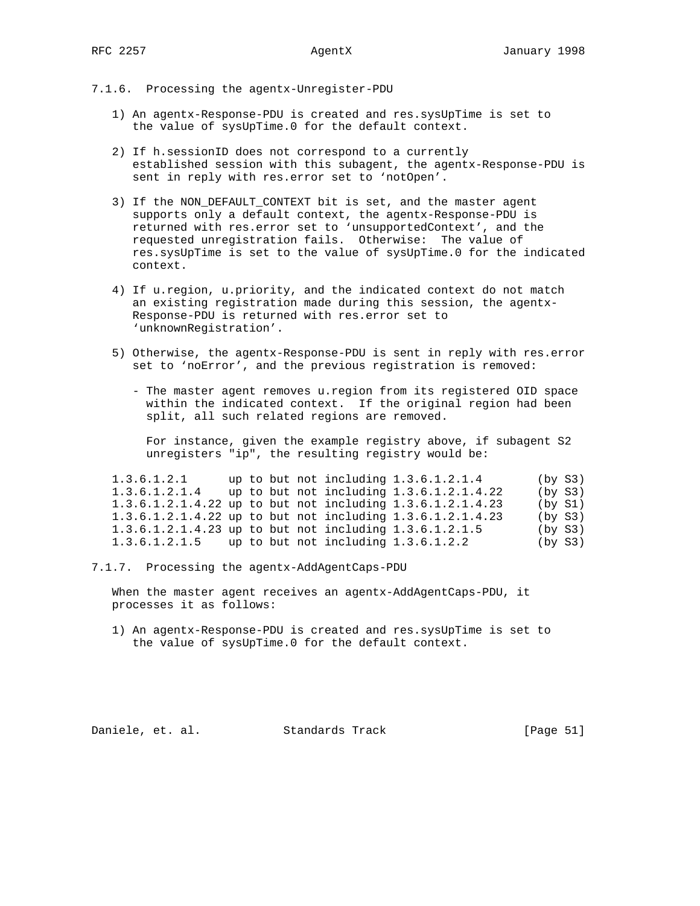### 7.1.6. Processing the agentx-Unregister-PDU

1) An agentx-Response-PDU is created and res.sysUpTime is set to the value of sysUpTime.0 for the default context.

2) If h.sessionID does not correspond to a currently established session with this subagent, the agentx-Response-PDU is sent in reply with res.error set to 'notOpen'.

3) If the NON_DEFAULT_CONTEXT bit is set, and the master agent supports only a default context, the agentx-Response-PDU is returned with res.error set to 'unsupportedContext', and the requested unregistration fails. Otherwise: The value of res.sysUpTime is set to the value of sysUpTime.0 for the indicated context.

4) If u.region, u.priority, and the indicated context do not match an existing registration made during this session, the agentx-Response-PDU is returned with res.error set to 'unknownRegistration'.

5) Otherwise, the agentx-Response-PDU is sent in reply with res.error set to 'noError', and the previous registration is removed:

   - The master agent removes u.region from its registered OID space within the indicated context. If the original region had been split, all such related regions are removed.

     For instance, given the example registry above, if subagent S2 unregisters "ip", the resulting registry would be:

```
1.3.6.1.2.1      up to but not including 1.3.6.1.2.1.4        (by S3)
1.3.6.1.2.1.4    up to but not including 1.3.6.1.2.1.4.22     (by S3)
1.3.6.1.2.1.4.22 up to but not including 1.3.6.1.2.1.4.23     (by S1)
1.3.6.1.2.1.4.22 up to but not including 1.3.6.1.2.1.4.23     (by S3)
1.3.6.1.2.1.4.23 up to but not including 1.3.6.1.2.1.5        (by S3)
1.3.6.1.2.1.5    up to but not including 1.3.6.1.2.2          (by S3)
```

### 7.1.7. Processing the agentx-AddAgentCaps-PDU

When the master agent receives an agentx-AddAgentCaps-PDU, it processes it as follows:

1) An agentx-Response-PDU is created and res.sysUpTime is set to the value of sysUpTime.0 for the default context.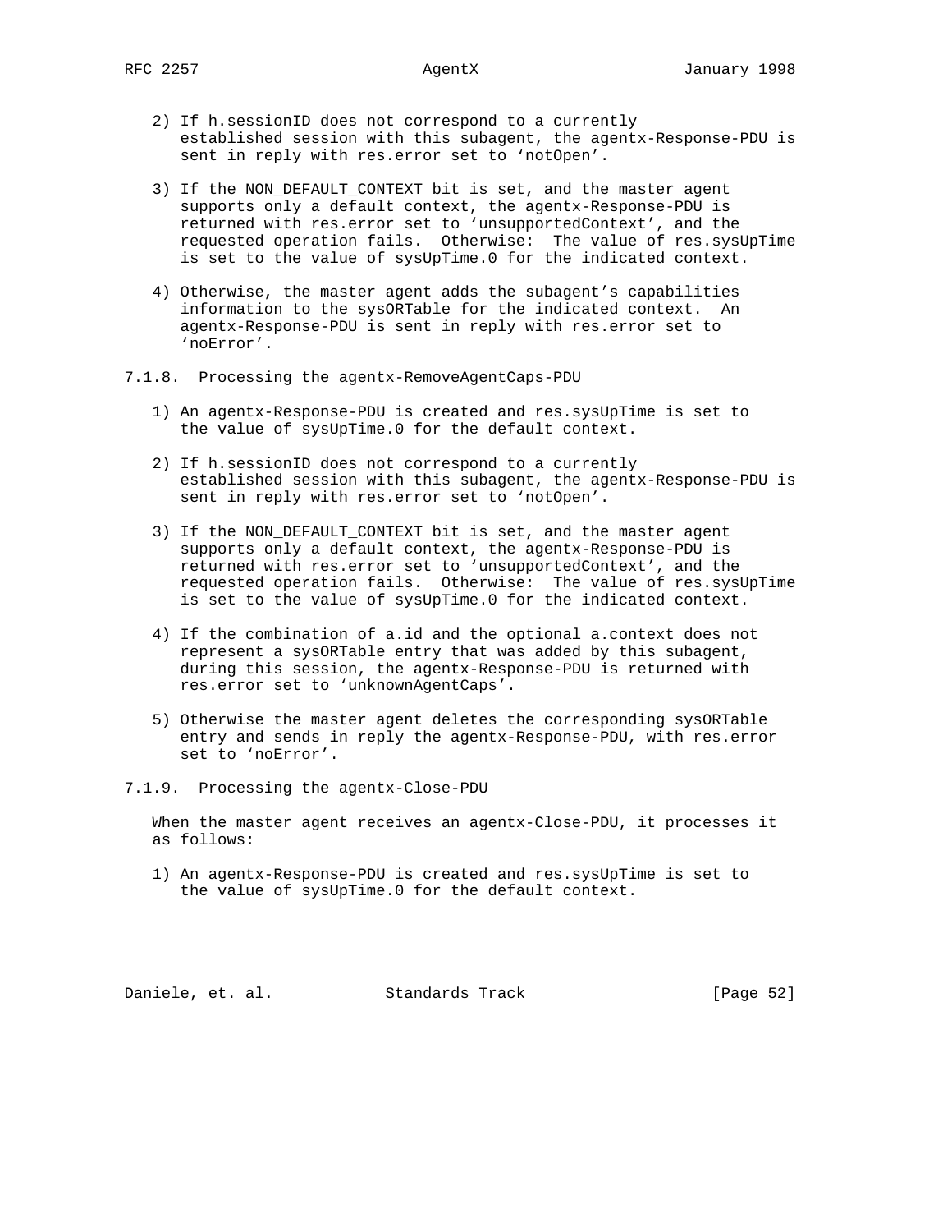2) If h.sessionID does not correspond to a currently established session with this subagent, the agentx-Response-PDU is sent in reply with res.error set to 'notOpen'.

3) If the NON_DEFAULT_CONTEXT bit is set, and the master agent supports only a default context, the agentx-Response-PDU is returned with res.error set to 'unsupportedContext', and the requested operation fails. Otherwise: The value of res.sysUpTime is set to the value of sysUpTime.0 for the indicated context.

4) Otherwise, the master agent adds the subagent's capabilities information to the sysORTable for the indicated context. An agentx-Response-PDU is sent in reply with res.error set to 'noError'.

### 7.1.8. Processing the agentx-RemoveAgentCaps-PDU

1) An agentx-Response-PDU is created and res.sysUpTime is set to the value of sysUpTime.0 for the default context.

2) If h.sessionID does not correspond to a currently established session with this subagent, the agentx-Response-PDU is sent in reply with res.error set to 'notOpen'.

3) If the NON_DEFAULT_CONTEXT bit is set, and the master agent supports only a default context, the agentx-Response-PDU is returned with res.error set to 'unsupportedContext', and the requested operation fails. Otherwise: The value of res.sysUpTime is set to the value of sysUpTime.0 for the indicated context.

4) If the combination of a.id and the optional a.context does not represent a sysORTable entry that was added by this subagent, during this session, the agentx-Response-PDU is returned with res.error set to 'unknownAgentCaps'.

5) Otherwise the master agent deletes the corresponding sysORTable entry and sends in reply the agentx-Response-PDU, with res.error set to 'noError'.

### 7.1.9. Processing the agentx-Close-PDU

When the master agent receives an agentx-Close-PDU, it processes it as follows:

1) An agentx-Response-PDU is created and res.sysUpTime is set to the value of sysUpTime.0 for the default context.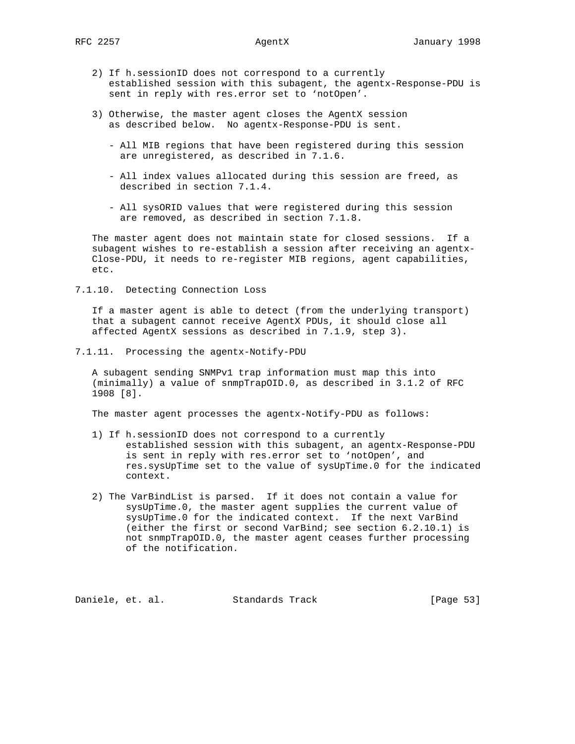2) If h.sessionID does not correspond to a currently established session with this subagent, the agentx-Response-PDU is sent in reply with res.error set to 'notOpen'.

3) Otherwise, the master agent closes the AgentX session as described below. No agentx-Response-PDU is sent.

   - All MIB regions that have been registered during this session are unregistered, as described in 7.1.6.

   - All index values allocated during this session are freed, as described in section 7.1.4.

   - All sysORID values that were registered during this session are removed, as described in section 7.1.8.

The master agent does not maintain state for closed sessions. If a subagent wishes to re-establish a session after receiving an agentx-Close-PDU, it needs to re-register MIB regions, agent capabilities, etc.

### 7.1.10. Detecting Connection Loss

If a master agent is able to detect (from the underlying transport) that a subagent cannot receive AgentX PDUs, it should close all affected AgentX sessions as described in 7.1.9, step 3).

### 7.1.11. Processing the agentx-Notify-PDU

A subagent sending SNMPv1 trap information must map this into (minimally) a value of snmpTrapOID.0, as described in 3.1.2 of RFC 1908 [8].

The master agent processes the agentx-Notify-PDU as follows:

1) If h.sessionID does not correspond to a currently established session with this subagent, an agentx-Response-PDU is sent in reply with res.error set to 'notOpen', and res.sysUpTime set to the value of sysUpTime.0 for the indicated context.

2) The VarBindList is parsed. If it does not contain a value for sysUpTime.0, the master agent supplies the current value of sysUpTime.0 for the indicated context. If the next VarBind (either the first or second VarBind; see section 6.2.10.1) is not snmpTrapOID.0, the master agent ceases further processing of the notification.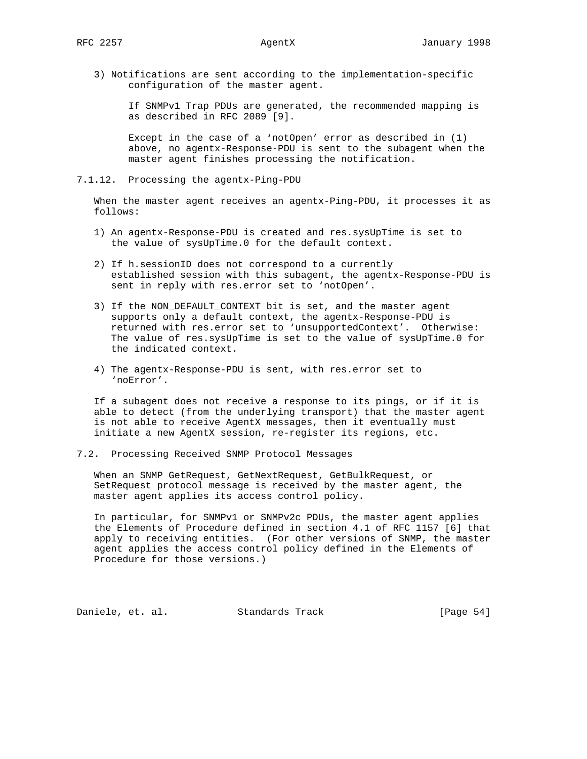3) Notifications are sent according to the implementation-specific configuration of the master agent.

   If SNMPv1 Trap PDUs are generated, the recommended mapping is as described in RFC 2089 [9].

   Except in the case of a 'notOpen' error as described in (1) above, no agentx-Response-PDU is sent to the subagent when the master agent finishes processing the notification.

### 7.1.12. Processing the agentx-Ping-PDU

When the master agent receives an agentx-Ping-PDU, it processes it as follows:

1) An agentx-Response-PDU is created and res.sysUpTime is set to the value of sysUpTime.0 for the default context.

2) If h.sessionID does not correspond to a currently established session with this subagent, the agentx-Response-PDU is sent in reply with res.error set to 'notOpen'.

3) If the NON_DEFAULT_CONTEXT bit is set, and the master agent supports only a default context, the agentx-Response-PDU is returned with res.error set to 'unsupportedContext'. Otherwise: The value of res.sysUpTime is set to the value of sysUpTime.0 for the indicated context.

4) The agentx-Response-PDU is sent, with res.error set to 'noError'.

If a subagent does not receive a response to its pings, or if it is able to detect (from the underlying transport) that the master agent is not able to receive AgentX messages, then it eventually must initiate a new AgentX session, re-register its regions, etc.

## 7.2. Processing Received SNMP Protocol Messages

When an SNMP GetRequest, GetNextRequest, GetBulkRequest, or SetRequest protocol message is received by the master agent, the master agent applies its access control policy.

In particular, for SNMPv1 or SNMPv2c PDUs, the master agent applies the Elements of Procedure defined in section 4.1 of RFC 1157 [6] that apply to receiving entities. (For other versions of SNMP, the master agent applies the access control policy defined in the Elements of Procedure for those versions.)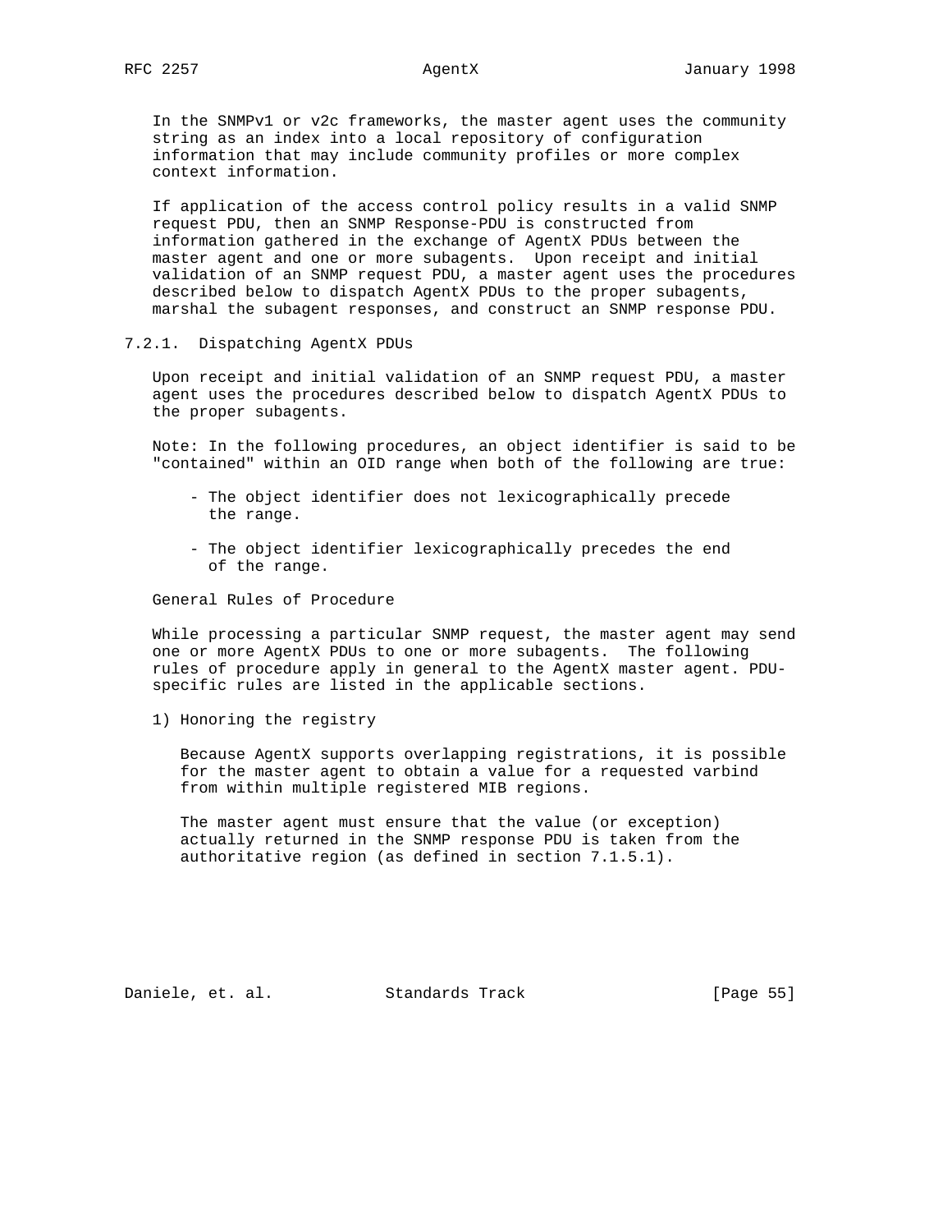In the SNMPv1 or v2c frameworks, the master agent uses the community string as an index into a local repository of configuration information that may include community profiles or more complex context information.

If application of the access control policy results in a valid SNMP request PDU, then an SNMP Response-PDU is constructed from information gathered in the exchange of AgentX PDUs between the master agent and one or more subagents. Upon receipt and initial validation of an SNMP request PDU, a master agent uses the procedures described below to dispatch AgentX PDUs to the proper subagents, marshal the subagent responses, and construct an SNMP response PDU.

### 7.2.1. Dispatching AgentX PDUs

Upon receipt and initial validation of an SNMP request PDU, a master agent uses the procedures described below to dispatch AgentX PDUs to the proper subagents.

Note: In the following procedures, an object identifier is said to be "contained" within an OID range when both of the following are true:

- The object identifier does not lexicographically precede the range.

- The object identifier lexicographically precedes the end of the range.

General Rules of Procedure

While processing a particular SNMP request, the master agent may send one or more AgentX PDUs to one or more subagents. The following rules of procedure apply in general to the AgentX master agent. PDU-specific rules are listed in the applicable sections.

1) Honoring the registry

   Because AgentX supports overlapping registrations, it is possible for the master agent to obtain a value for a requested varbind from within multiple registered MIB regions.

   The master agent must ensure that the value (or exception) actually returned in the SNMP response PDU is taken from the authoritative region (as defined in section 7.1.5.1).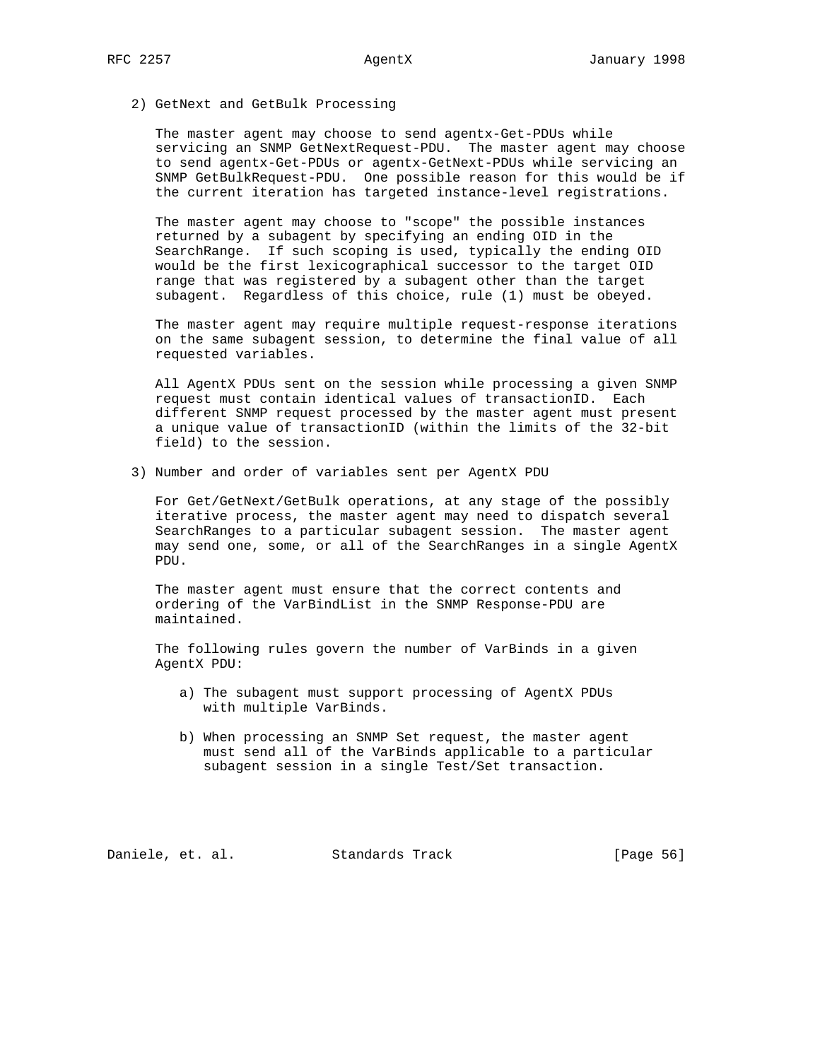2) GetNext and GetBulk Processing

The master agent may choose to send agentx-Get-PDUs while servicing an SNMP GetNextRequest-PDU. The master agent may choose to send agentx-Get-PDUs or agentx-GetNext-PDUs while servicing an SNMP GetBulkRequest-PDU. One possible reason for this would be if the current iteration has targeted instance-level registrations.

The master agent may choose to "scope" the possible instances returned by a subagent by specifying an ending OID in the SearchRange. If such scoping is used, typically the ending OID would be the first lexicographical successor to the target OID range that was registered by a subagent other than the target subagent. Regardless of this choice, rule (1) must be obeyed.

The master agent may require multiple request-response iterations on the same subagent session, to determine the final value of all requested variables.

All AgentX PDUs sent on the session while processing a given SNMP request must contain identical values of transactionID. Each different SNMP request processed by the master agent must present a unique value of transactionID (within the limits of the 32-bit field) to the session.

3) Number and order of variables sent per AgentX PDU

For Get/GetNext/GetBulk operations, at any stage of the possibly iterative process, the master agent may need to dispatch several SearchRanges to a particular subagent session. The master agent may send one, some, or all of the SearchRanges in a single AgentX PDU.

The master agent must ensure that the correct contents and ordering of the VarBindList in the SNMP Response-PDU are maintained.

The following rules govern the number of VarBinds in a given AgentX PDU:

a) The subagent must support processing of AgentX PDUs with multiple VarBinds.

b) When processing an SNMP Set request, the master agent must send all of the VarBinds applicable to a particular subagent session in a single Test/Set transaction.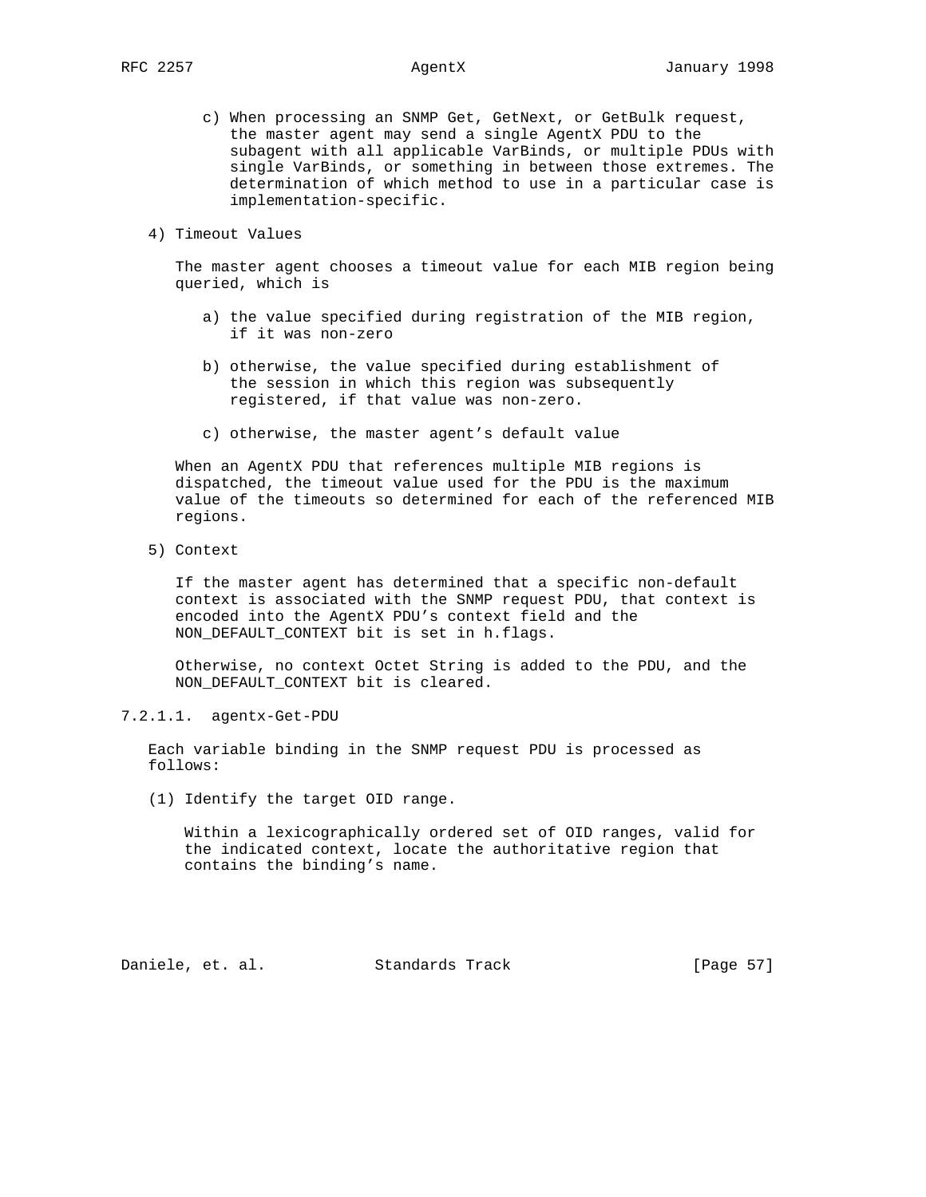c) When processing an SNMP Get, GetNext, or GetBulk request, the master agent may send a single AgentX PDU to the subagent with all applicable VarBinds, or multiple PDUs with single VarBinds, or something in between those extremes. The determination of which method to use in a particular case is implementation-specific.

4) Timeout Values

   The master agent chooses a timeout value for each MIB region being queried, which is

   a) the value specified during registration of the MIB region, if it was non-zero

   b) otherwise, the value specified during establishment of the session in which this region was subsequently registered, if that value was non-zero.

   c) otherwise, the master agent's default value

   When an AgentX PDU that references multiple MIB regions is dispatched, the timeout value used for the PDU is the maximum value of the timeouts so determined for each of the referenced MIB regions.

5) Context

   If the master agent has determined that a specific non-default context is associated with the SNMP request PDU, that context is encoded into the AgentX PDU's context field and the NON_DEFAULT_CONTEXT bit is set in h.flags.

   Otherwise, no context Octet String is added to the PDU, and the NON_DEFAULT_CONTEXT bit is cleared.

#### 7.2.1.1. agentx-Get-PDU

Each variable binding in the SNMP request PDU is processed as follows:

(1) Identify the target OID range.

   Within a lexicographically ordered set of OID ranges, valid for the indicated context, locate the authoritative region that contains the binding's name.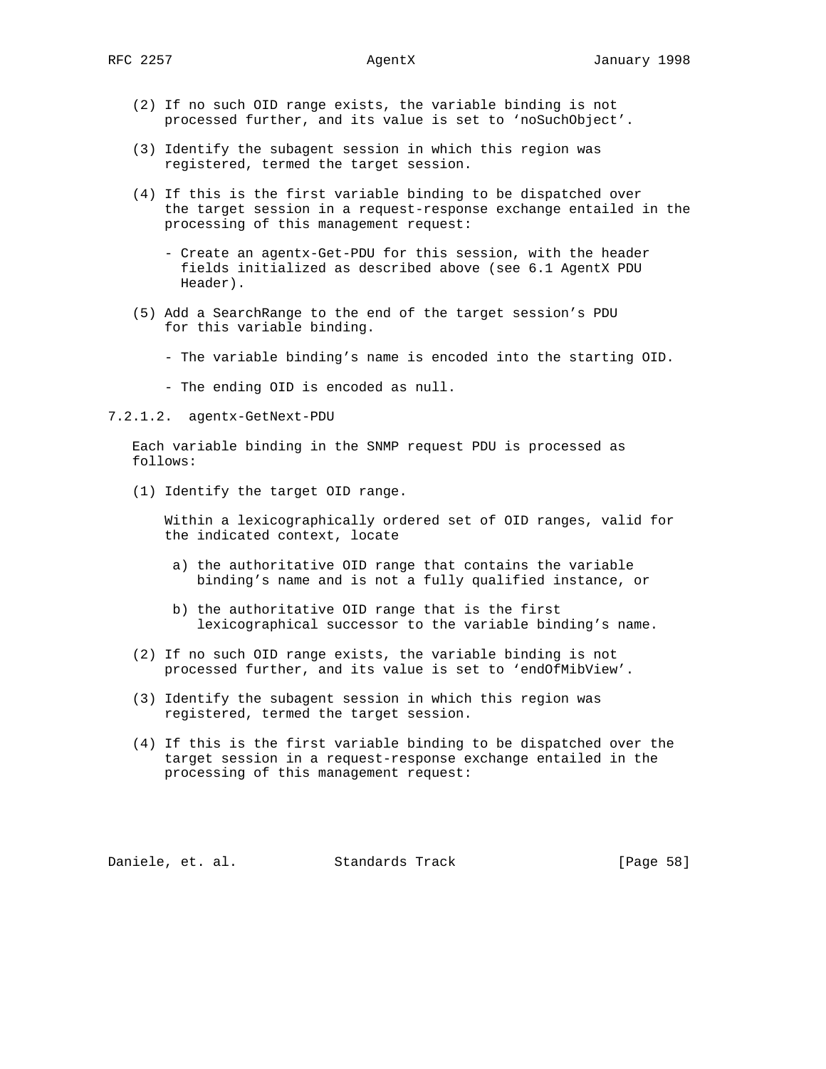(2) If no such OID range exists, the variable binding is not processed further, and its value is set to 'noSuchObject'.

(3) Identify the subagent session in which this region was registered, termed the target session.

(4) If this is the first variable binding to be dispatched over the target session in a request-response exchange entailed in the processing of this management request:

   - Create an agentx-Get-PDU for this session, with the header fields initialized as described above (see 6.1 AgentX PDU Header).

(5) Add a SearchRange to the end of the target session's PDU for this variable binding.

   - The variable binding's name is encoded into the starting OID.

   - The ending OID is encoded as null.

#### 7.2.1.2. agentx-GetNext-PDU

Each variable binding in the SNMP request PDU is processed as follows:

(1) Identify the target OID range.

Within a lexicographically ordered set of OID ranges, valid for the indicated context, locate

   a) the authoritative OID range that contains the variable binding's name and is not a fully qualified instance, or

   b) the authoritative OID range that is the first lexicographical successor to the variable binding's name.

(2) If no such OID range exists, the variable binding is not processed further, and its value is set to 'endOfMibView'.

(3) Identify the subagent session in which this region was registered, termed the target session.

(4) If this is the first variable binding to be dispatched over the target session in a request-response exchange entailed in the processing of this management request: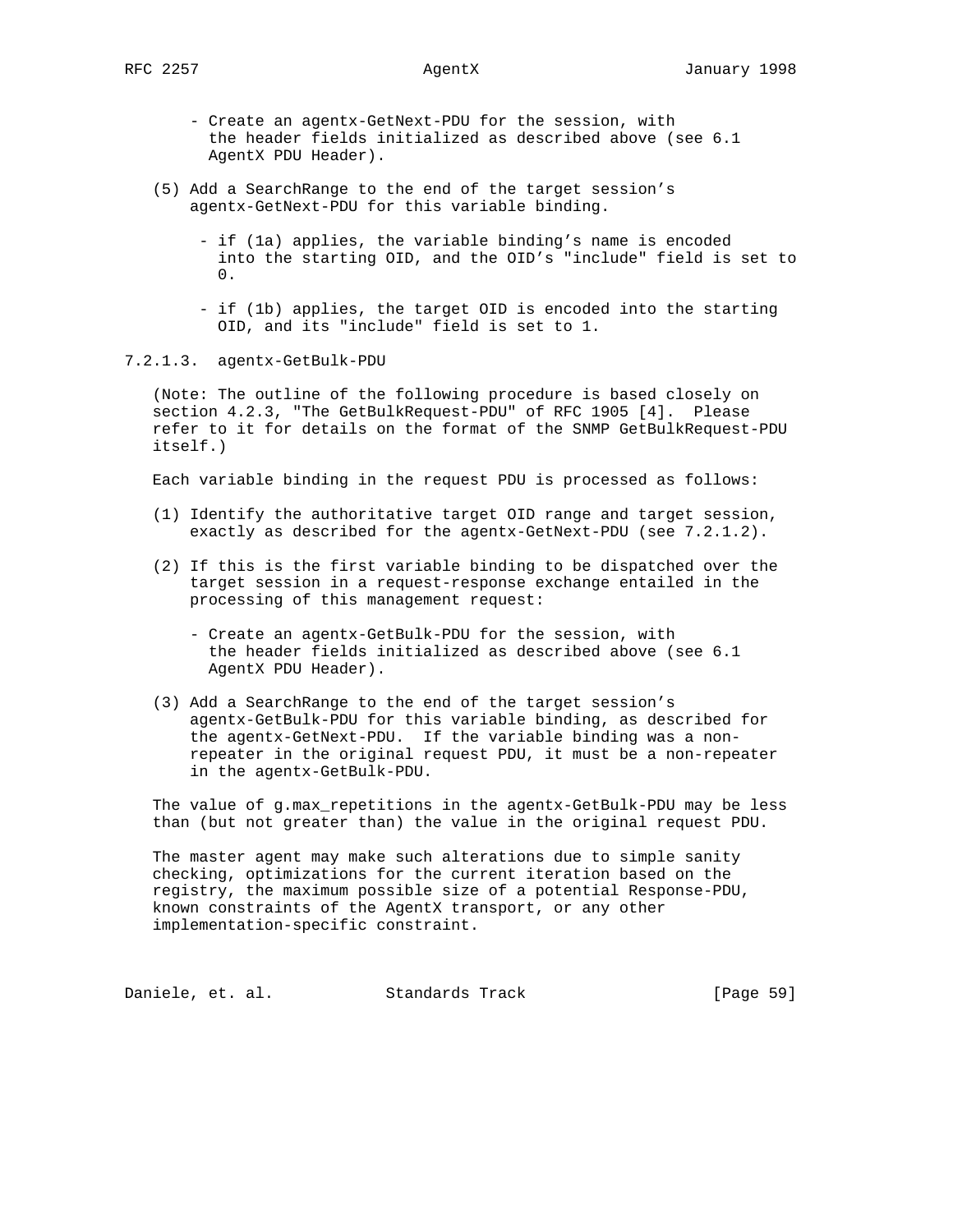- Create an agentx-GetNext-PDU for the session, with the header fields initialized as described above (see 6.1 AgentX PDU Header).

(5) Add a SearchRange to the end of the target session's agentx-GetNext-PDU for this variable binding.

- if (1a) applies, the variable binding's name is encoded into the starting OID, and the OID's "include" field is set to 0.

- if (1b) applies, the target OID is encoded into the starting OID, and its "include" field is set to 1.

#### 7.2.1.3. agentx-GetBulk-PDU

(Note: The outline of the following procedure is based closely on section 4.2.3, "The GetBulkRequest-PDU" of RFC 1905 [4]. Please refer to it for details on the format of the SNMP GetBulkRequest-PDU itself.)

Each variable binding in the request PDU is processed as follows:

(1) Identify the authoritative target OID range and target session, exactly as described for the agentx-GetNext-PDU (see 7.2.1.2).

(2) If this is the first variable binding to be dispatched over the target session in a request-response exchange entailed in the processing of this management request:

- Create an agentx-GetBulk-PDU for the session, with the header fields initialized as described above (see 6.1 AgentX PDU Header).

(3) Add a SearchRange to the end of the target session's agentx-GetBulk-PDU for this variable binding, as described for the agentx-GetNext-PDU. If the variable binding was a non-repeater in the original request PDU, it must be a non-repeater in the agentx-GetBulk-PDU.

The value of g.max_repetitions in the agentx-GetBulk-PDU may be less than (but not greater than) the value in the original request PDU.

The master agent may make such alterations due to simple sanity checking, optimizations for the current iteration based on the registry, the maximum possible size of a potential Response-PDU, known constraints of the AgentX transport, or any other implementation-specific constraint.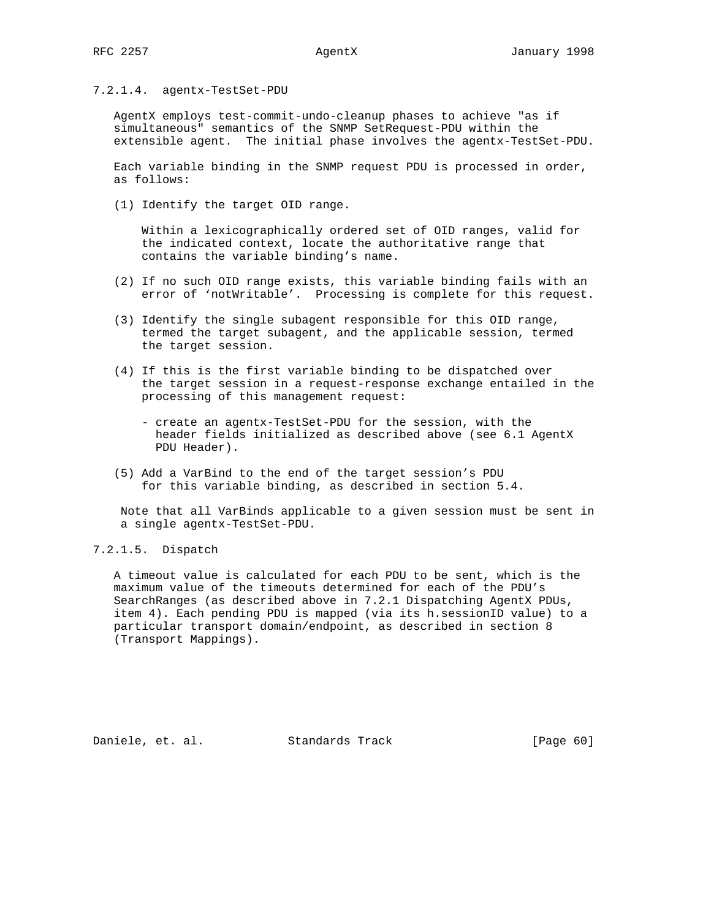#### 7.2.1.4. agentx-TestSet-PDU

AgentX employs test-commit-undo-cleanup phases to achieve "as if simultaneous" semantics of the SNMP SetRequest-PDU within the extensible agent. The initial phase involves the agentx-TestSet-PDU.

Each variable binding in the SNMP request PDU is processed in order, as follows:

(1) Identify the target OID range.

Within a lexicographically ordered set of OID ranges, valid for the indicated context, locate the authoritative range that contains the variable binding's name.

(2) If no such OID range exists, this variable binding fails with an error of 'notWritable'. Processing is complete for this request.

(3) Identify the single subagent responsible for this OID range, termed the target subagent, and the applicable session, termed the target session.

(4) If this is the first variable binding to be dispatched over the target session in a request-response exchange entailed in the processing of this management request:

- create an agentx-TestSet-PDU for the session, with the header fields initialized as described above (see 6.1 AgentX PDU Header).

(5) Add a VarBind to the end of the target session's PDU for this variable binding, as described in section 5.4.

Note that all VarBinds applicable to a given session must be sent in a single agentx-TestSet-PDU.

#### 7.2.1.5. Dispatch

A timeout value is calculated for each PDU to be sent, which is the maximum value of the timeouts determined for each of the PDU's SearchRanges (as described above in 7.2.1 Dispatching AgentX PDUs, item 4). Each pending PDU is mapped (via its h.sessionID value) to a particular transport domain/endpoint, as described in section 8 (Transport Mappings).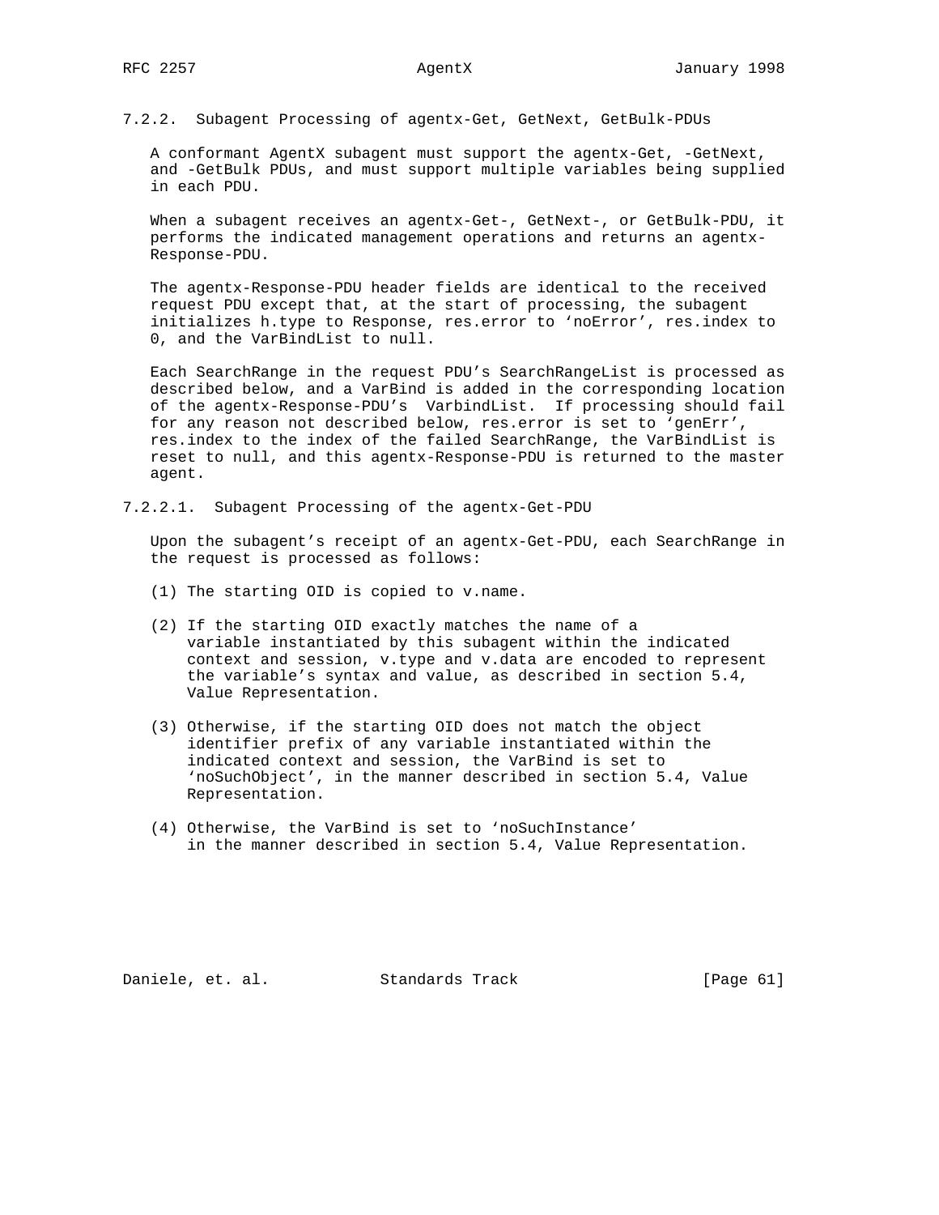### 7.2.2. Subagent Processing of agentx-Get, GetNext, GetBulk-PDUs

A conformant AgentX subagent must support the agentx-Get, -GetNext, and -GetBulk PDUs, and must support multiple variables being supplied in each PDU.

When a subagent receives an agentx-Get-, GetNext-, or GetBulk-PDU, it performs the indicated management operations and returns an agentx-Response-PDU.

The agentx-Response-PDU header fields are identical to the received request PDU except that, at the start of processing, the subagent initializes h.type to Response, res.error to 'noError', res.index to 0, and the VarBindList to null.

Each SearchRange in the request PDU's SearchRangeList is processed as described below, and a VarBind is added in the corresponding location of the agentx-Response-PDU's VarbindList. If processing should fail for any reason not described below, res.error is set to 'genErr', res.index to the index of the failed SearchRange, the VarBindList is reset to null, and this agentx-Response-PDU is returned to the master agent.

#### 7.2.2.1. Subagent Processing of the agentx-Get-PDU

Upon the subagent's receipt of an agentx-Get-PDU, each SearchRange in the request is processed as follows:

(1) The starting OID is copied to v.name.

(2) If the starting OID exactly matches the name of a variable instantiated by this subagent within the indicated context and session, v.type and v.data are encoded to represent the variable's syntax and value, as described in section 5.4, Value Representation.

(3) Otherwise, if the starting OID does not match the object identifier prefix of any variable instantiated within the indicated context and session, the VarBind is set to 'noSuchObject', in the manner described in section 5.4, Value Representation.

(4) Otherwise, the VarBind is set to 'noSuchInstance' in the manner described in section 5.4, Value Representation.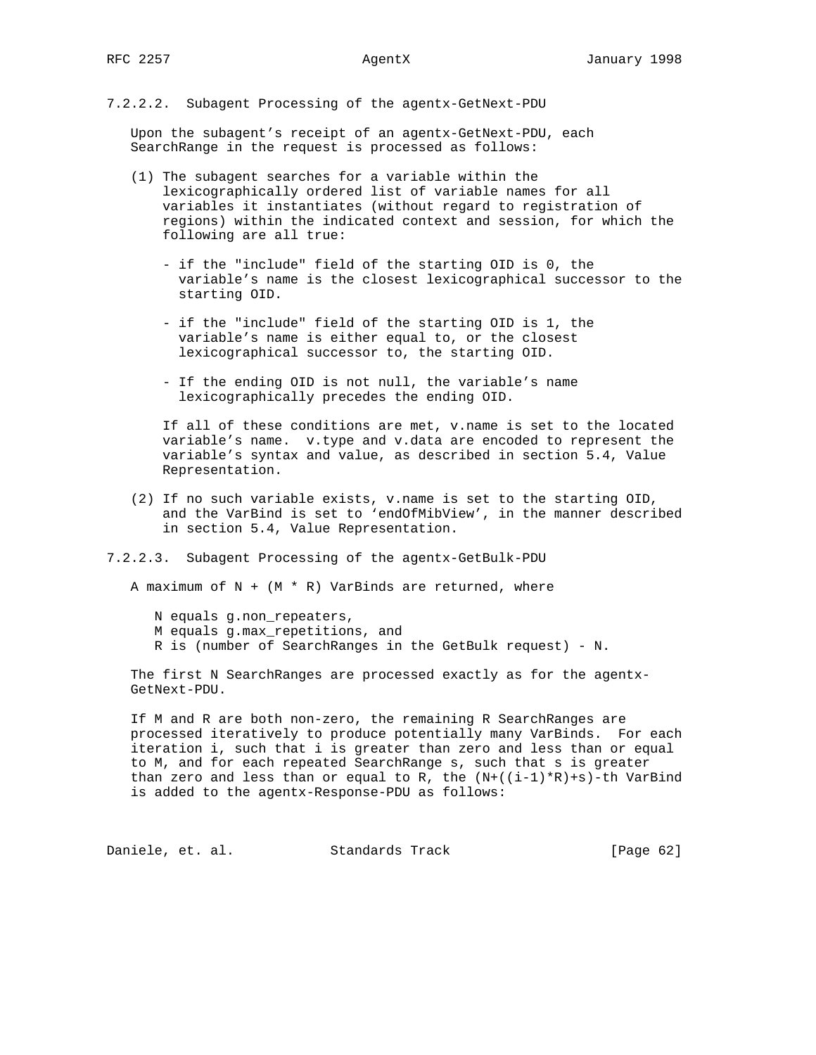#### 7.2.2.2. Subagent Processing of the agentx-GetNext-PDU

Upon the subagent's receipt of an agentx-GetNext-PDU, each SearchRange in the request is processed as follows:

(1) The subagent searches for a variable within the lexicographically ordered list of variable names for all variables it instantiates (without regard to registration of regions) within the indicated context and session, for which the following are all true:

- if the "include" field of the starting OID is 0, the variable's name is the closest lexicographical successor to the starting OID.

- if the "include" field of the starting OID is 1, the variable's name is either equal to, or the closest lexicographical successor to, the starting OID.

- If the ending OID is not null, the variable's name lexicographically precedes the ending OID.

If all of these conditions are met, v.name is set to the located variable's name. v.type and v.data are encoded to represent the variable's syntax and value, as described in section 5.4, Value Representation.

(2) If no such variable exists, v.name is set to the starting OID, and the VarBind is set to 'endOfMibView', in the manner described in section 5.4, Value Representation.

#### 7.2.2.3. Subagent Processing of the agentx-GetBulk-PDU

A maximum of N + (M * R) VarBinds are returned, where

N equals g.non_repeaters,
M equals g.max_repetitions, and
R is (number of SearchRanges in the GetBulk request) - N.

The first N SearchRanges are processed exactly as for the agentx-GetNext-PDU.

If M and R are both non-zero, the remaining R SearchRanges are processed iteratively to produce potentially many VarBinds. For each iteration i, such that i is greater than zero and less than or equal to M, and for each repeated SearchRange s, such that s is greater than zero and less than or equal to R, the (N+((i-1)*R)+s)-th VarBind is added to the agentx-Response-PDU as follows: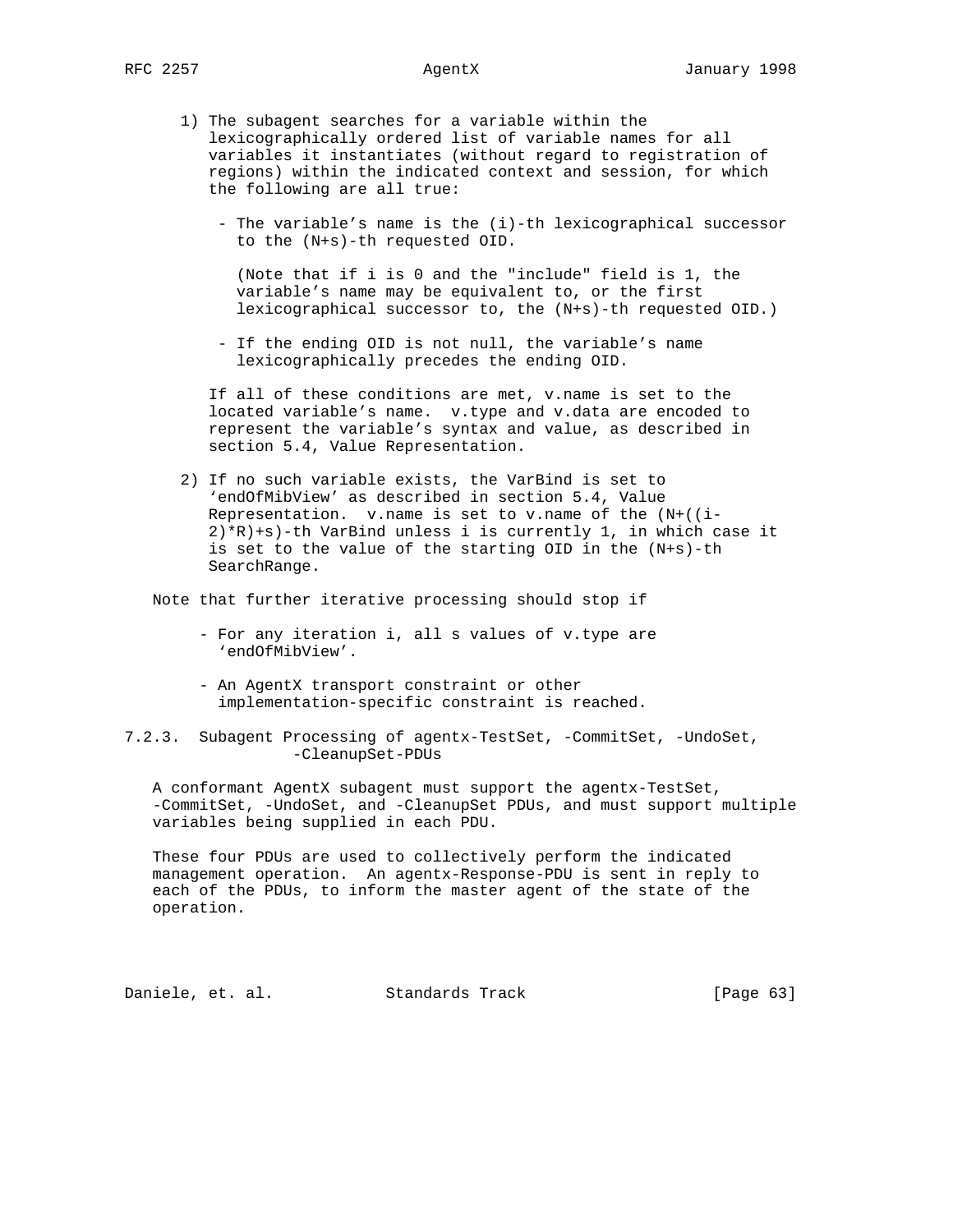1) The subagent searches for a variable within the lexicographically ordered list of variable names for all variables it instantiates (without regard to registration of regions) within the indicated context and session, for which the following are all true:

   - The variable's name is the (i)-th lexicographical successor to the (N+s)-th requested OID.

     (Note that if i is 0 and the "include" field is 1, the variable's name may be equivalent to, or the first lexicographical successor to, the (N+s)-th requested OID.)

   - If the ending OID is not null, the variable's name lexicographically precedes the ending OID.

   If all of these conditions are met, v.name is set to the located variable's name. v.type and v.data are encoded to represent the variable's syntax and value, as described in section 5.4, Value Representation.

2) If no such variable exists, the VarBind is set to 'endOfMibView' as described in section 5.4, Value Representation. v.name is set to v.name of the (N+((i-2)*R)+s)-th VarBind unless i is currently 1, in which case it is set to the value of the starting OID in the (N+s)-th SearchRange.

Note that further iterative processing should stop if

- For any iteration i, all s values of v.type are 'endOfMibView'.

- An AgentX transport constraint or other implementation-specific constraint is reached.

### 7.2.3. Subagent Processing of agentx-TestSet, -CommitSet, -UndoSet, -CleanupSet-PDUs

A conformant AgentX subagent must support the agentx-TestSet, -CommitSet, -UndoSet, and -CleanupSet PDUs, and must support multiple variables being supplied in each PDU.

These four PDUs are used to collectively perform the indicated management operation. An agentx-Response-PDU is sent in reply to each of the PDUs, to inform the master agent of the state of the operation.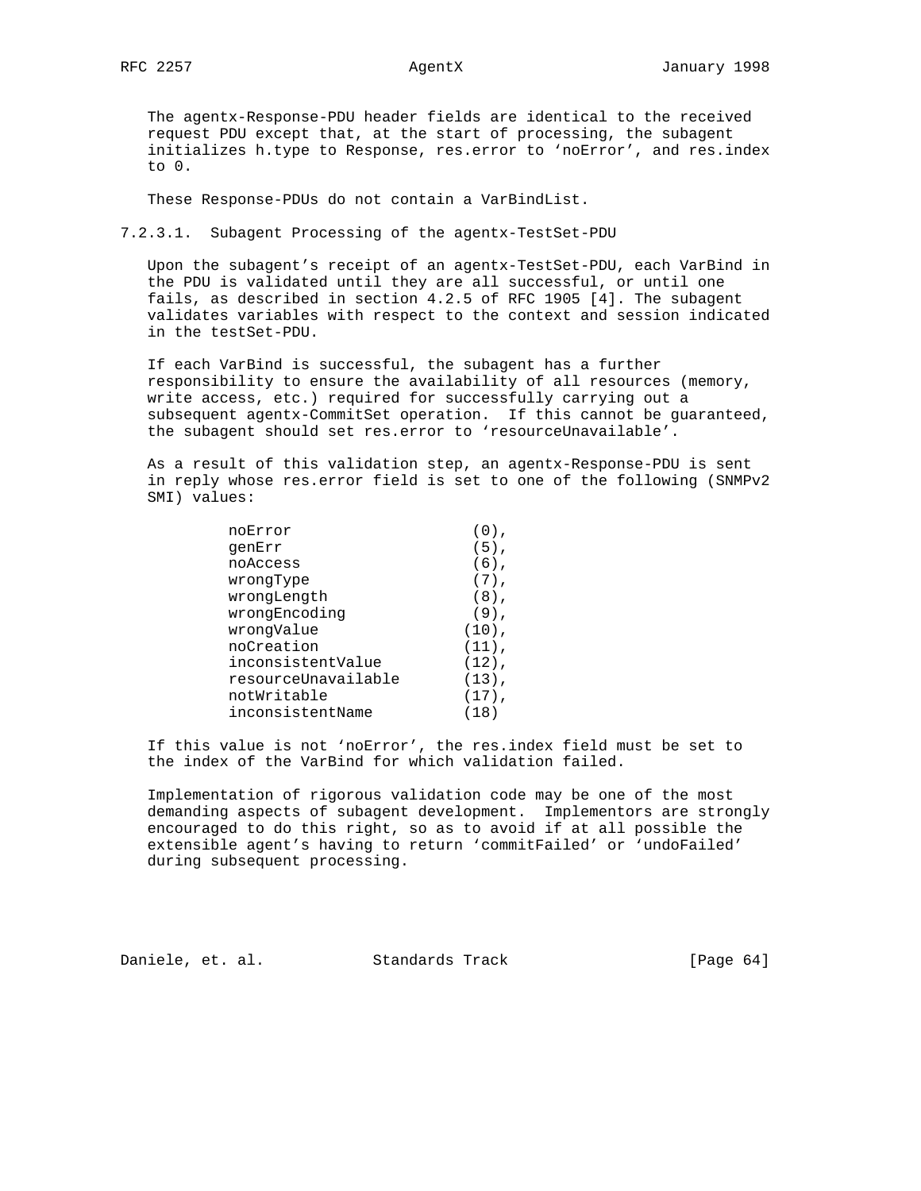The agentx-Response-PDU header fields are identical to the received request PDU except that, at the start of processing, the subagent initializes h.type to Response, res.error to 'noError', and res.index to 0.

These Response-PDUs do not contain a VarBindList.

#### 7.2.3.1. Subagent Processing of the agentx-TestSet-PDU

Upon the subagent's receipt of an agentx-TestSet-PDU, each VarBind in the PDU is validated until they are all successful, or until one fails, as described in section 4.2.5 of RFC 1905 [4]. The subagent validates variables with respect to the context and session indicated in the testSet-PDU.

If each VarBind is successful, the subagent has a further responsibility to ensure the availability of all resources (memory, write access, etc.) required for successfully carrying out a subsequent agentx-CommitSet operation. If this cannot be guaranteed, the subagent should set res.error to 'resourceUnavailable'.

As a result of this validation step, an agentx-Response-PDU is sent in reply whose res.error field is set to one of the following (SNMPv2 SMI) values:

```
noError                 (0),
genErr                  (5),
noAccess                (6),
wrongType               (7),
wrongLength             (8),
wrongEncoding           (9),
wrongValue             (10),
noCreation             (11),
inconsistentValue      (12),
resourceUnavailable    (13),
notWritable            (17),
inconsistentName       (18)
```

If this value is not 'noError', the res.index field must be set to the index of the VarBind for which validation failed.

Implementation of rigorous validation code may be one of the most demanding aspects of subagent development. Implementors are strongly encouraged to do this right, so as to avoid if at all possible the extensible agent's having to return 'commitFailed' or 'undoFailed' during subsequent processing.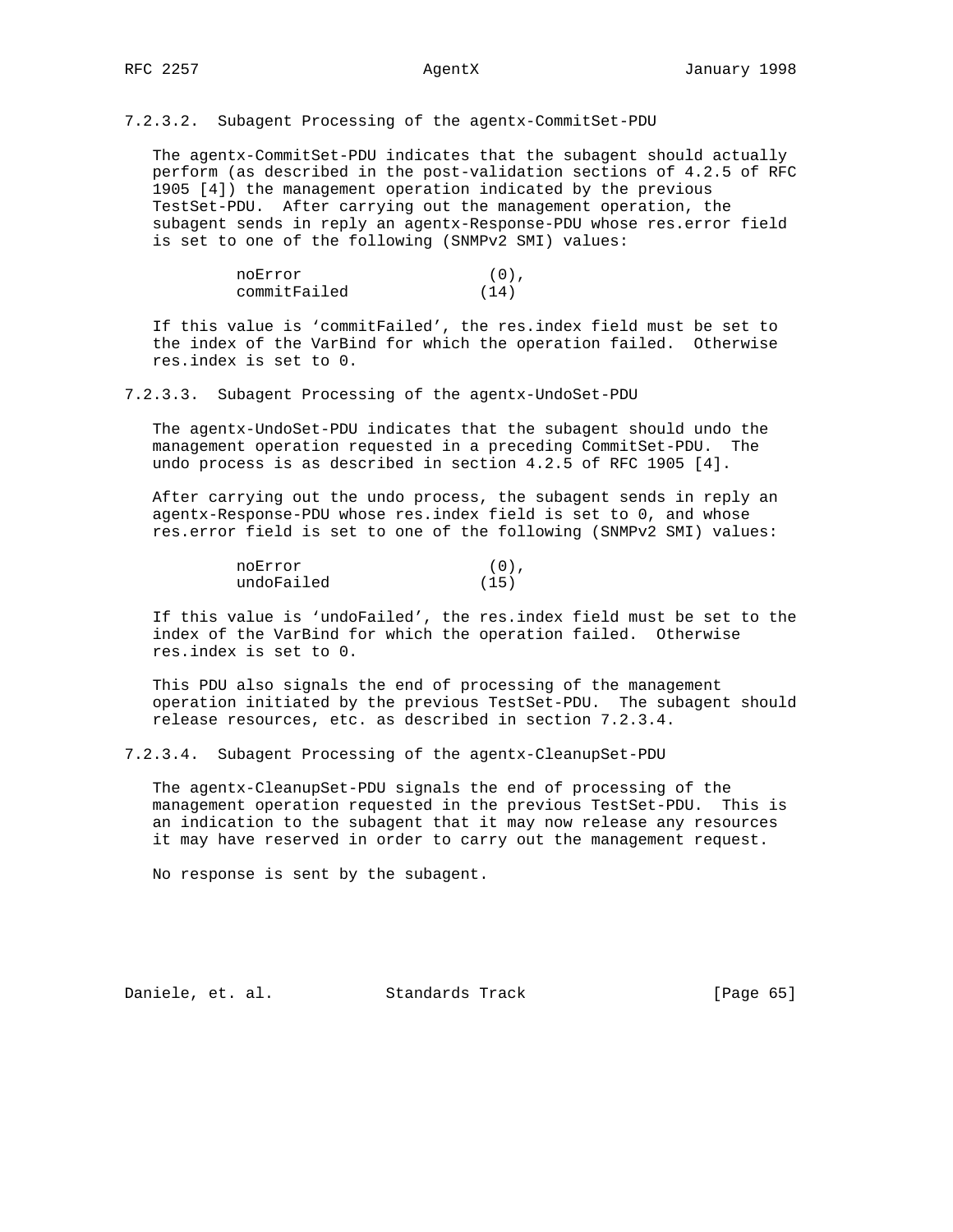#### 7.2.3.2. Subagent Processing of the agentx-CommitSet-PDU

The agentx-CommitSet-PDU indicates that the subagent should actually perform (as described in the post-validation sections of 4.2.5 of RFC 1905 [4]) the management operation indicated by the previous TestSet-PDU. After carrying out the management operation, the subagent sends in reply an agentx-Response-PDU whose res.error field is set to one of the following (SNMPv2 SMI) values:

```
noError                  (0),
commitFailed            (14)
```

If this value is 'commitFailed', the res.index field must be set to the index of the VarBind for which the operation failed. Otherwise res.index is set to 0.

#### 7.2.3.3. Subagent Processing of the agentx-UndoSet-PDU

The agentx-UndoSet-PDU indicates that the subagent should undo the management operation requested in a preceding CommitSet-PDU. The undo process is as described in section 4.2.5 of RFC 1905 [4].

After carrying out the undo process, the subagent sends in reply an agentx-Response-PDU whose res.index field is set to 0, and whose res.error field is set to one of the following (SNMPv2 SMI) values:

```
noError                  (0),
undoFailed              (15)
```

If this value is 'undoFailed', the res.index field must be set to the index of the VarBind for which the operation failed. Otherwise res.index is set to 0.

This PDU also signals the end of processing of the management operation initiated by the previous TestSet-PDU. The subagent should release resources, etc. as described in section 7.2.3.4.

#### 7.2.3.4. Subagent Processing of the agentx-CleanupSet-PDU

The agentx-CleanupSet-PDU signals the end of processing of the management operation requested in the previous TestSet-PDU. This is an indication to the subagent that it may now release any resources it may have reserved in order to carry out the management request.

No response is sent by the subagent.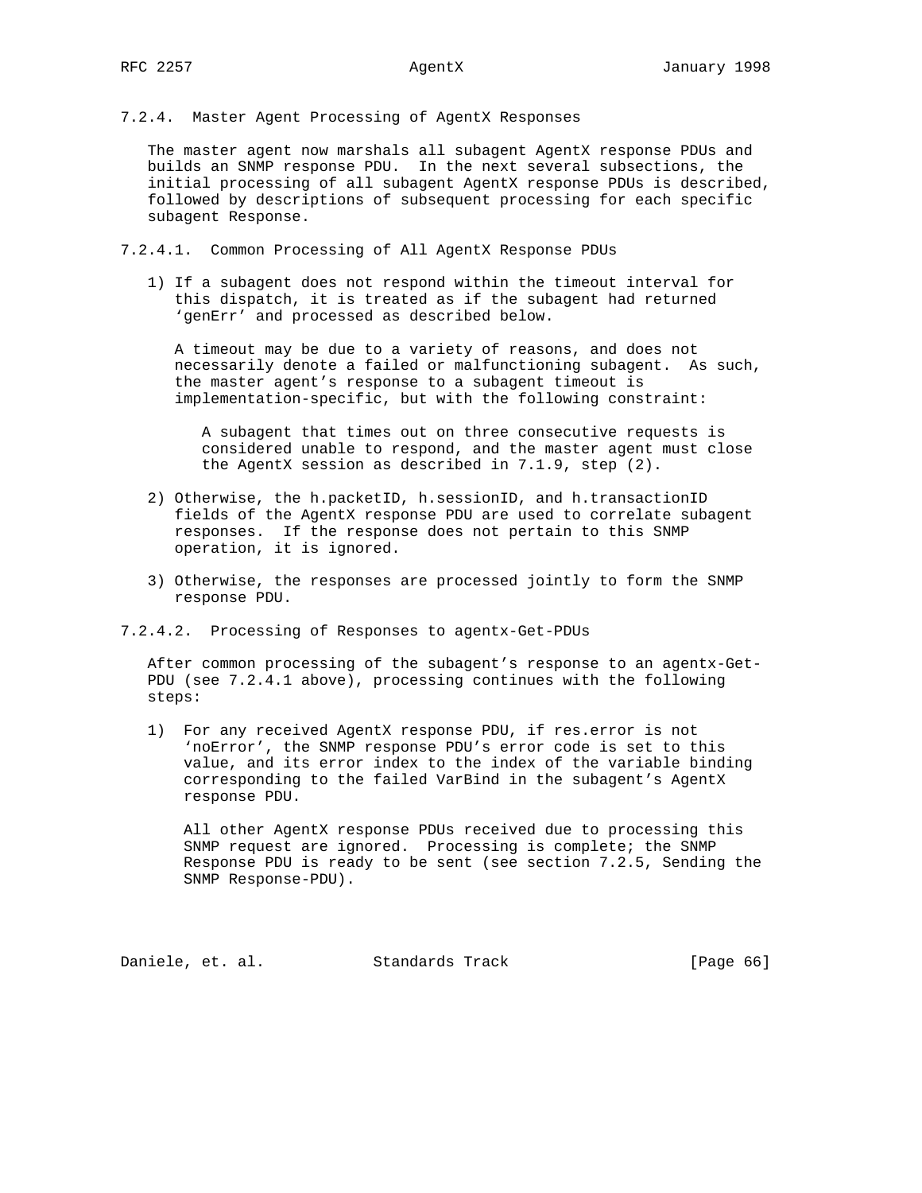### 7.2.4. Master Agent Processing of AgentX Responses

The master agent now marshals all subagent AgentX response PDUs and builds an SNMP response PDU. In the next several subsections, the initial processing of all subagent AgentX response PDUs is described, followed by descriptions of subsequent processing for each specific subagent Response.

#### 7.2.4.1. Common Processing of All AgentX Response PDUs

1) If a subagent does not respond within the timeout interval for this dispatch, it is treated as if the subagent had returned 'genErr' and processed as described below.

   A timeout may be due to a variety of reasons, and does not necessarily denote a failed or malfunctioning subagent. As such, the master agent's response to a subagent timeout is implementation-specific, but with the following constraint:

   > A subagent that times out on three consecutive requests is considered unable to respond, and the master agent must close the AgentX session as described in 7.1.9, step (2).

2) Otherwise, the h.packetID, h.sessionID, and h.transactionID fields of the AgentX response PDU are used to correlate subagent responses. If the response does not pertain to this SNMP operation, it is ignored.

3) Otherwise, the responses are processed jointly to form the SNMP response PDU.

#### 7.2.4.2. Processing of Responses to agentx-Get-PDUs

After common processing of the subagent's response to an agentx-Get-PDU (see 7.2.4.1 above), processing continues with the following steps:

1) For any received AgentX response PDU, if res.error is not 'noError', the SNMP response PDU's error code is set to this value, and its error index to the index of the variable binding corresponding to the failed VarBind in the subagent's AgentX response PDU.

   All other AgentX response PDUs received due to processing this SNMP request are ignored. Processing is complete; the SNMP Response PDU is ready to be sent (see section 7.2.5, Sending the SNMP Response-PDU).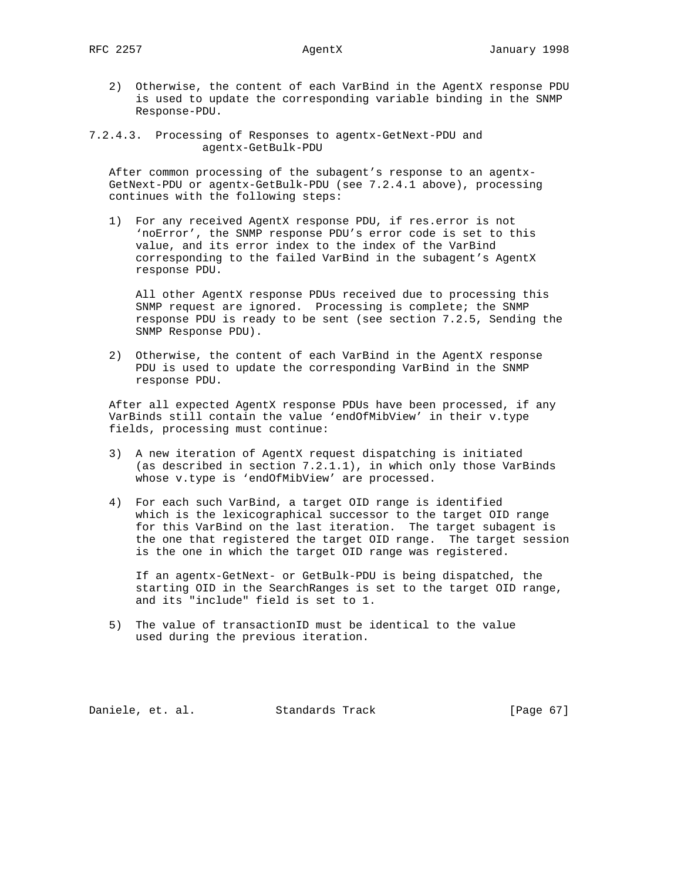2) Otherwise, the content of each VarBind in the AgentX response PDU is used to update the corresponding variable binding in the SNMP Response-PDU.

### 7.2.4.3. Processing of Responses to agentx-GetNext-PDU and agentx-GetBulk-PDU

After common processing of the subagent's response to an agentx-GetNext-PDU or agentx-GetBulk-PDU (see 7.2.4.1 above), processing continues with the following steps:

1) For any received AgentX response PDU, if res.error is not 'noError', the SNMP response PDU's error code is set to this value, and its error index to the index of the VarBind corresponding to the failed VarBind in the subagent's AgentX response PDU.

   All other AgentX response PDUs received due to processing this SNMP request are ignored. Processing is complete; the SNMP response PDU is ready to be sent (see section 7.2.5, Sending the SNMP Response PDU).

2) Otherwise, the content of each VarBind in the AgentX response PDU is used to update the corresponding VarBind in the SNMP response PDU.

After all expected AgentX response PDUs have been processed, if any VarBinds still contain the value 'endOfMibView' in their v.type fields, processing must continue:

3) A new iteration of AgentX request dispatching is initiated (as described in section 7.2.1.1), in which only those VarBinds whose v.type is 'endOfMibView' are processed.

4) For each such VarBind, a target OID range is identified which is the lexicographical successor to the target OID range for this VarBind on the last iteration. The target subagent is the one that registered the target OID range. The target session is the one in which the target OID range was registered.

   If an agentx-GetNext- or GetBulk-PDU is being dispatched, the starting OID in the SearchRanges is set to the target OID range, and its "include" field is set to 1.

5) The value of transactionID must be identical to the value used during the previous iteration.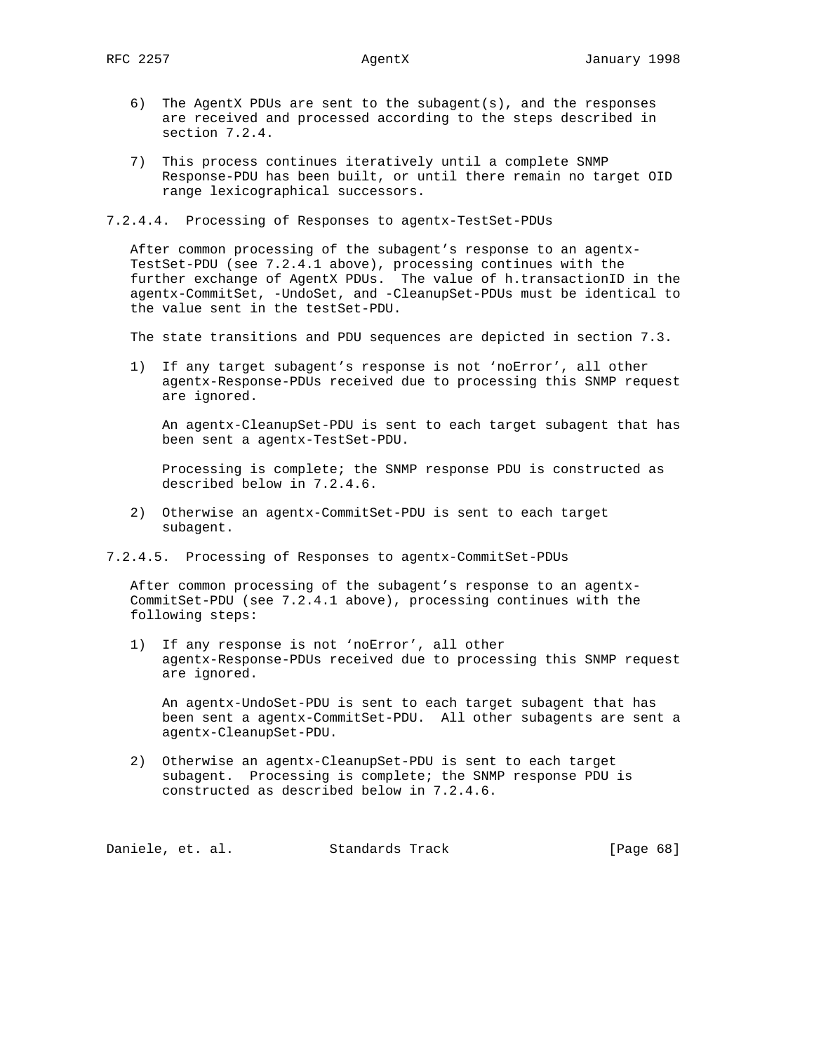6) The AgentX PDUs are sent to the subagent(s), and the responses are received and processed according to the steps described in section 7.2.4.

7) This process continues iteratively until a complete SNMP Response-PDU has been built, or until there remain no target OID range lexicographical successors.

#### 7.2.4.4. Processing of Responses to agentx-TestSet-PDUs

After common processing of the subagent's response to an agentx-TestSet-PDU (see 7.2.4.1 above), processing continues with the further exchange of AgentX PDUs. The value of h.transactionID in the agentx-CommitSet, -UndoSet, and -CleanupSet-PDUs must be identical to the value sent in the testSet-PDU.

The state transitions and PDU sequences are depicted in section 7.3.

1) If any target subagent's response is not 'noError', all other agentx-Response-PDUs received due to processing this SNMP request are ignored.

   An agentx-CleanupSet-PDU is sent to each target subagent that has been sent a agentx-TestSet-PDU.

   Processing is complete; the SNMP response PDU is constructed as described below in 7.2.4.6.

2) Otherwise an agentx-CommitSet-PDU is sent to each target subagent.

#### 7.2.4.5. Processing of Responses to agentx-CommitSet-PDUs

After common processing of the subagent's response to an agentx-CommitSet-PDU (see 7.2.4.1 above), processing continues with the following steps:

1) If any response is not 'noError', all other agentx-Response-PDUs received due to processing this SNMP request are ignored.

   An agentx-UndoSet-PDU is sent to each target subagent that has been sent a agentx-CommitSet-PDU. All other subagents are sent a agentx-CleanupSet-PDU.

2) Otherwise an agentx-CleanupSet-PDU is sent to each target subagent. Processing is complete; the SNMP response PDU is constructed as described below in 7.2.4.6.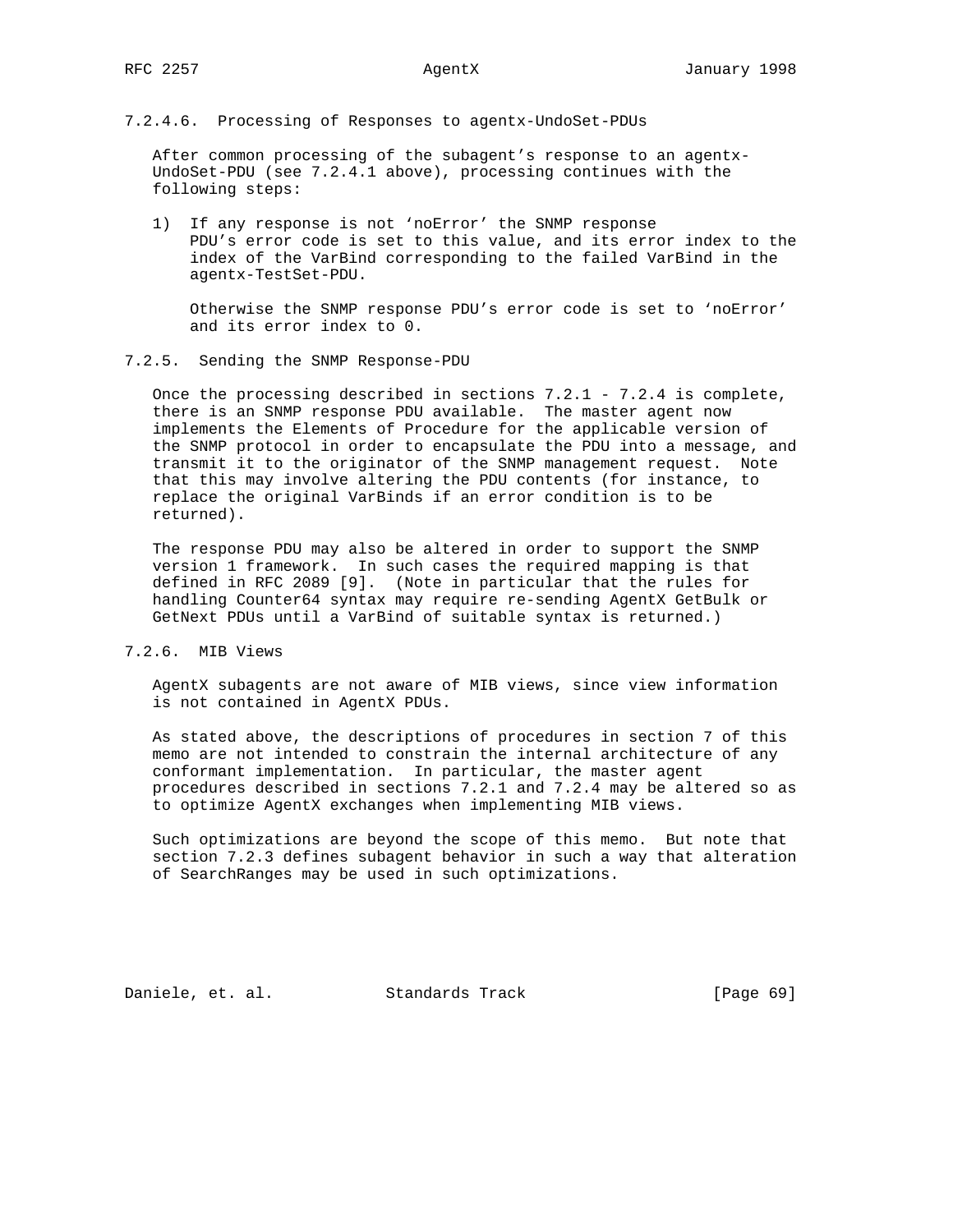#### 7.2.4.6. Processing of Responses to agentx-UndoSet-PDUs

After common processing of the subagent's response to an agentx-UndoSet-PDU (see 7.2.4.1 above), processing continues with the following steps:

1) If any response is not 'noError' the SNMP response PDU's error code is set to this value, and its error index to the index of the VarBind corresponding to the failed VarBind in the agentx-TestSet-PDU.

   Otherwise the SNMP response PDU's error code is set to 'noError' and its error index to 0.

### 7.2.5. Sending the SNMP Response-PDU

Once the processing described in sections 7.2.1 - 7.2.4 is complete, there is an SNMP response PDU available. The master agent now implements the Elements of Procedure for the applicable version of the SNMP protocol in order to encapsulate the PDU into a message, and transmit it to the originator of the SNMP management request. Note that this may involve altering the PDU contents (for instance, to replace the original VarBinds if an error condition is to be returned).

The response PDU may also be altered in order to support the SNMP version 1 framework. In such cases the required mapping is that defined in RFC 2089 [9]. (Note in particular that the rules for handling Counter64 syntax may require re-sending AgentX GetBulk or GetNext PDUs until a VarBind of suitable syntax is returned.)

### 7.2.6. MIB Views

AgentX subagents are not aware of MIB views, since view information is not contained in AgentX PDUs.

As stated above, the descriptions of procedures in section 7 of this memo are not intended to constrain the internal architecture of any conformant implementation. In particular, the master agent procedures described in sections 7.2.1 and 7.2.4 may be altered so as to optimize AgentX exchanges when implementing MIB views.

Such optimizations are beyond the scope of this memo. But note that section 7.2.3 defines subagent behavior in such a way that alteration of SearchRanges may be used in such optimizations.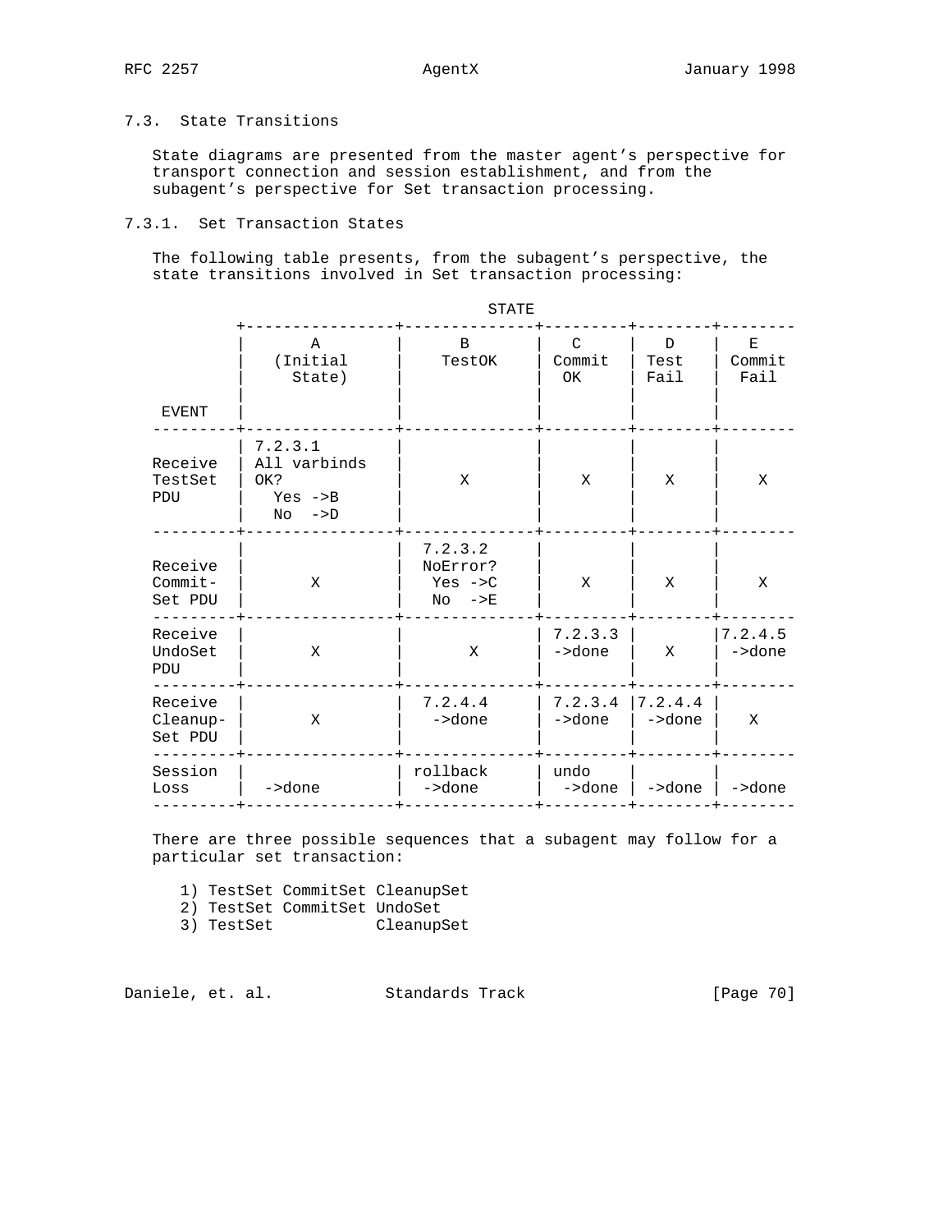### 7.3. State Transitions

State diagrams are presented from the master agent's perspective for transport connection and session establishment, and from the subagent's perspective for Set transaction processing.

#### 7.3.1. Set Transaction States

The following table presents, from the subagent's perspective, the state transitions involved in Set transaction processing:

| EVENT \ STATE | A (Initial State) | B TestOK | C Commit OK | D Test Fail | E Commit Fail |
|---|---|---|---|---|---|
| Receive TestSet PDU | 7.2.3.1 All varbinds OK? Yes ->B No ->D | X | X | X | X |
| Receive Commit-Set PDU | X | 7.2.3.2 NoError? Yes ->C No ->E | X | X | X |
| Receive UndoSet PDU | X | X | 7.2.3.3 ->done | X | 7.2.4.5 ->done |
| Receive Cleanup-Set PDU | X | 7.2.4.4 ->done | 7.2.3.4 ->done | 7.2.4.4 ->done | X |
| Session Loss | ->done | rollback ->done | undo ->done | ->done | ->done |

There are three possible sequences that a subagent may follow for a particular set transaction:

```
1) TestSet CommitSet CleanupSet
2) TestSet CommitSet UndoSet
3) TestSet           CleanupSet
```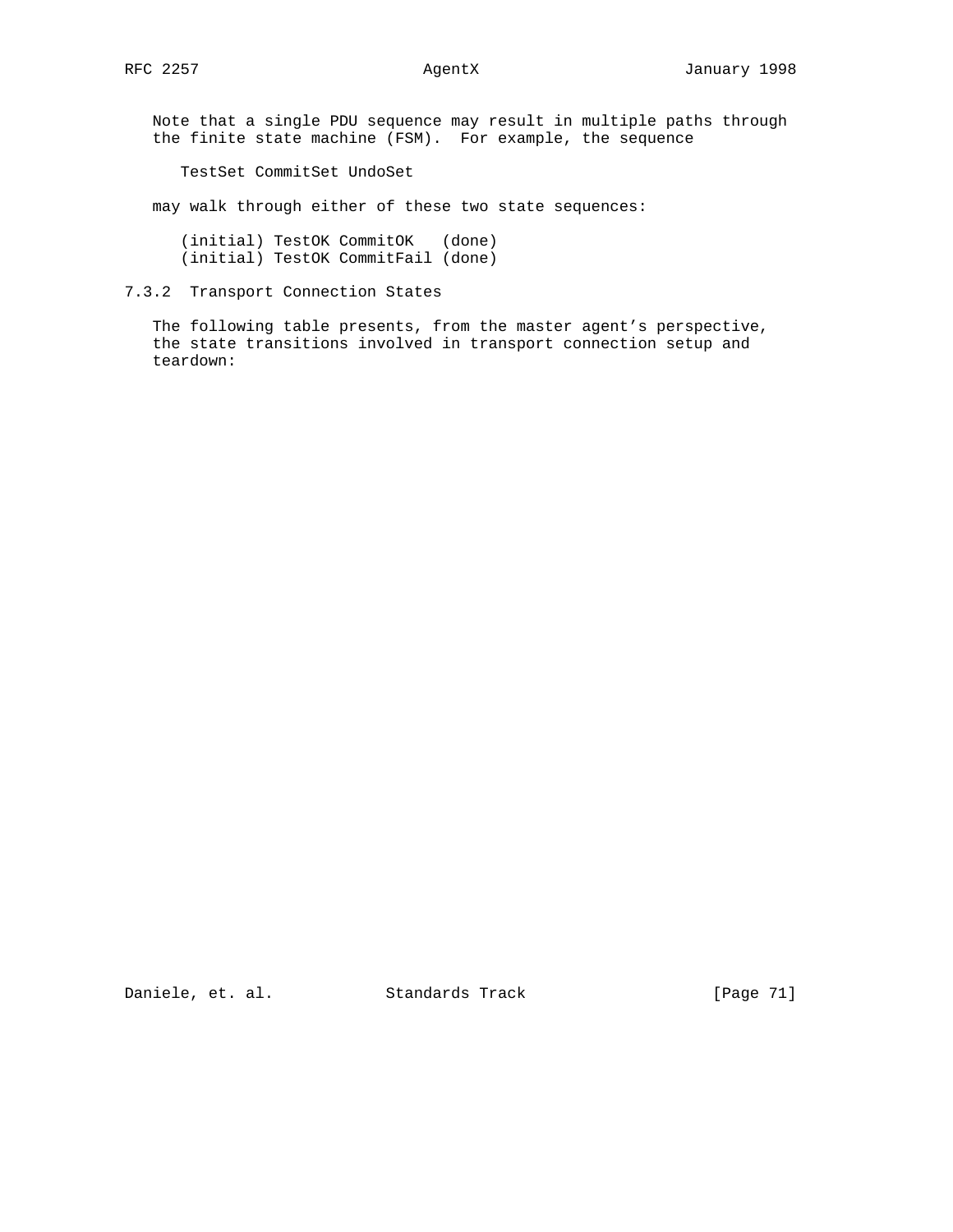Note that a single PDU sequence may result in multiple paths through the finite state machine (FSM). For example, the sequence

```
TestSet CommitSet UndoSet
```

may walk through either of these two state sequences:

```
(initial) TestOK CommitOK   (done)
(initial) TestOK CommitFail (done)
```

### 7.3.2  Transport Connection States

The following table presents, from the master agent's perspective, the state transitions involved in transport connection setup and teardown: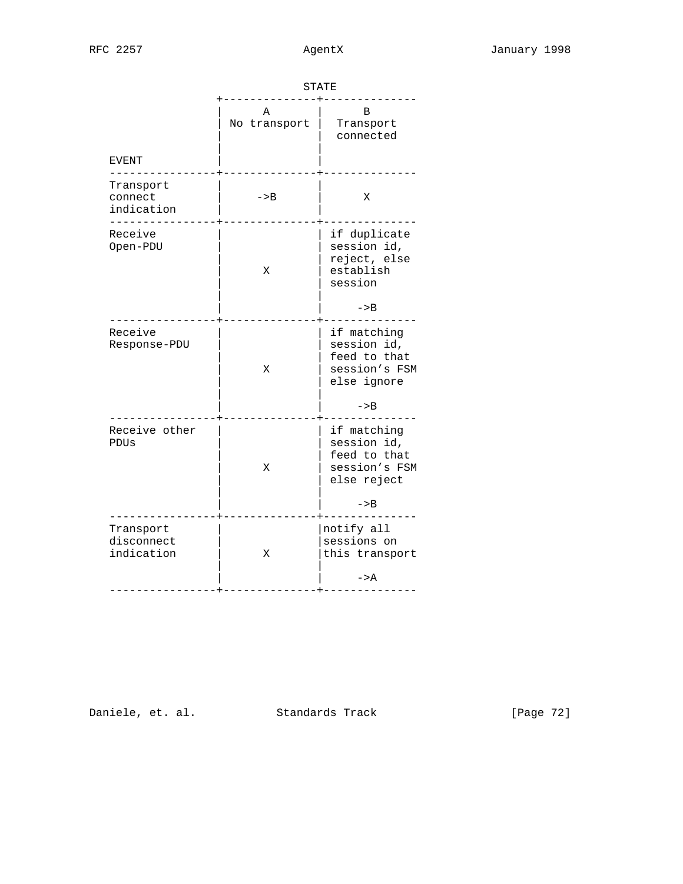STATE

| EVENT | A<br>No transport | B<br>Transport connected |
|---|---|---|
| Transport connect indication | ->B | X |
| Receive Open-PDU | X | if duplicate session id, reject, else establish session<br><br>->B |
| Receive Response-PDU | X | if matching session id, feed to that session's FSM else ignore<br><br>->B |
| Receive other PDUs | X | if matching session id, feed to that session's FSM else reject<br><br>->B |
| Transport disconnect indication | X | notify all sessions on this transport<br><br>->A |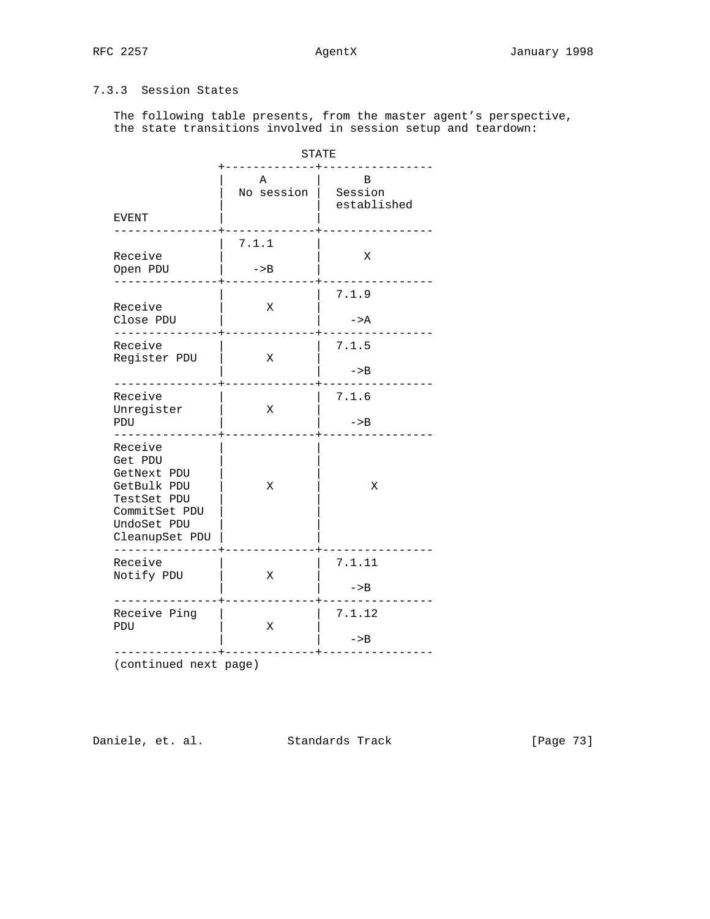### 7.3.3 Session States

The following table presents, from the master agent's perspective, the state transitions involved in session setup and teardown:

| EVENT | STATE: A No session | STATE: B Session established |
|---|---|---|
| Receive Open PDU | 7.1.1 ->B | X |
| Receive Close PDU | X | 7.1.9 ->A |
| Receive Register PDU | X | 7.1.5 ->B |
| Receive Unregister PDU | X | 7.1.6 ->B |
| Receive Get PDU GetNext PDU GetBulk PDU TestSet PDU CommitSet PDU UndoSet PDU CleanupSet PDU | X | X |
| Receive Notify PDU | X | 7.1.11 ->B |
| Receive Ping PDU | X | 7.1.12 ->B |

(continued next page)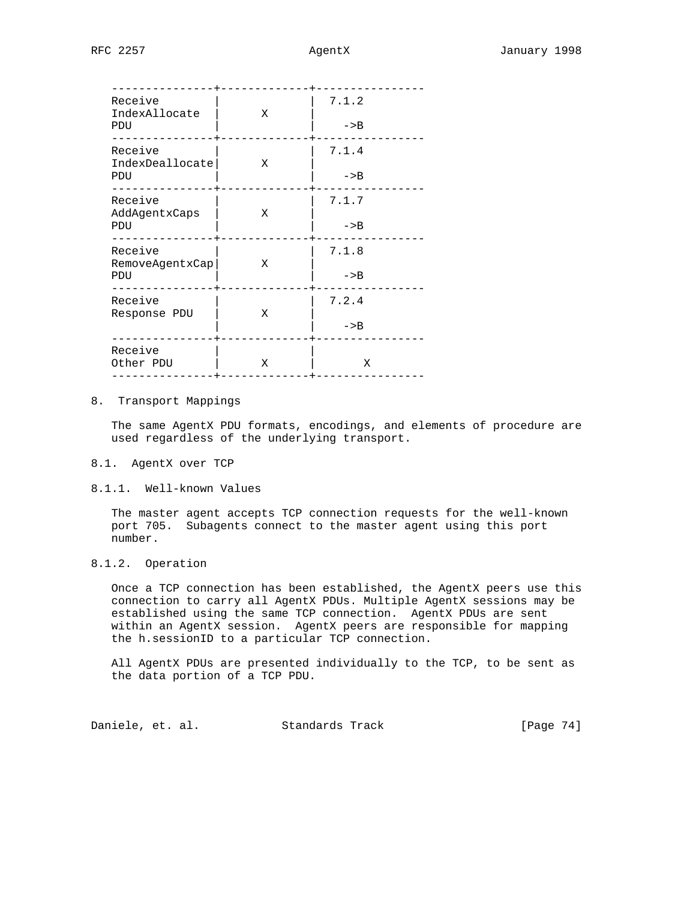| | | |
|---|---|---|
| Receive IndexAllocate PDU | X | 7.1.2 ->B |
| Receive IndexDeallocate PDU | X | 7.1.4 ->B |
| Receive AddAgentxCaps PDU | X | 7.1.7 ->B |
| Receive RemoveAgentxCap PDU | X | 7.1.8 ->B |
| Receive Response PDU | X | 7.2.4 ->B |
| Receive Other PDU | X | X |

## 8. Transport Mappings

The same AgentX PDU formats, encodings, and elements of procedure are used regardless of the underlying transport.

### 8.1. AgentX over TCP

#### 8.1.1. Well-known Values

The master agent accepts TCP connection requests for the well-known port 705. Subagents connect to the master agent using this port number.

#### 8.1.2. Operation

Once a TCP connection has been established, the AgentX peers use this connection to carry all AgentX PDUs. Multiple AgentX sessions may be established using the same TCP connection. AgentX PDUs are sent within an AgentX session. AgentX peers are responsible for mapping the h.sessionID to a particular TCP connection.

All AgentX PDUs are presented individually to the TCP, to be sent as the data portion of a TCP PDU.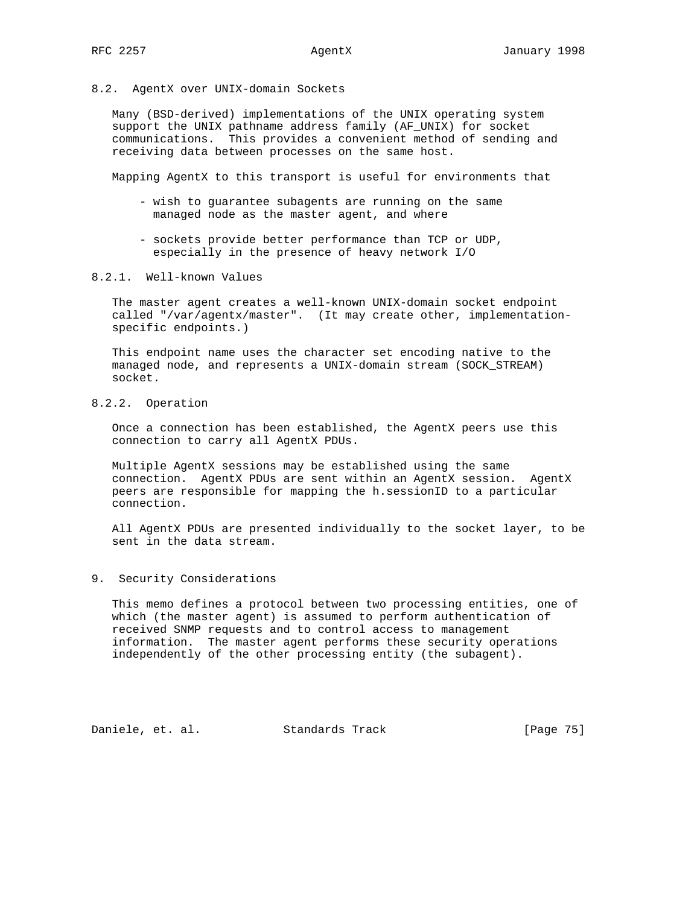## 8.2. AgentX over UNIX-domain Sockets

Many (BSD-derived) implementations of the UNIX operating system support the UNIX pathname address family (AF_UNIX) for socket communications. This provides a convenient method of sending and receiving data between processes on the same host.

Mapping AgentX to this transport is useful for environments that

- wish to guarantee subagents are running on the same managed node as the master agent, and where

- sockets provide better performance than TCP or UDP, especially in the presence of heavy network I/O

### 8.2.1. Well-known Values

The master agent creates a well-known UNIX-domain socket endpoint called "/var/agentx/master". (It may create other, implementation-specific endpoints.)

This endpoint name uses the character set encoding native to the managed node, and represents a UNIX-domain stream (SOCK_STREAM) socket.

### 8.2.2. Operation

Once a connection has been established, the AgentX peers use this connection to carry all AgentX PDUs.

Multiple AgentX sessions may be established using the same connection. AgentX PDUs are sent within an AgentX session. AgentX peers are responsible for mapping the h.sessionID to a particular connection.

All AgentX PDUs are presented individually to the socket layer, to be sent in the data stream.

# 9. Security Considerations

This memo defines a protocol between two processing entities, one of which (the master agent) is assumed to perform authentication of received SNMP requests and to control access to management information. The master agent performs these security operations independently of the other processing entity (the subagent).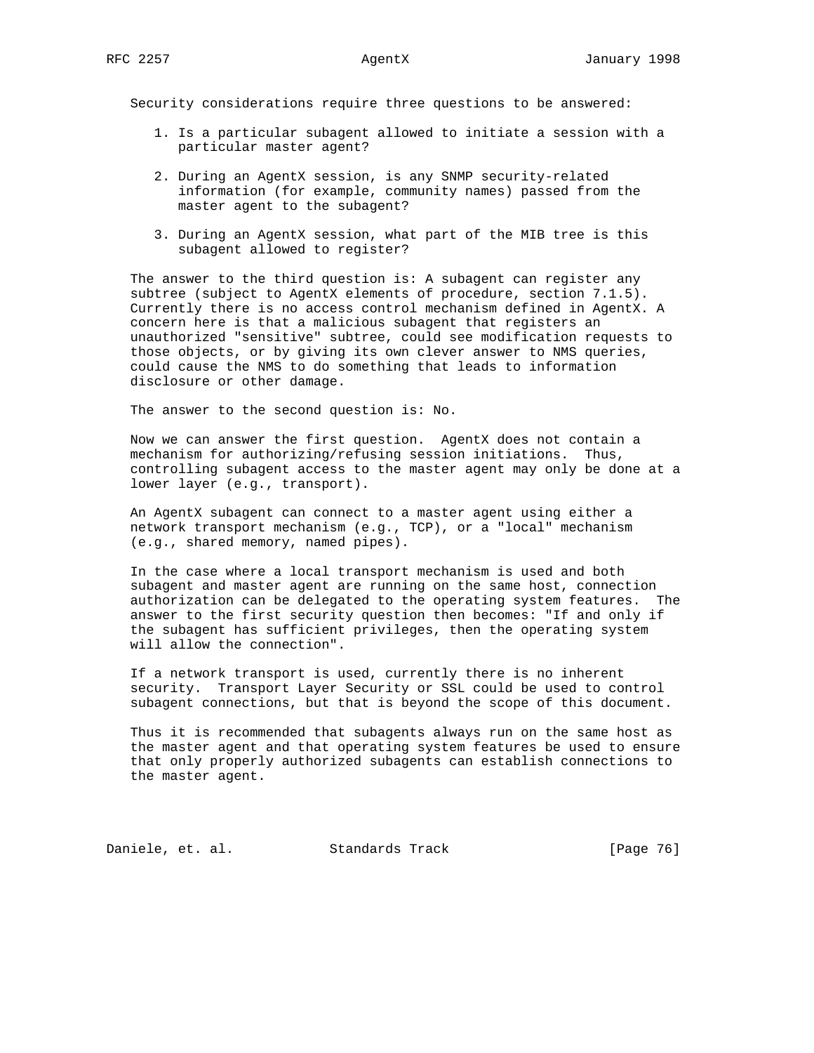Security considerations require three questions to be answered:

1. Is a particular subagent allowed to initiate a session with a particular master agent?

2. During an AgentX session, is any SNMP security-related information (for example, community names) passed from the master agent to the subagent?

3. During an AgentX session, what part of the MIB tree is this subagent allowed to register?

The answer to the third question is: A subagent can register any subtree (subject to AgentX elements of procedure, section 7.1.5). Currently there is no access control mechanism defined in AgentX. A concern here is that a malicious subagent that registers an unauthorized "sensitive" subtree, could see modification requests to those objects, or by giving its own clever answer to NMS queries, could cause the NMS to do something that leads to information disclosure or other damage.

The answer to the second question is: No.

Now we can answer the first question. AgentX does not contain a mechanism for authorizing/refusing session initiations. Thus, controlling subagent access to the master agent may only be done at a lower layer (e.g., transport).

An AgentX subagent can connect to a master agent using either a network transport mechanism (e.g., TCP), or a "local" mechanism (e.g., shared memory, named pipes).

In the case where a local transport mechanism is used and both subagent and master agent are running on the same host, connection authorization can be delegated to the operating system features. The answer to the first security question then becomes: "If and only if the subagent has sufficient privileges, then the operating system will allow the connection".

If a network transport is used, currently there is no inherent security. Transport Layer Security or SSL could be used to control subagent connections, but that is beyond the scope of this document.

Thus it is recommended that subagents always run on the same host as the master agent and that operating system features be used to ensure that only properly authorized subagents can establish connections to the master agent.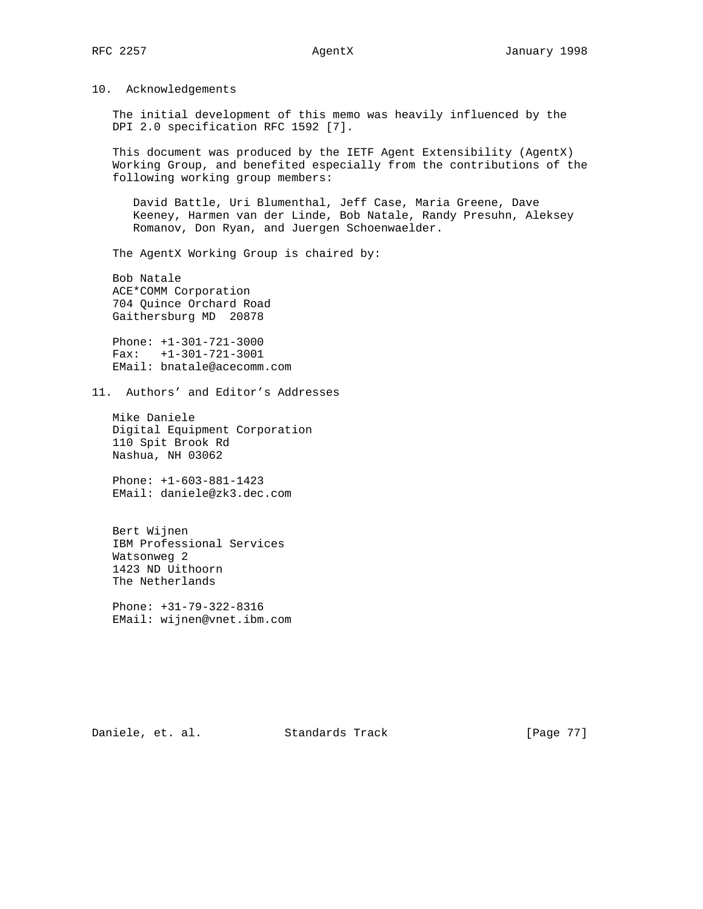## 10. Acknowledgements

The initial development of this memo was heavily influenced by the DPI 2.0 specification RFC 1592 [7].

This document was produced by the IETF Agent Extensibility (AgentX) Working Group, and benefited especially from the contributions of the following working group members:

David Battle, Uri Blumenthal, Jeff Case, Maria Greene, Dave Keeney, Harmen van der Linde, Bob Natale, Randy Presuhn, Aleksey Romanov, Don Ryan, and Juergen Schoenwaelder.

The AgentX Working Group is chaired by:

Bob Natale
ACE*COMM Corporation
704 Quince Orchard Road
Gaithersburg MD  20878

Phone: +1-301-721-3000
Fax:   +1-301-721-3001
EMail: bnatale@acecomm.com

## 11. Authors' and Editor's Addresses

Mike Daniele
Digital Equipment Corporation
110 Spit Brook Rd
Nashua, NH 03062

Phone: +1-603-881-1423
EMail: daniele@zk3.dec.com

Bert Wijnen
IBM Professional Services
Watsonweg 2
1423 ND Uithoorn
The Netherlands

Phone: +31-79-322-8316
EMail: wijnen@vnet.ibm.com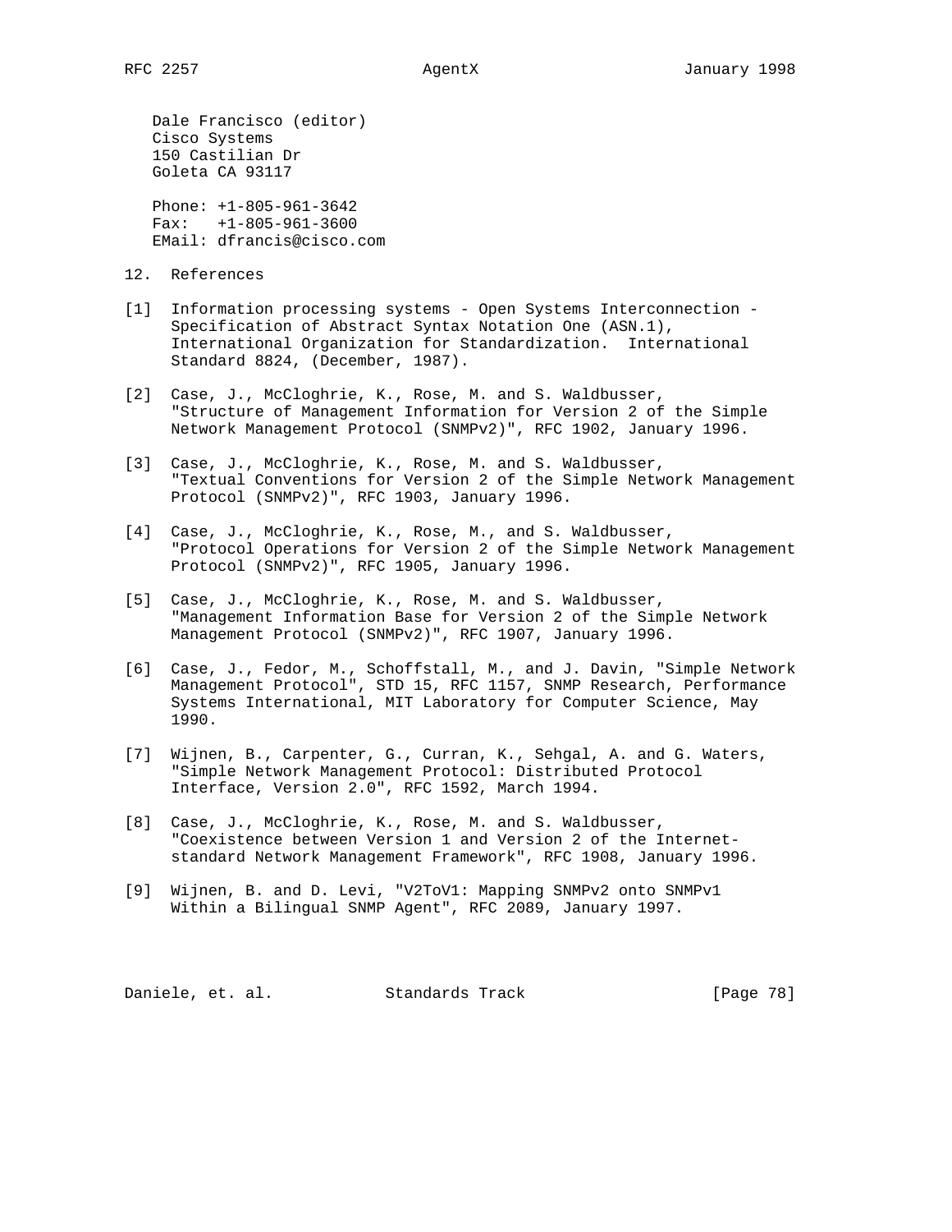Dale Francisco (editor)
Cisco Systems
150 Castilian Dr
Goleta CA 93117

Phone: +1-805-961-3642
Fax: +1-805-961-3600
EMail: dfrancis@cisco.com

## 12. References

[1] Information processing systems - Open Systems Interconnection - Specification of Abstract Syntax Notation One (ASN.1), International Organization for Standardization. International Standard 8824, (December, 1987).

[2] Case, J., McCloghrie, K., Rose, M. and S. Waldbusser, "Structure of Management Information for Version 2 of the Simple Network Management Protocol (SNMPv2)", RFC 1902, January 1996.

[3] Case, J., McCloghrie, K., Rose, M. and S. Waldbusser, "Textual Conventions for Version 2 of the Simple Network Management Protocol (SNMPv2)", RFC 1903, January 1996.

[4] Case, J., McCloghrie, K., Rose, M., and S. Waldbusser, "Protocol Operations for Version 2 of the Simple Network Management Protocol (SNMPv2)", RFC 1905, January 1996.

[5] Case, J., McCloghrie, K., Rose, M. and S. Waldbusser, "Management Information Base for Version 2 of the Simple Network Management Protocol (SNMPv2)", RFC 1907, January 1996.

[6] Case, J., Fedor, M., Schoffstall, M., and J. Davin, "Simple Network Management Protocol", STD 15, RFC 1157, SNMP Research, Performance Systems International, MIT Laboratory for Computer Science, May 1990.

[7] Wijnen, B., Carpenter, G., Curran, K., Sehgal, A. and G. Waters, "Simple Network Management Protocol: Distributed Protocol Interface, Version 2.0", RFC 1592, March 1994.

[8] Case, J., McCloghrie, K., Rose, M. and S. Waldbusser, "Coexistence between Version 1 and Version 2 of the Internet-standard Network Management Framework", RFC 1908, January 1996.

[9] Wijnen, B. and D. Levi, "V2ToV1: Mapping SNMPv2 onto SNMPv1 Within a Bilingual SNMP Agent", RFC 2089, January 1997.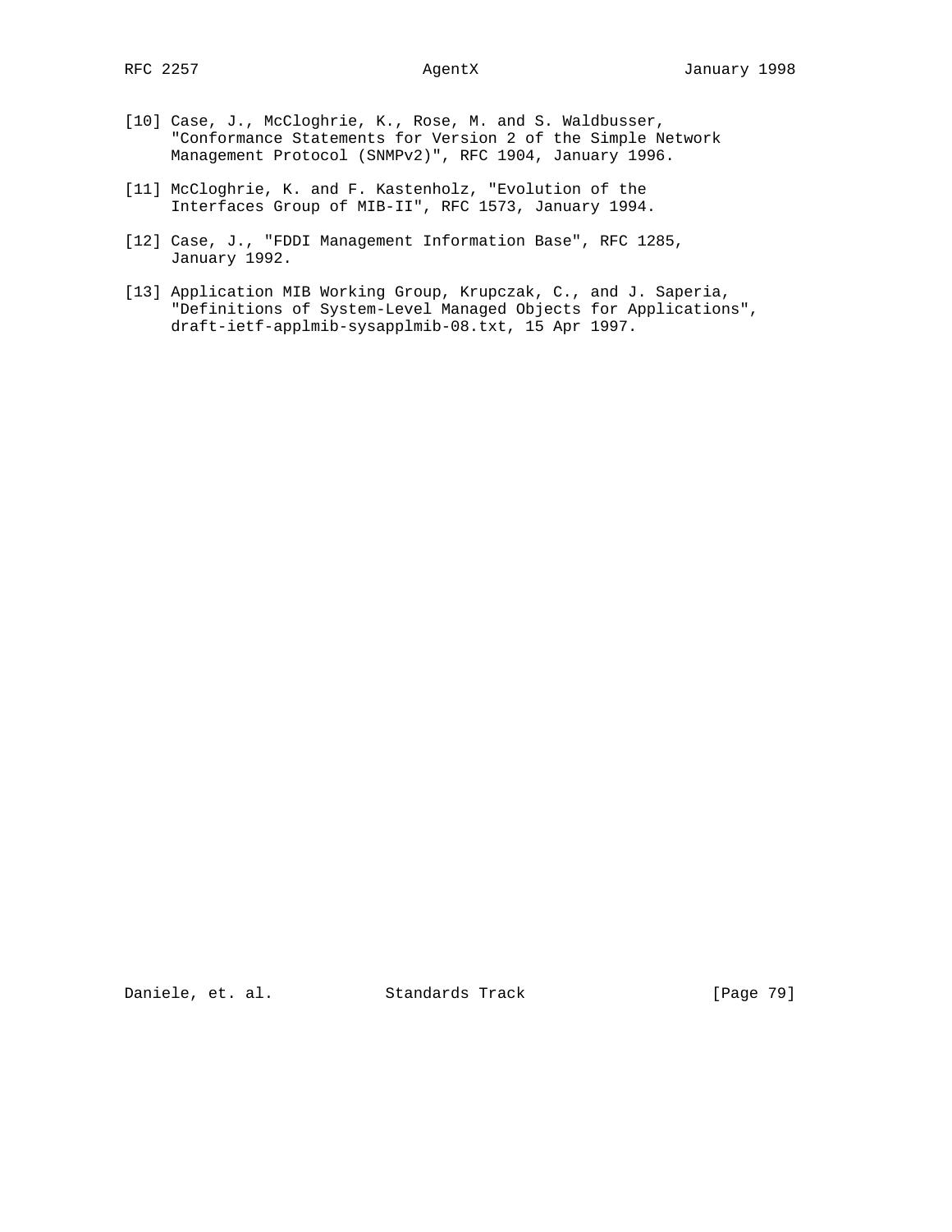[10] Case, J., McCloghrie, K., Rose, M. and S. Waldbusser, "Conformance Statements for Version 2 of the Simple Network Management Protocol (SNMPv2)", RFC 1904, January 1996.

[11] McCloghrie, K. and F. Kastenholz, "Evolution of the Interfaces Group of MIB-II", RFC 1573, January 1994.

[12] Case, J., "FDDI Management Information Base", RFC 1285, January 1992.

[13] Application MIB Working Group, Krupczak, C., and J. Saperia, "Definitions of System-Level Managed Objects for Applications", draft-ietf-applmib-sysapplmib-08.txt, 15 Apr 1997.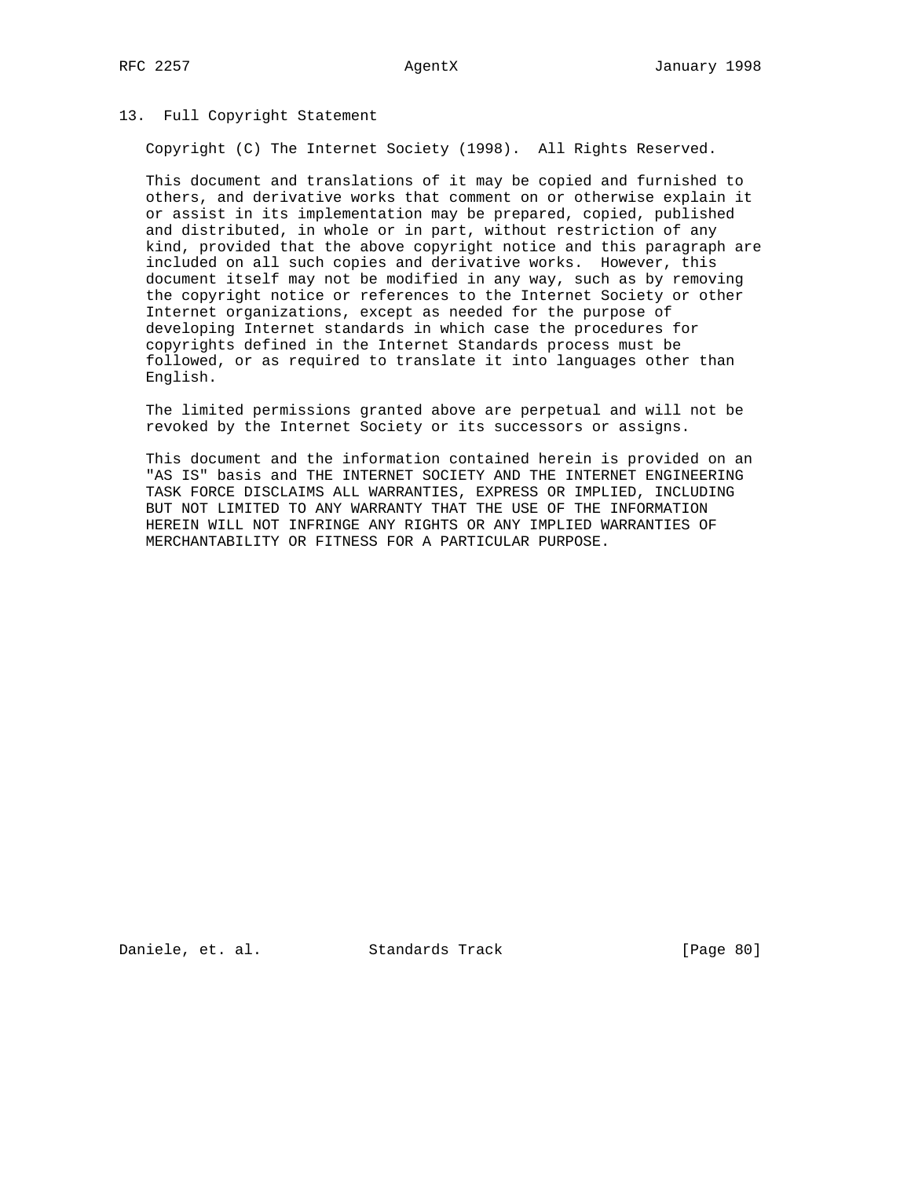## 13. Full Copyright Statement

Copyright (C) The Internet Society (1998). All Rights Reserved.

This document and translations of it may be copied and furnished to others, and derivative works that comment on or otherwise explain it or assist in its implementation may be prepared, copied, published and distributed, in whole or in part, without restriction of any kind, provided that the above copyright notice and this paragraph are included on all such copies and derivative works. However, this document itself may not be modified in any way, such as by removing the copyright notice or references to the Internet Society or other Internet organizations, except as needed for the purpose of developing Internet standards in which case the procedures for copyrights defined in the Internet Standards process must be followed, or as required to translate it into languages other than English.

The limited permissions granted above are perpetual and will not be revoked by the Internet Society or its successors or assigns.

This document and the information contained herein is provided on an "AS IS" basis and THE INTERNET SOCIETY AND THE INTERNET ENGINEERING TASK FORCE DISCLAIMS ALL WARRANTIES, EXPRESS OR IMPLIED, INCLUDING BUT NOT LIMITED TO ANY WARRANTY THAT THE USE OF THE INFORMATION HEREIN WILL NOT INFRINGE ANY RIGHTS OR ANY IMPLIED WARRANTIES OF MERCHANTABILITY OR FITNESS FOR A PARTICULAR PURPOSE.